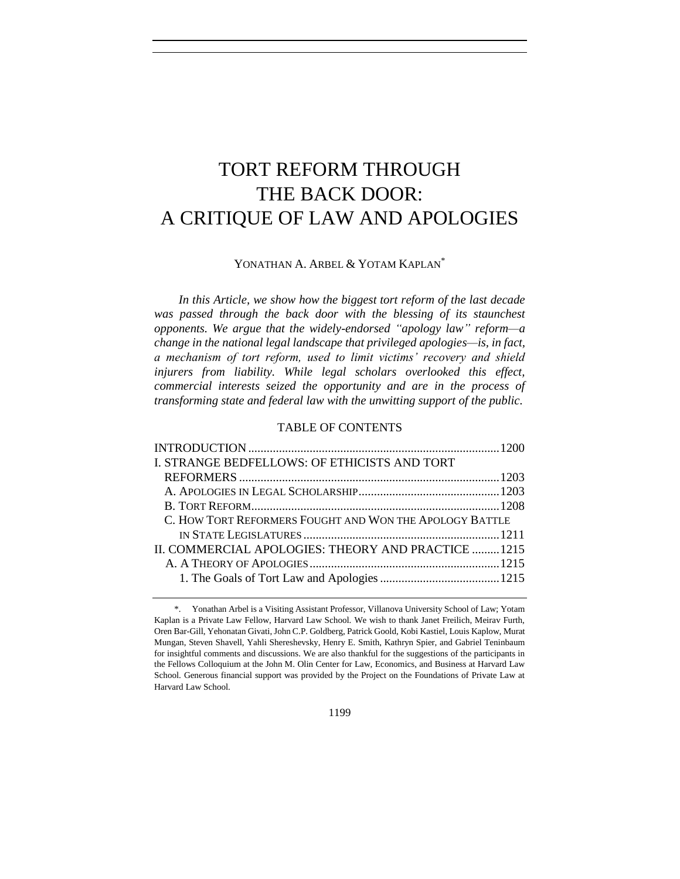# TORT REFORM THROUGH THE BACK DOOR: A CRITIQUE OF LAW AND APOLOGIES

YONATHAN A. ARBEL & YOTAM KAPLAN*

*In this Article, we show how the biggest tort reform of the last decade was passed through the back door with the blessing of its staunchest opponents. We argue that the widely-endorsed "apology law" reform—a change in the national legal landscape that privileged apologies—is, in fact, a mechanism of tort reform, used to limit victims' recovery and shield injurers from liability. While legal scholars overlooked this effect, commercial interests seized the opportunity and are in the process of transforming state and federal law with the unwitting support of the public.*

TABLE OF CONTENTS

| | |
|---|---|
| INTRODUCTION | 1200 |
| I. STRANGE BEDFELLOWS: OF ETHICISTS AND TORT REFORMERS | 1203 |
| A. APOLOGIES IN LEGAL SCHOLARSHIP | 1203 |
| B. TORT REFORM | 1208 |
| C. HOW TORT REFORMERS FOUGHT AND WON THE APOLOGY BATTLE IN STATE LEGISLATURES | 1211 |
| II. COMMERCIAL APOLOGIES: THEORY AND PRACTICE | 1215 |
| A. A THEORY OF APOLOGIES | 1215 |
| 1. The Goals of Tort Law and Apologies | 1215 |

*. Yonathan Arbel is a Visiting Assistant Professor, Villanova University School of Law; Yotam Kaplan is a Private Law Fellow, Harvard Law School. We wish to thank Janet Freilich, Meirav Furth, Oren Bar-Gill, Yehonatan Givati, John C.P. Goldberg, Patrick Goold, Kobi Kastiel, Louis Kaplow, Murat Mungan, Steven Shavell, Yahli Shereshevsky, Henry E. Smith, Kathryn Spier, and Gabriel Teninbaum for insightful comments and discussions. We are also thankful for the suggestions of the participants in the Fellows Colloquium at the John M. Olin Center for Law, Economics, and Business at Harvard Law School. Generous financial support was provided by the Project on the Foundations of Private Law at Harvard Law School.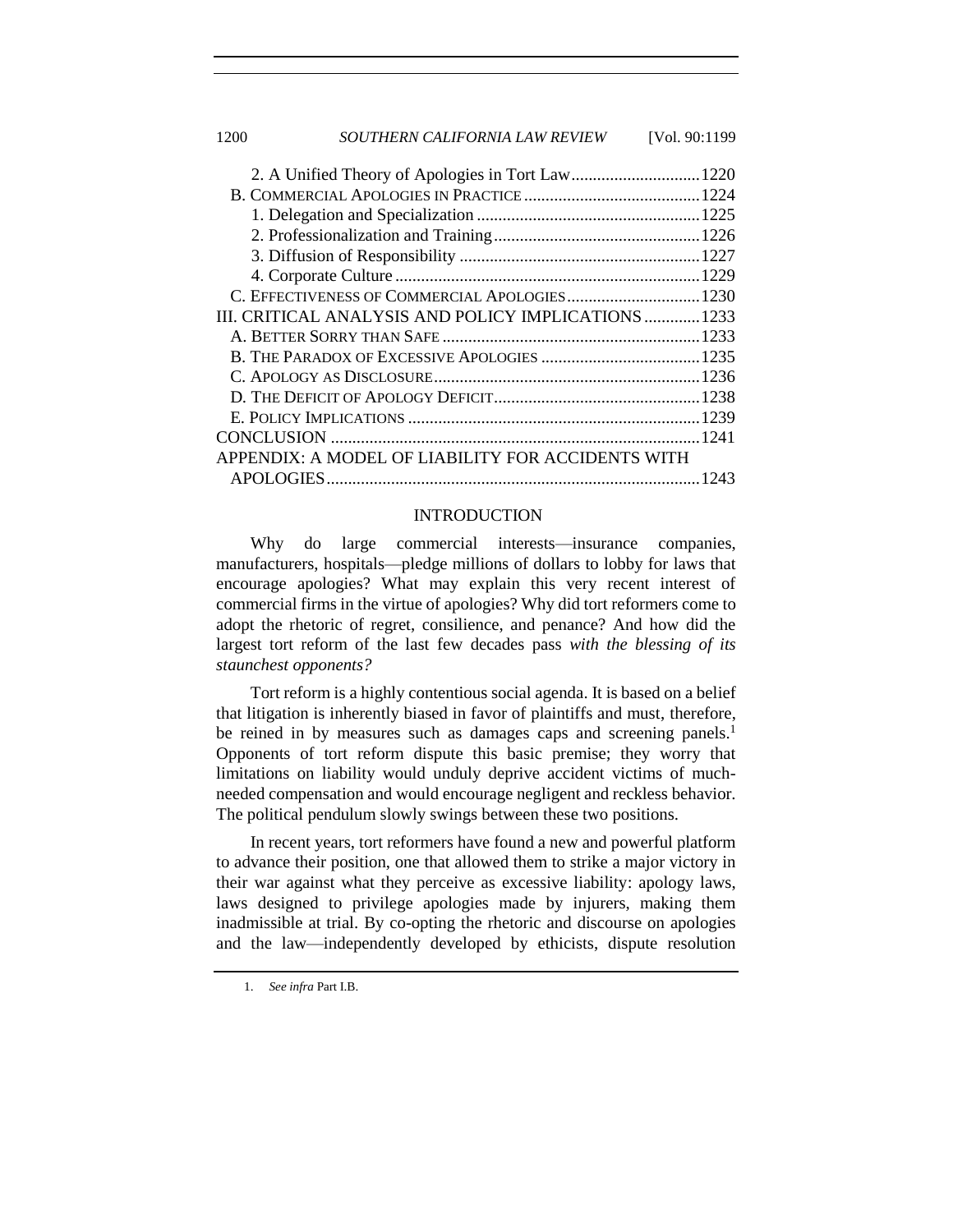2. A Unified Theory of Apologies in Tort Law .............................1220
B. COMMERCIAL APOLOGIES IN PRACTICE .........................................1224
1. Delegation and Specialization ....................................................1225
2. Professionalization and Training ................................................1226
3. Diffusion of Responsibility ........................................................1227
4. Corporate Culture .......................................................................1229
C. EFFECTIVENESS OF COMMERCIAL APOLOGIES ...............................1230
III. CRITICAL ANALYSIS AND POLICY IMPLICATIONS .............1233
A. BETTER SORRY THAN SAFE ............................................................1233
B. THE PARADOX OF EXCESSIVE APOLOGIES .....................................1235
C. APOLOGY AS DISCLOSURE .............................................................1236
D. THE DEFICIT OF APOLOGY DEFICIT ................................................1238
E. POLICY IMPLICATIONS ....................................................................1239
CONCLUSION ......................................................................................1241
APPENDIX: A MODEL OF LIABILITY FOR ACCIDENTS WITH APOLOGIES .......................................................................................1243

## INTRODUCTION

Why do large commercial interests—insurance companies, manufacturers, hospitals—pledge millions of dollars to lobby for laws that encourage apologies? What may explain this very recent interest of commercial firms in the virtue of apologies? Why did tort reformers come to adopt the rhetoric of regret, consilience, and penance? And how did the largest tort reform of the last few decades pass *with the blessing of its staunchest opponents?*

Tort reform is a highly contentious social agenda. It is based on a belief that litigation is inherently biased in favor of plaintiffs and must, therefore, be reined in by measures such as damages caps and screening panels.[1] Opponents of tort reform dispute this basic premise; they worry that limitations on liability would unduly deprive accident victims of much-needed compensation and would encourage negligent and reckless behavior. The political pendulum slowly swings between these two positions.

In recent years, tort reformers have found a new and powerful platform to advance their position, one that allowed them to strike a major victory in their war against what they perceive as excessive liability: apology laws, laws designed to privilege apologies made by injurers, making them inadmissible at trial. By co-opting the rhetoric and discourse on apologies and the law—independently developed by ethicists, dispute resolution

1. *See infra* Part I.B.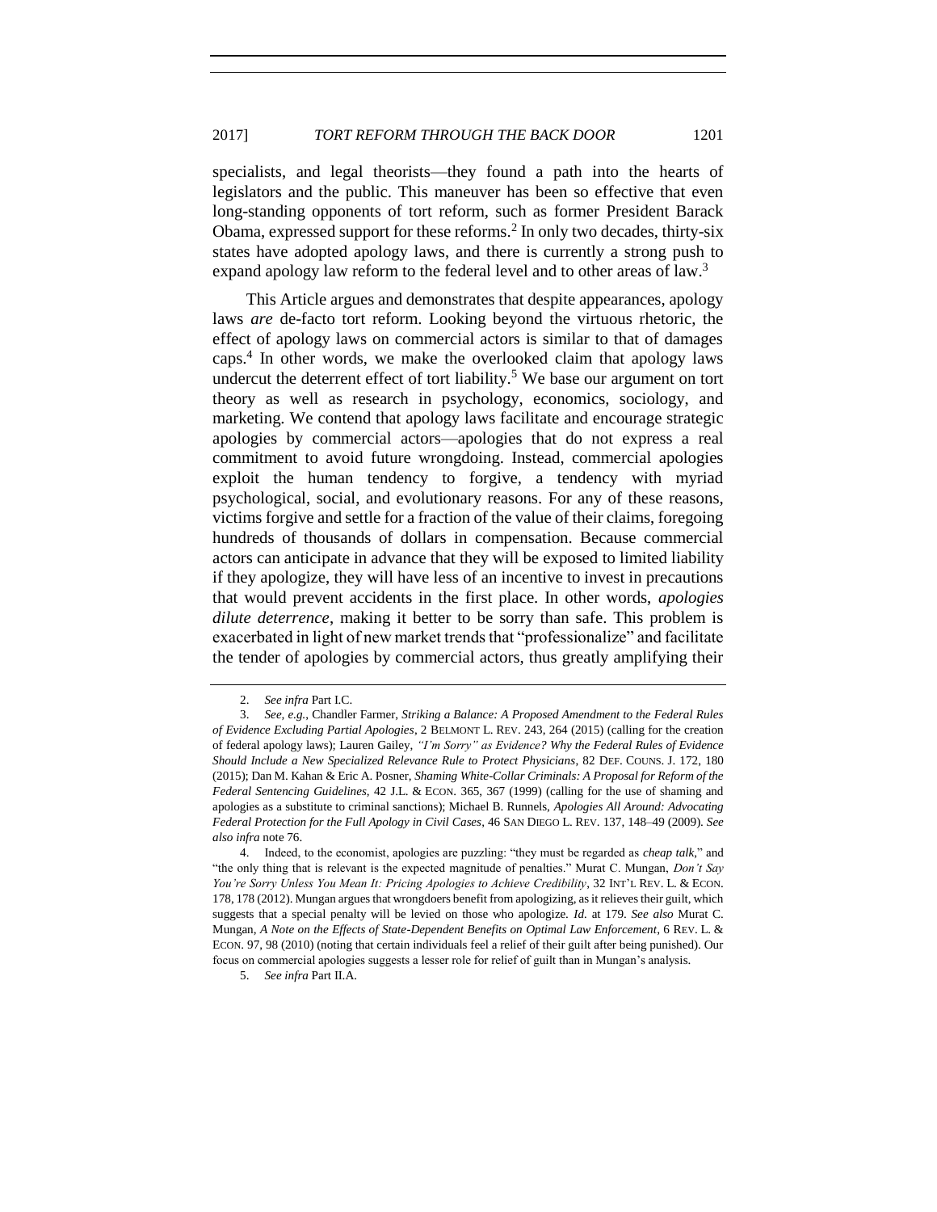specialists, and legal theorists—they found a path into the hearts of legislators and the public. This maneuver has been so effective that even long-standing opponents of tort reform, such as former President Barack Obama, expressed support for these reforms.[2] In only two decades, thirty-six states have adopted apology laws, and there is currently a strong push to expand apology law reform to the federal level and to other areas of law.[3]

This Article argues and demonstrates that despite appearances, apology laws *are* de-facto tort reform. Looking beyond the virtuous rhetoric, the effect of apology laws on commercial actors is similar to that of damages caps.[4] In other words, we make the overlooked claim that apology laws undercut the deterrent effect of tort liability.[5] We base our argument on tort theory as well as research in psychology, economics, sociology, and marketing. We contend that apology laws facilitate and encourage strategic apologies by commercial actors—apologies that do not express a real commitment to avoid future wrongdoing. Instead, commercial apologies exploit the human tendency to forgive, a tendency with myriad psychological, social, and evolutionary reasons. For any of these reasons, victims forgive and settle for a fraction of the value of their claims, foregoing hundreds of thousands of dollars in compensation. Because commercial actors can anticipate in advance that they will be exposed to limited liability if they apologize, they will have less of an incentive to invest in precautions that would prevent accidents in the first place. In other words, *apologies dilute deterrence*, making it better to be sorry than safe. This problem is exacerbated in light of new market trends that "professionalize" and facilitate the tender of apologies by commercial actors, thus greatly amplifying their

---

2. *See infra* Part I.C.

3. *See, e.g.*, Chandler Farmer, *Striking a Balance: A Proposed Amendment to the Federal Rules of Evidence Excluding Partial Apologies*, 2 BELMONT L. REV. 243, 264 (2015) (calling for the creation of federal apology laws); Lauren Gailey, *"I'm Sorry" as Evidence? Why the Federal Rules of Evidence Should Include a New Specialized Relevance Rule to Protect Physicians*, 82 DEF. COUNS. J. 172, 180 (2015); Dan M. Kahan & Eric A. Posner, *Shaming White-Collar Criminals: A Proposal for Reform of the Federal Sentencing Guidelines*, 42 J.L. & ECON. 365, 367 (1999) (calling for the use of shaming and apologies as a substitute to criminal sanctions); Michael B. Runnels, *Apologies All Around: Advocating Federal Protection for the Full Apology in Civil Cases*, 46 SAN DIEGO L. REV. 137, 148–49 (2009). *See also infra* note 76.

4. Indeed, to the economist, apologies are puzzling: "they must be regarded as *cheap talk*," and "the only thing that is relevant is the expected magnitude of penalties." Murat C. Mungan, *Don't Say You're Sorry Unless You Mean It: Pricing Apologies to Achieve Credibility*, 32 INT'L REV. L. & ECON. 178, 178 (2012). Mungan argues that wrongdoers benefit from apologizing, as it relieves their guilt, which suggests that a special penalty will be levied on those who apologize. *Id.* at 179. *See also* Murat C. Mungan, *A Note on the Effects of State-Dependent Benefits on Optimal Law Enforcement*, 6 REV. L. & ECON. 97, 98 (2010) (noting that certain individuals feel a relief of their guilt after being punished). Our focus on commercial apologies suggests a lesser role for relief of guilt than in Mungan's analysis.

5. *See infra* Part II.A.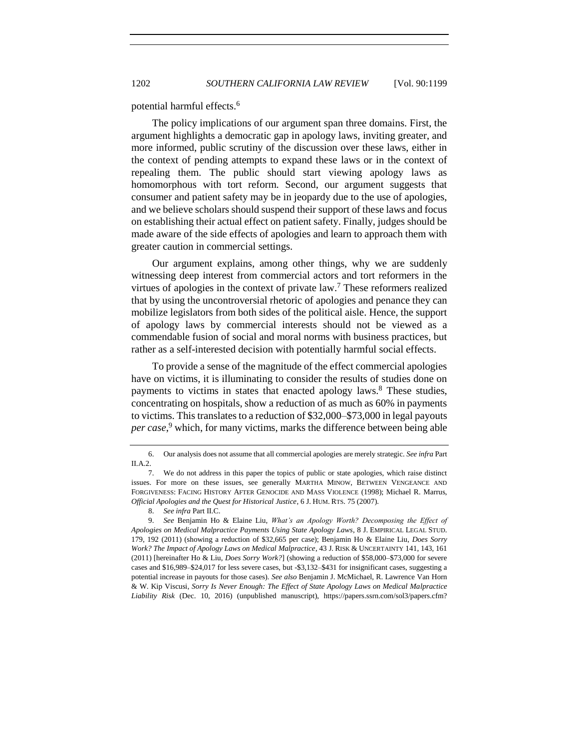potential harmful effects.[6]

The policy implications of our argument span three domains. First, the argument highlights a democratic gap in apology laws, inviting greater, and more informed, public scrutiny of the discussion over these laws, either in the context of pending attempts to expand these laws or in the context of repealing them. The public should start viewing apology laws as homomorphous with tort reform. Second, our argument suggests that consumer and patient safety may be in jeopardy due to the use of apologies, and we believe scholars should suspend their support of these laws and focus on establishing their actual effect on patient safety. Finally, judges should be made aware of the side effects of apologies and learn to approach them with greater caution in commercial settings.

Our argument explains, among other things, why we are suddenly witnessing deep interest from commercial actors and tort reformers in the virtues of apologies in the context of private law.[7] These reformers realized that by using the uncontroversial rhetoric of apologies and penance they can mobilize legislators from both sides of the political aisle. Hence, the support of apology laws by commercial interests should not be viewed as a commendable fusion of social and moral norms with business practices, but rather as a self-interested decision with potentially harmful social effects.

To provide a sense of the magnitude of the effect commercial apologies have on victims, it is illuminating to consider the results of studies done on payments to victims in states that enacted apology laws.[8] These studies, concentrating on hospitals, show a reduction of as much as 60% in payments to victims. This translates to a reduction of $32,000–$73,000 in legal payouts *per case*,[9] which, for many victims, marks the difference between being able

---

6. Our analysis does not assume that all commercial apologies are merely strategic. *See infra* Part II.A.2.

7. We do not address in this paper the topics of public or state apologies, which raise distinct issues. For more on these issues, see generally MARTHA MINOW, BETWEEN VENGEANCE AND FORGIVENESS: FACING HISTORY AFTER GENOCIDE AND MASS VIOLENCE (1998); Michael R. Marrus, *Official Apologies and the Quest for Historical Justice*, 6 J. HUM. RTS. 75 (2007).

8. *See infra* Part II.C.

9. *See* Benjamin Ho & Elaine Liu, *What's an Apology Worth? Decomposing the Effect of Apologies on Medical Malpractice Payments Using State Apology Laws*, 8 J. EMPIRICAL LEGAL STUD. 179, 192 (2011) (showing a reduction of $32,665 per case); Benjamin Ho & Elaine Liu, *Does Sorry Work? The Impact of Apology Laws on Medical Malpractice*, 43 J. RISK & UNCERTAINTY 141, 143, 161 (2011) [hereinafter Ho & Liu, *Does Sorry Work?*] (showing a reduction of $58,000–$73,000 for severe cases and $16,989–$24,017 for less severe cases, but -$3,132–$431 for insignificant cases, suggesting a potential increase in payouts for those cases). *See also* Benjamin J. McMichael, R. Lawrence Van Horn & W. Kip Viscusi, *Sorry Is Never Enough: The Effect of State Apology Laws on Medical Malpractice Liability Risk* (Dec. 10, 2016) (unpublished manuscript), https://papers.ssrn.com/sol3/papers.cfm?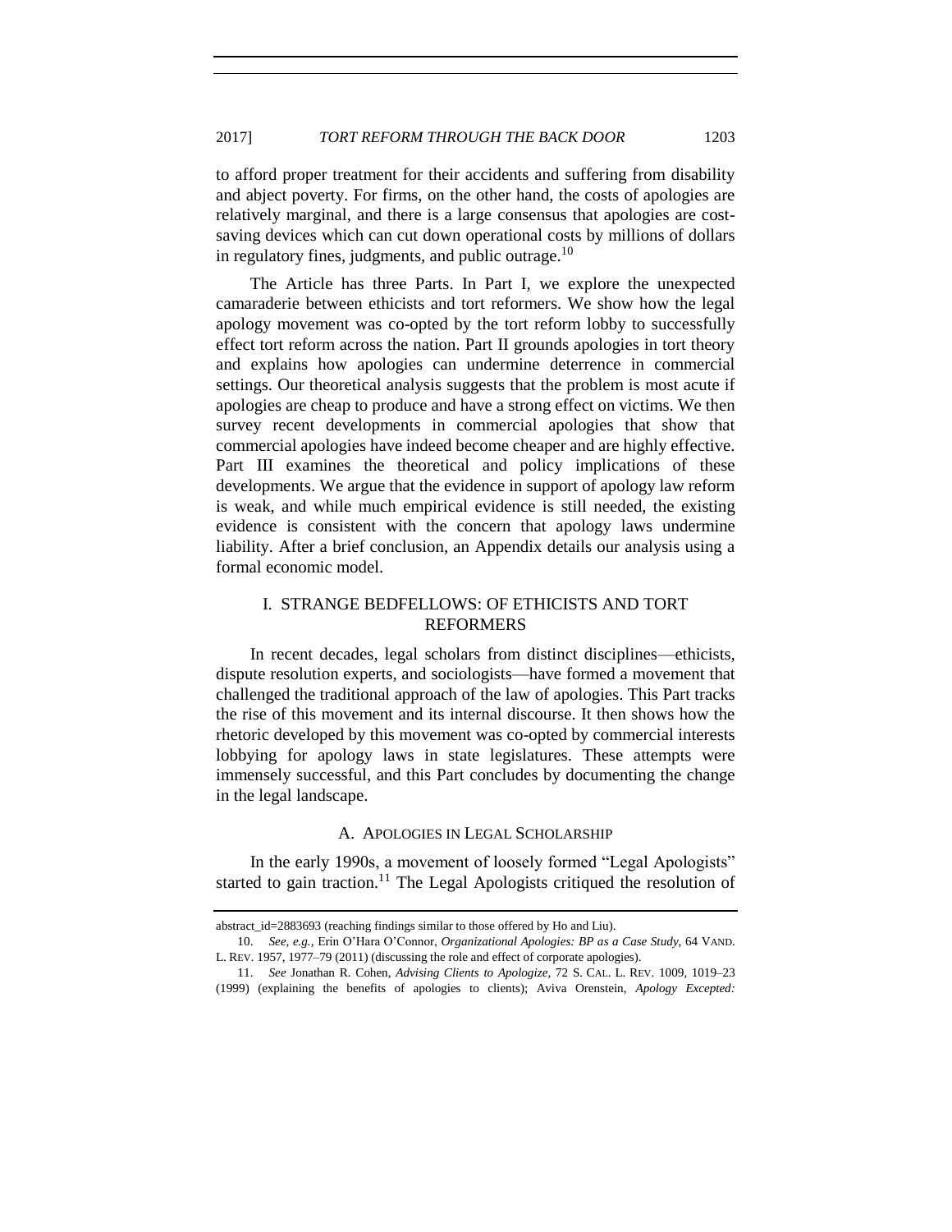to afford proper treatment for their accidents and suffering from disability and abject poverty. For firms, on the other hand, the costs of apologies are relatively marginal, and there is a large consensus that apologies are cost-saving devices which can cut down operational costs by millions of dollars in regulatory fines, judgments, and public outrage.[10]

The Article has three Parts. In Part I, we explore the unexpected camaraderie between ethicists and tort reformers. We show how the legal apology movement was co-opted by the tort reform lobby to successfully effect tort reform across the nation. Part II grounds apologies in tort theory and explains how apologies can undermine deterrence in commercial settings. Our theoretical analysis suggests that the problem is most acute if apologies are cheap to produce and have a strong effect on victims. We then survey recent developments in commercial apologies that show that commercial apologies have indeed become cheaper and are highly effective. Part III examines the theoretical and policy implications of these developments. We argue that the evidence in support of apology law reform is weak, and while much empirical evidence is still needed, the existing evidence is consistent with the concern that apology laws undermine liability. After a brief conclusion, an Appendix details our analysis using a formal economic model.

## I. STRANGE BEDFELLOWS: OF ETHICISTS AND TORT REFORMERS

In recent decades, legal scholars from distinct disciplines—ethicists, dispute resolution experts, and sociologists—have formed a movement that challenged the traditional approach of the law of apologies. This Part tracks the rise of this movement and its internal discourse. It then shows how the rhetoric developed by this movement was co-opted by commercial interests lobbying for apology laws in state legislatures. These attempts were immensely successful, and this Part concludes by documenting the change in the legal landscape.

### A. APOLOGIES IN LEGAL SCHOLARSHIP

In the early 1990s, a movement of loosely formed "Legal Apologists" started to gain traction.[11] The Legal Apologists critiqued the resolution of

---

abstract_id=2883693 (reaching findings similar to those offered by Ho and Liu).

10. *See, e.g.*, Erin O'Hara O'Connor, *Organizational Apologies: BP as a Case Study*, 64 VAND. L. REV. 1957, 1977–79 (2011) (discussing the role and effect of corporate apologies).

11. *See* Jonathan R. Cohen, *Advising Clients to Apologize*, 72 S. CAL. L. REV. 1009, 1019–23 (1999) (explaining the benefits of apologies to clients); Aviva Orenstein, *Apology Excepted:*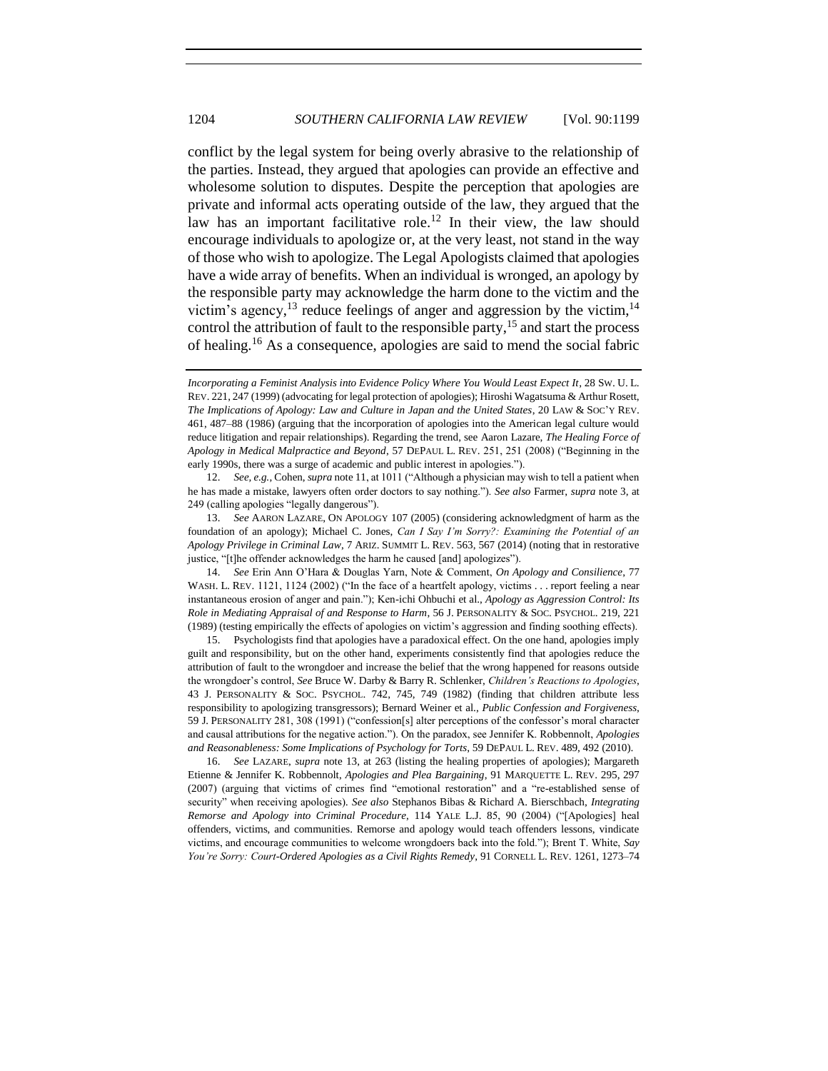conflict by the legal system for being overly abrasive to the relationship of the parties. Instead, they argued that apologies can provide an effective and wholesome solution to disputes. Despite the perception that apologies are private and informal acts operating outside of the law, they argued that the law has an important facilitative role.[12] In their view, the law should encourage individuals to apologize or, at the very least, not stand in the way of those who wish to apologize. The Legal Apologists claimed that apologies have a wide array of benefits. When an individual is wronged, an apology by the responsible party may acknowledge the harm done to the victim and the victim's agency,[13] reduce feelings of anger and aggression by the victim,[14] control the attribution of fault to the responsible party,[15] and start the process of healing.[16] As a consequence, apologies are said to mend the social fabric

---

*Incorporating a Feminist Analysis into Evidence Policy Where You Would Least Expect It*, 28 SW. U. L. REV. 221, 247 (1999) (advocating for legal protection of apologies); Hiroshi Wagatsuma & Arthur Rosett, *The Implications of Apology: Law and Culture in Japan and the United States*, 20 LAW & SOC'Y REV. 461, 487–88 (1986) (arguing that the incorporation of apologies into the American legal culture would reduce litigation and repair relationships). Regarding the trend, see Aaron Lazare, *The Healing Force of Apology in Medical Malpractice and Beyond*, 57 DEPAUL L. REV. 251, 251 (2008) ("Beginning in the early 1990s, there was a surge of academic and public interest in apologies.").

12. *See, e.g.*, Cohen, *supra* note 11, at 1011 ("Although a physician may wish to tell a patient when he has made a mistake, lawyers often order doctors to say nothing."). *See also* Farmer, *supra* note 3, at 249 (calling apologies "legally dangerous").

13. *See* AARON LAZARE, ON APOLOGY 107 (2005) (considering acknowledgment of harm as the foundation of an apology); Michael C. Jones, *Can I Say I'm Sorry?: Examining the Potential of an Apology Privilege in Criminal Law*, 7 ARIZ. SUMMIT L. REV. 563, 567 (2014) (noting that in restorative justice, "[t]he offender acknowledges the harm he caused [and] apologizes").

14. *See* Erin Ann O'Hara & Douglas Yarn, Note & Comment, *On Apology and Consilience*, 77 WASH. L. REV. 1121, 1124 (2002) ("In the face of a heartfelt apology, victims . . . report feeling a near instantaneous erosion of anger and pain."); Ken-ichi Ohbuchi et al., *Apology as Aggression Control: Its Role in Mediating Appraisal of and Response to Harm*, 56 J. PERSONALITY & SOC. PSYCHOL. 219, 221 (1989) (testing empirically the effects of apologies on victim's aggression and finding soothing effects).

15. Psychologists find that apologies have a paradoxical effect. On the one hand, apologies imply guilt and responsibility, but on the other hand, experiments consistently find that apologies reduce the attribution of fault to the wrongdoer and increase the belief that the wrong happened for reasons outside the wrongdoer's control, *See* Bruce W. Darby & Barry R. Schlenker, *Children's Reactions to Apologies*, 43 J. PERSONALITY & SOC. PSYCHOL. 742, 745, 749 (1982) (finding that children attribute less responsibility to apologizing transgressors); Bernard Weiner et al., *Public Confession and Forgiveness*, 59 J. PERSONALITY 281, 308 (1991) ("confession[s] alter perceptions of the confessor's moral character and causal attributions for the negative action."). On the paradox, see Jennifer K. Robbennolt, *Apologies and Reasonableness: Some Implications of Psychology for Torts*, 59 DEPAUL L. REV. 489, 492 (2010).

16. *See* LAZARE, *supra* note 13, at 263 (listing the healing properties of apologies); Margareth Etienne & Jennifer K. Robbennolt, *Apologies and Plea Bargaining*, 91 MARQUETTE L. REV. 295, 297 (2007) (arguing that victims of crimes find "emotional restoration" and a "re-established sense of security" when receiving apologies). *See also* Stephanos Bibas & Richard A. Bierschbach, *Integrating Remorse and Apology into Criminal Procedure*, 114 YALE L.J. 85, 90 (2004) ("[Apologies] heal offenders, victims, and communities. Remorse and apology would teach offenders lessons, vindicate victims, and encourage communities to welcome wrongdoers back into the fold."); Brent T. White, *Say You're Sorry: Court-Ordered Apologies as a Civil Rights Remedy*, 91 CORNELL L. REV. 1261, 1273–74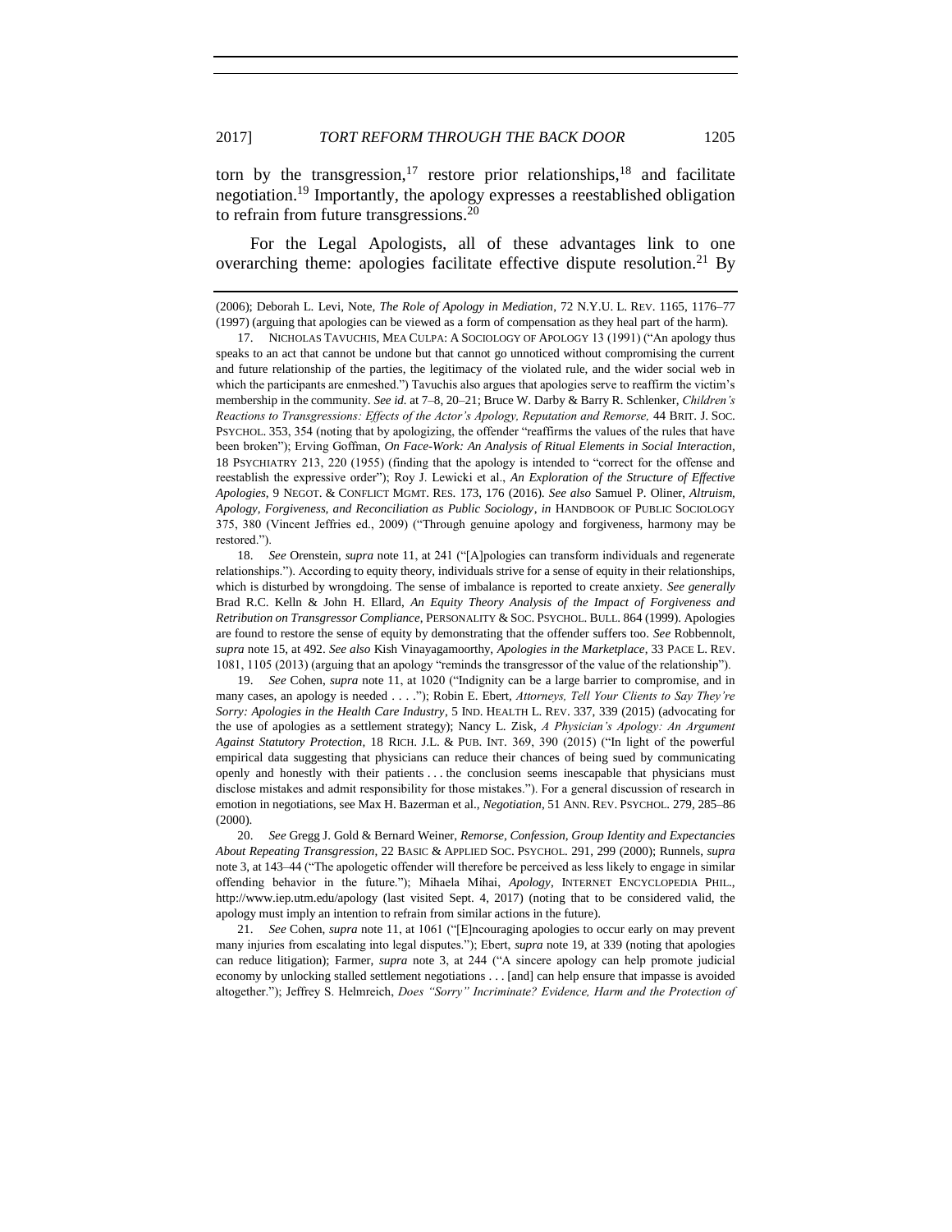torn by the transgression,[17] restore prior relationships,[18] and facilitate negotiation.[19] Importantly, the apology expresses a reestablished obligation to refrain from future transgressions.[20]

For the Legal Apologists, all of these advantages link to one overarching theme: apologies facilitate effective dispute resolution.[21] By

---

(2006); Deborah L. Levi, Note, *The Role of Apology in Mediation*, 72 N.Y.U. L. REV. 1165, 1176–77 (1997) (arguing that apologies can be viewed as a form of compensation as they heal part of the harm).

17. NICHOLAS TAVUCHIS, MEA CULPA: A SOCIOLOGY OF APOLOGY 13 (1991) ("An apology thus speaks to an act that cannot be undone but that cannot go unnoticed without compromising the current and future relationship of the parties, the legitimacy of the violated rule, and the wider social web in which the participants are enmeshed.") Tavuchis also argues that apologies serve to reaffirm the victim's membership in the community. *See id.* at 7–8, 20–21; Bruce W. Darby & Barry R. Schlenker, *Children's Reactions to Transgressions: Effects of the Actor's Apology, Reputation and Remorse,* 44 BRIT. J. SOC. PSYCHOL. 353, 354 (noting that by apologizing, the offender "reaffirms the values of the rules that have been broken"); Erving Goffman, *On Face-Work: An Analysis of Ritual Elements in Social Interaction*, 18 PSYCHIATRY 213, 220 (1955) (finding that the apology is intended to "correct for the offense and reestablish the expressive order"); Roy J. Lewicki et al., *An Exploration of the Structure of Effective Apologies*, 9 NEGOT. & CONFLICT MGMT. RES. 173, 176 (2016). *See also* Samuel P. Oliner, *Altruism, Apology, Forgiveness, and Reconciliation as Public Sociology*, *in* HANDBOOK OF PUBLIC SOCIOLOGY 375, 380 (Vincent Jeffries ed., 2009) ("Through genuine apology and forgiveness, harmony may be restored.").

18. *See* Orenstein, *supra* note 11, at 241 ("[A]pologies can transform individuals and regenerate relationships."). According to equity theory, individuals strive for a sense of equity in their relationships, which is disturbed by wrongdoing. The sense of imbalance is reported to create anxiety. *See generally* Brad R.C. Kelln & John H. Ellard, *An Equity Theory Analysis of the Impact of Forgiveness and Retribution on Transgressor Compliance*, PERSONALITY & SOC. PSYCHOL. BULL. 864 (1999). Apologies are found to restore the sense of equity by demonstrating that the offender suffers too. *See* Robbennolt, *supra* note 15, at 492. *See also* Kish Vinayagamoorthy, *Apologies in the Marketplace*, 33 PACE L. REV. 1081, 1105 (2013) (arguing that an apology "reminds the transgressor of the value of the relationship").

19. *See* Cohen, *supra* note 11, at 1020 ("Indignity can be a large barrier to compromise, and in many cases, an apology is needed . . . ."); Robin E. Ebert, *Attorneys, Tell Your Clients to Say They're Sorry: Apologies in the Health Care Industry*, 5 IND. HEALTH L. REV. 337, 339 (2015) (advocating for the use of apologies as a settlement strategy); Nancy L. Zisk, *A Physician's Apology: An Argument Against Statutory Protection*, 18 RICH. J.L. & PUB. INT. 369, 390 (2015) ("In light of the powerful empirical data suggesting that physicians can reduce their chances of being sued by communicating openly and honestly with their patients . . . the conclusion seems inescapable that physicians must disclose mistakes and admit responsibility for those mistakes."). For a general discussion of research in emotion in negotiations, see Max H. Bazerman et al., *Negotiation*, 51 ANN. REV. PSYCHOL. 279, 285–86 (2000).

20. *See* Gregg J. Gold & Bernard Weiner, *Remorse, Confession, Group Identity and Expectancies About Repeating Transgression*, 22 BASIC & APPLIED SOC. PSYCHOL. 291, 299 (2000); Runnels, *supra* note 3, at 143–44 ("The apologetic offender will therefore be perceived as less likely to engage in similar offending behavior in the future."); Mihaela Mihai, *Apology*, INTERNET ENCYCLOPEDIA PHIL., http://www.iep.utm.edu/apology (last visited Sept. 4, 2017) (noting that to be considered valid, the apology must imply an intention to refrain from similar actions in the future).

21. *See* Cohen, *supra* note 11, at 1061 ("[E]ncouraging apologies to occur early on may prevent many injuries from escalating into legal disputes."); Ebert, *supra* note 19, at 339 (noting that apologies can reduce litigation); Farmer, *supra* note 3, at 244 ("A sincere apology can help promote judicial economy by unlocking stalled settlement negotiations . . . [and] can help ensure that impasse is avoided altogether."); Jeffrey S. Helmreich, *Does "Sorry" Incriminate? Evidence, Harm and the Protection of*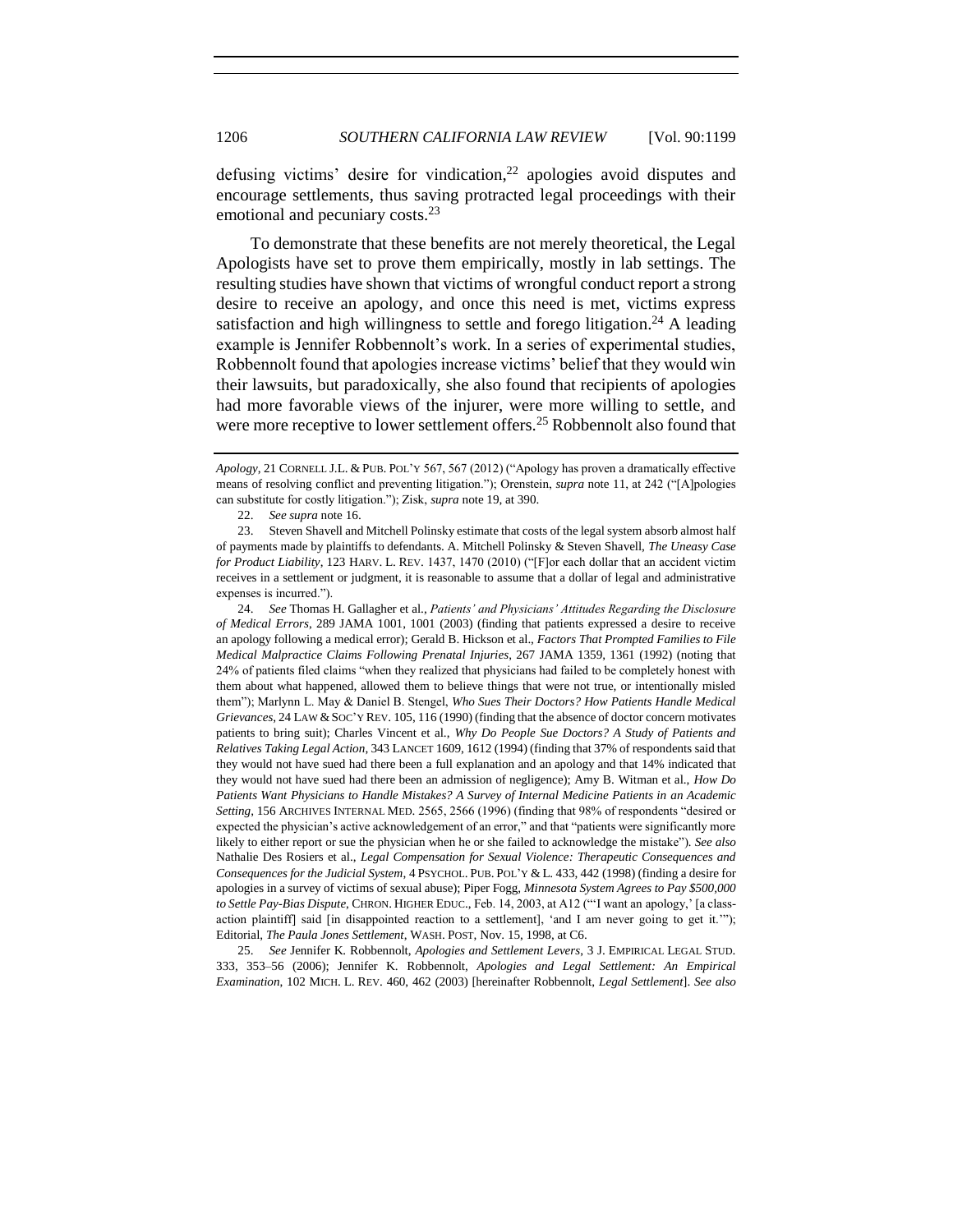defusing victims' desire for vindication,[22] apologies avoid disputes and encourage settlements, thus saving protracted legal proceedings with their emotional and pecuniary costs.[23]

To demonstrate that these benefits are not merely theoretical, the Legal Apologists have set to prove them empirically, mostly in lab settings. The resulting studies have shown that victims of wrongful conduct report a strong desire to receive an apology, and once this need is met, victims express satisfaction and high willingness to settle and forego litigation.[24] A leading example is Jennifer Robbennolt's work. In a series of experimental studies, Robbennolt found that apologies increase victims' belief that they would win their lawsuits, but paradoxically, she also found that recipients of apologies had more favorable views of the injurer, were more willing to settle, and were more receptive to lower settlement offers.[25] Robbennolt also found that

---

*Apology*, 21 CORNELL J.L. & PUB. POL'Y 567, 567 (2012) ("Apology has proven a dramatically effective means of resolving conflict and preventing litigation."); Orenstein, *supra* note 11, at 242 ("[A]pologies can substitute for costly litigation."); Zisk, *supra* note 19, at 390.

22. *See supra* note 16.

23. Steven Shavell and Mitchell Polinsky estimate that costs of the legal system absorb almost half of payments made by plaintiffs to defendants. A. Mitchell Polinsky & Steven Shavell, *The Uneasy Case for Product Liability*, 123 HARV. L. REV. 1437, 1470 (2010) ("[F]or each dollar that an accident victim receives in a settlement or judgment, it is reasonable to assume that a dollar of legal and administrative expenses is incurred.").

24. *See* Thomas H. Gallagher et al., *Patients' and Physicians' Attitudes Regarding the Disclosure of Medical Errors*, 289 JAMA 1001, 1001 (2003) (finding that patients expressed a desire to receive an apology following a medical error); Gerald B. Hickson et al., *Factors That Prompted Families to File Medical Malpractice Claims Following Prenatal Injuries*, 267 JAMA 1359, 1361 (1992) (noting that 24% of patients filed claims "when they realized that physicians had failed to be completely honest with them about what happened, allowed them to believe things that were not true, or intentionally misled them"); Marlynn L. May & Daniel B. Stengel, *Who Sues Their Doctors? How Patients Handle Medical Grievances*, 24 LAW & SOC'Y REV. 105, 116 (1990) (finding that the absence of doctor concern motivates patients to bring suit); Charles Vincent et al., *Why Do People Sue Doctors? A Study of Patients and Relatives Taking Legal Action*, 343 LANCET 1609, 1612 (1994) (finding that 37% of respondents said that they would not have sued had there been a full explanation and an apology and that 14% indicated that they would not have sued had there been an admission of negligence); Amy B. Witman et al., *How Do Patients Want Physicians to Handle Mistakes? A Survey of Internal Medicine Patients in an Academic Setting*, 156 ARCHIVES INTERNAL MED. 2565, 2566 (1996) (finding that 98% of respondents "desired or expected the physician's active acknowledgement of an error," and that "patients were significantly more likely to either report or sue the physician when he or she failed to acknowledge the mistake"). *See also* Nathalie Des Rosiers et al., *Legal Compensation for Sexual Violence: Therapeutic Consequences and Consequences for the Judicial System*, 4 PSYCHOL. PUB. POL'Y & L. 433, 442 (1998) (finding a desire for apologies in a survey of victims of sexual abuse); Piper Fogg, *Minnesota System Agrees to Pay $500,000 to Settle Pay-Bias Dispute*, CHRON. HIGHER EDUC., Feb. 14, 2003, at A12 ("'I want an apology,' [a class-action plaintiff] said [in disappointed reaction to a settlement], 'and I am never going to get it.'"); Editorial, *The Paula Jones Settlement*, WASH. POST, Nov. 15, 1998, at C6.

25. *See* Jennifer K. Robbennolt, *Apologies and Settlement Levers*, 3 J. EMPIRICAL LEGAL STUD. 333, 353–56 (2006); Jennifer K. Robbennolt, *Apologies and Legal Settlement: An Empirical Examination*, 102 MICH. L. REV. 460, 462 (2003) [hereinafter Robbennolt, *Legal Settlement*]. *See also*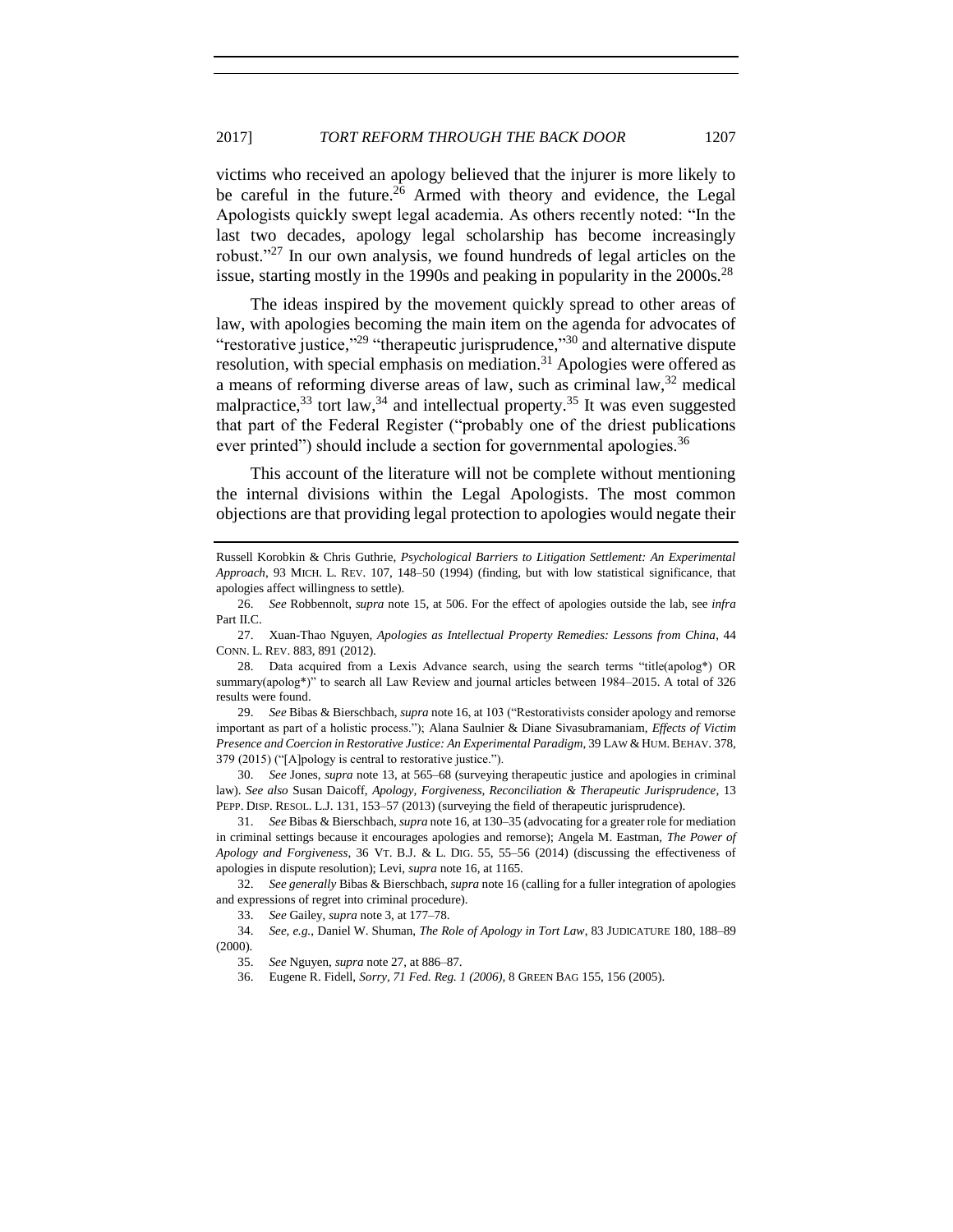victims who received an apology believed that the injurer is more likely to be careful in the future.[26] Armed with theory and evidence, the Legal Apologists quickly swept legal academia. As others recently noted: "In the last two decades, apology legal scholarship has become increasingly robust."[27] In our own analysis, we found hundreds of legal articles on the issue, starting mostly in the 1990s and peaking in popularity in the 2000s.[28]

The ideas inspired by the movement quickly spread to other areas of law, with apologies becoming the main item on the agenda for advocates of "restorative justice,"[29] "therapeutic jurisprudence,"[30] and alternative dispute resolution, with special emphasis on mediation.[31] Apologies were offered as a means of reforming diverse areas of law, such as criminal law,[32] medical malpractice,[33] tort law,[34] and intellectual property.[35] It was even suggested that part of the Federal Register ("probably one of the driest publications ever printed") should include a section for governmental apologies.[36]

This account of the literature will not be complete without mentioning the internal divisions within the Legal Apologists. The most common objections are that providing legal protection to apologies would negate their

---

Russell Korobkin & Chris Guthrie, *Psychological Barriers to Litigation Settlement: An Experimental Approach*, 93 MICH. L. REV. 107, 148–50 (1994) (finding, but with low statistical significance, that apologies affect willingness to settle).

26. *See* Robbennolt, *supra* note 15, at 506. For the effect of apologies outside the lab, see *infra* Part II.C.

27. Xuan-Thao Nguyen, *Apologies as Intellectual Property Remedies: Lessons from China*, 44 CONN. L. REV. 883, 891 (2012).

28. Data acquired from a Lexis Advance search, using the search terms "title(apolog*) OR summary(apolog*)" to search all Law Review and journal articles between 1984–2015. A total of 326 results were found.

29. *See* Bibas & Bierschbach, *supra* note 16, at 103 ("Restorativists consider apology and remorse important as part of a holistic process."); Alana Saulnier & Diane Sivasubramaniam, *Effects of Victim Presence and Coercion in Restorative Justice: An Experimental Paradigm*, 39 LAW & HUM. BEHAV. 378, 379 (2015) ("[A]pology is central to restorative justice.").

30. *See* Jones, *supra* note 13, at 565–68 (surveying therapeutic justice and apologies in criminal law). *See also* Susan Daicoff, *Apology, Forgiveness, Reconciliation & Therapeutic Jurisprudence*, 13 PEPP. DISP. RESOL. L.J. 131, 153–57 (2013) (surveying the field of therapeutic jurisprudence).

31. *See* Bibas & Bierschbach, *supra* note 16, at 130–35 (advocating for a greater role for mediation in criminal settings because it encourages apologies and remorse); Angela M. Eastman, *The Power of Apology and Forgiveness*, 36 VT. B.J. & L. DIG. 55, 55–56 (2014) (discussing the effectiveness of apologies in dispute resolution); Levi, *supra* note 16, at 1165.

32. *See generally* Bibas & Bierschbach, *supra* note 16 (calling for a fuller integration of apologies and expressions of regret into criminal procedure).

33. *See* Gailey, *supra* note 3, at 177–78.

34. *See, e.g.*, Daniel W. Shuman, *The Role of Apology in Tort Law*, 83 JUDICATURE 180, 188–89 (2000).

35. *See* Nguyen, *supra* note 27, at 886–87.

36. Eugene R. Fidell, *Sorry, 71 Fed. Reg. 1 (2006)*, 8 GREEN BAG 155, 156 (2005).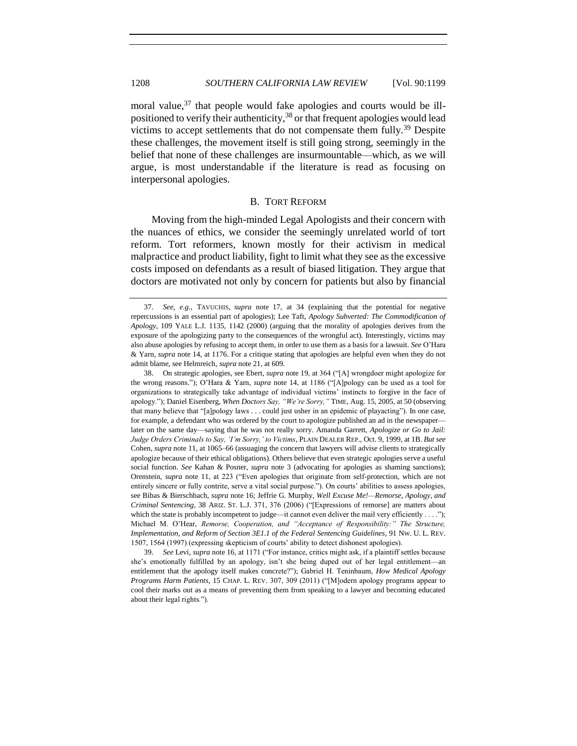moral value,[37] that people would fake apologies and courts would be ill-positioned to verify their authenticity,[38] or that frequent apologies would lead victims to accept settlements that do not compensate them fully.[39] Despite these challenges, the movement itself is still going strong, seemingly in the belief that none of these challenges are insurmountable—which, as we will argue, is most understandable if the literature is read as focusing on interpersonal apologies.

### B. TORT REFORM

Moving from the high-minded Legal Apologists and their concern with the nuances of ethics, we consider the seemingly unrelated world of tort reform. Tort reformers, known mostly for their activism in medical malpractice and product liability, fight to limit what they see as the excessive costs imposed on defendants as a result of biased litigation. They argue that doctors are motivated not only by concern for patients but also by financial

---

37. *See, e.g.*, TAVUCHIS, *supra* note 17, at 34 (explaining that the potential for negative repercussions is an essential part of apologies); Lee Taft, *Apology Subverted: The Commodification of Apology*, 109 YALE L.J. 1135, 1142 (2000) (arguing that the morality of apologies derives from the exposure of the apologizing party to the consequences of the wrongful act). Interestingly, victims may also abuse apologies by refusing to accept them, in order to use them as a basis for a lawsuit. *See* O'Hara & Yarn, *supra* note 14, at 1176. For a critique stating that apologies are helpful even when they do not admit blame, see Helmreich, *supra* note 21, at 609.

38. On strategic apologies, see Ebert, *supra* note 19, at 364 ("[A] wrongdoer might apologize for the wrong reasons."); O'Hara & Yarn, *supra* note 14, at 1186 ("[A]pology can be used as a tool for organizations to strategically take advantage of individual victims' instincts to forgive in the face of apology."); Daniel Eisenberg, *When Doctors Say, "We're Sorry,"* TIME, Aug. 15, 2005, at 50 (observing that many believe that "[a]pology laws . . . could just usher in an epidemic of playacting"). In one case, for example, a defendant who was ordered by the court to apologize published an ad in the newspaper—later on the same day—saying that he was not really sorry. Amanda Garrett, *Apologize or Go to Jail: Judge Orders Criminals to Say, 'I'm Sorry,' to Victims*, PLAIN DEALER REP., Oct. 9, 1999, at 1B. *But see* Cohen, *supra* note 11, at 1065–66 (assuaging the concern that lawyers will advise clients to strategically apologize because of their ethical obligations). Others believe that even strategic apologies serve a useful social function. *See* Kahan & Posner, *supra* note 3 (advocating for apologies as shaming sanctions); Orenstein, *supra* note 11, at 223 ("Even apologies that originate from self-protection, which are not entirely sincere or fully contrite, serve a vital social purpose."). On courts' abilities to assess apologies, see Bibas & Bierschbach, *supra* note 16; Jeffrie G. Murphy, *Well Excuse Me!—Remorse, Apology, and Criminal Sentencing*, 38 ARIZ. ST. L.J. 371, 376 (2006) ("[Expressions of remorse] are matters about which the state is probably incompetent to judge—it cannot even deliver the mail very efficiently . . . ."); Michael M. O'Hear, *Remorse, Cooperation, and "Acceptance of Responsibility:" The Structure, Implementation, and Reform of Section 3E1.1 of the Federal Sentencing Guidelines*, 91 NW. U. L. REV. 1507, 1564 (1997) (expressing skepticism of courts' ability to detect dishonest apologies).

39. *See* Levi, *supra* note 16, at 1171 ("For instance, critics might ask, if a plaintiff settles because she's emotionally fulfilled by an apology, isn't she being duped out of her legal entitlement—an entitlement that the apology itself makes concrete?"); Gabriel H. Teninbaum, *How Medical Apology Programs Harm Patients*, 15 CHAP. L. REV. 307, 309 (2011) ("[M]odern apology programs appear to cool their marks out as a means of preventing them from speaking to a lawyer and becoming educated about their legal rights.").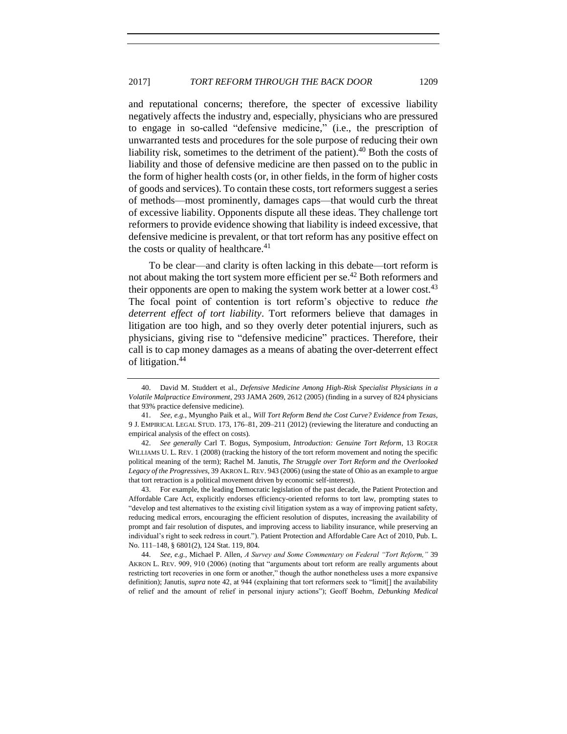and reputational concerns; therefore, the specter of excessive liability negatively affects the industry and, especially, physicians who are pressured to engage in so-called "defensive medicine," (i.e., the prescription of unwarranted tests and procedures for the sole purpose of reducing their own liability risk, sometimes to the detriment of the patient).[40] Both the costs of liability and those of defensive medicine are then passed on to the public in the form of higher health costs (or, in other fields, in the form of higher costs of goods and services). To contain these costs, tort reformers suggest a series of methods—most prominently, damages caps—that would curb the threat of excessive liability. Opponents dispute all these ideas. They challenge tort reformers to provide evidence showing that liability is indeed excessive, that defensive medicine is prevalent, or that tort reform has any positive effect on the costs or quality of healthcare.[41]

To be clear—and clarity is often lacking in this debate—tort reform is not about making the tort system more efficient per se.[42] Both reformers and their opponents are open to making the system work better at a lower cost.[43] The focal point of contention is tort reform's objective to reduce *the deterrent effect of tort liability*. Tort reformers believe that damages in litigation are too high, and so they overly deter potential injurers, such as physicians, giving rise to "defensive medicine" practices. Therefore, their call is to cap money damages as a means of abating the over-deterrent effect of litigation.[44]

---

40. David M. Studdert et al., *Defensive Medicine Among High-Risk Specialist Physicians in a Volatile Malpractice Environment*, 293 JAMA 2609, 2612 (2005) (finding in a survey of 824 physicians that 93% practice defensive medicine).

41. *See, e.g.*, Myungho Paik et al., *Will Tort Reform Bend the Cost Curve? Evidence from Texas*, 9 J. EMPIRICAL LEGAL STUD. 173, 176–81, 209–211 (2012) (reviewing the literature and conducting an empirical analysis of the effect on costs).

42. *See generally* Carl T. Bogus, Symposium, *Introduction: Genuine Tort Reform*, 13 ROGER WILLIAMS U. L. REV. 1 (2008) (tracking the history of the tort reform movement and noting the specific political meaning of the term); Rachel M. Janutis, *The Struggle over Tort Reform and the Overlooked Legacy of the Progressives*, 39 AKRON L. REV. 943 (2006) (using the state of Ohio as an example to argue that tort retraction is a political movement driven by economic self-interest).

43. For example, the leading Democratic legislation of the past decade, the Patient Protection and Affordable Care Act, explicitly endorses efficiency-oriented reforms to tort law, prompting states to "develop and test alternatives to the existing civil litigation system as a way of improving patient safety, reducing medical errors, encouraging the efficient resolution of disputes, increasing the availability of prompt and fair resolution of disputes, and improving access to liability insurance, while preserving an individual's right to seek redress in court."). Patient Protection and Affordable Care Act of 2010, Pub. L. No. 111–148, § 6801(2), 124 Stat. 119, 804.

44. *See, e.g.*, Michael P. Allen, *A Survey and Some Commentary on Federal "Tort Reform,"* 39 AKRON L. REV. 909, 910 (2006) (noting that "arguments about tort reform are really arguments about restricting tort recoveries in one form or another," though the author nonetheless uses a more expansive definition); Janutis, *supra* note 42, at 944 (explaining that tort reformers seek to "limit[] the availability of relief and the amount of relief in personal injury actions"); Geoff Boehm, *Debunking Medical*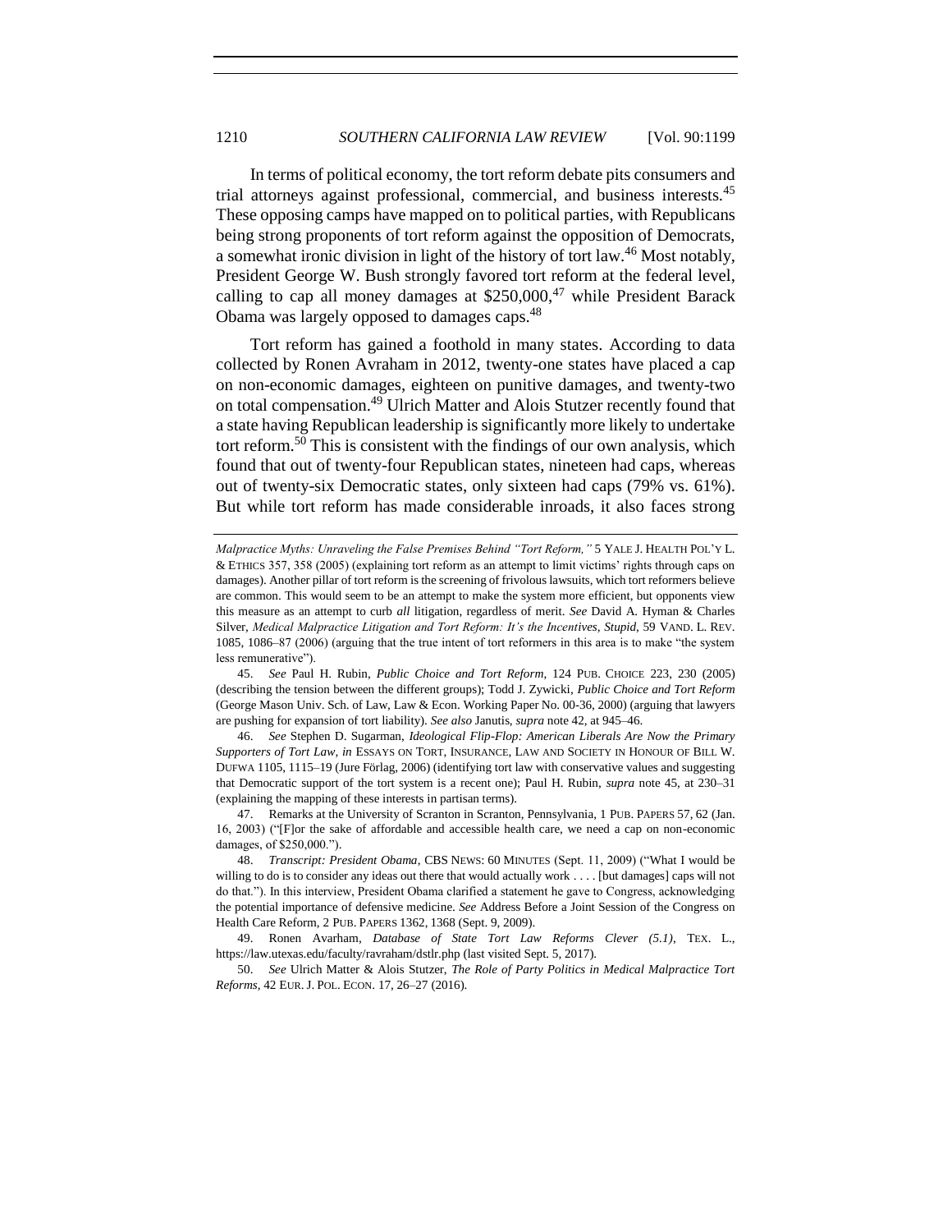In terms of political economy, the tort reform debate pits consumers and trial attorneys against professional, commercial, and business interests.[45] These opposing camps have mapped on to political parties, with Republicans being strong proponents of tort reform against the opposition of Democrats, a somewhat ironic division in light of the history of tort law.[46] Most notably, President George W. Bush strongly favored tort reform at the federal level, calling to cap all money damages at $250,000,[47] while President Barack Obama was largely opposed to damages caps.[48]

Tort reform has gained a foothold in many states. According to data collected by Ronen Avraham in 2012, twenty-one states have placed a cap on non-economic damages, eighteen on punitive damages, and twenty-two on total compensation.[49] Ulrich Matter and Alois Stutzer recently found that a state having Republican leadership is significantly more likely to undertake tort reform.[50] This is consistent with the findings of our own analysis, which found that out of twenty-four Republican states, nineteen had caps, whereas out of twenty-six Democratic states, only sixteen had caps (79% vs. 61%). But while tort reform has made considerable inroads, it also faces strong

---

*Malpractice Myths: Unraveling the False Premises Behind "Tort Reform,"* 5 YALE J. HEALTH POL'Y L. & ETHICS 357, 358 (2005) (explaining tort reform as an attempt to limit victims' rights through caps on damages). Another pillar of tort reform is the screening of frivolous lawsuits, which tort reformers believe are common. This would seem to be an attempt to make the system more efficient, but opponents view this measure as an attempt to curb *all* litigation, regardless of merit. *See* David A. Hyman & Charles Silver, *Medical Malpractice Litigation and Tort Reform: It's the Incentives, Stupid*, 59 VAND. L. REV. 1085, 1086–87 (2006) (arguing that the true intent of tort reformers in this area is to make "the system less remunerative").

45. *See* Paul H. Rubin, *Public Choice and Tort Reform*, 124 PUB. CHOICE 223, 230 (2005) (describing the tension between the different groups); Todd J. Zywicki, *Public Choice and Tort Reform* (George Mason Univ. Sch. of Law, Law & Econ. Working Paper No. 00-36, 2000) (arguing that lawyers are pushing for expansion of tort liability). *See also* Janutis, *supra* note 42, at 945–46.

46. *See* Stephen D. Sugarman, *Ideological Flip-Flop: American Liberals Are Now the Primary Supporters of Tort Law*, *in* ESSAYS ON TORT, INSURANCE, LAW AND SOCIETY IN HONOUR OF BILL W. DUFWA 1105, 1115–19 (Jure Förlag, 2006) (identifying tort law with conservative values and suggesting that Democratic support of the tort system is a recent one); Paul H. Rubin, *supra* note 45, at 230–31 (explaining the mapping of these interests in partisan terms).

47. Remarks at the University of Scranton in Scranton, Pennsylvania, 1 PUB. PAPERS 57, 62 (Jan. 16, 2003) ("[F]or the sake of affordable and accessible health care, we need a cap on non-economic damages, of $250,000.").

48. *Transcript: President Obama*, CBS NEWS: 60 MINUTES (Sept. 11, 2009) ("What I would be willing to do is to consider any ideas out there that would actually work . . . . [but damages] caps will not do that."). In this interview, President Obama clarified a statement he gave to Congress, acknowledging the potential importance of defensive medicine. *See* Address Before a Joint Session of the Congress on Health Care Reform, 2 PUB. PAPERS 1362, 1368 (Sept. 9, 2009).

49. Ronen Avarham, *Database of State Tort Law Reforms Clever (5.1)*, TEX. L., https://law.utexas.edu/faculty/ravraham/dstlr.php (last visited Sept. 5, 2017).

50. *See* Ulrich Matter & Alois Stutzer, *The Role of Party Politics in Medical Malpractice Tort Reforms*, 42 EUR. J. POL. ECON. 17, 26–27 (2016).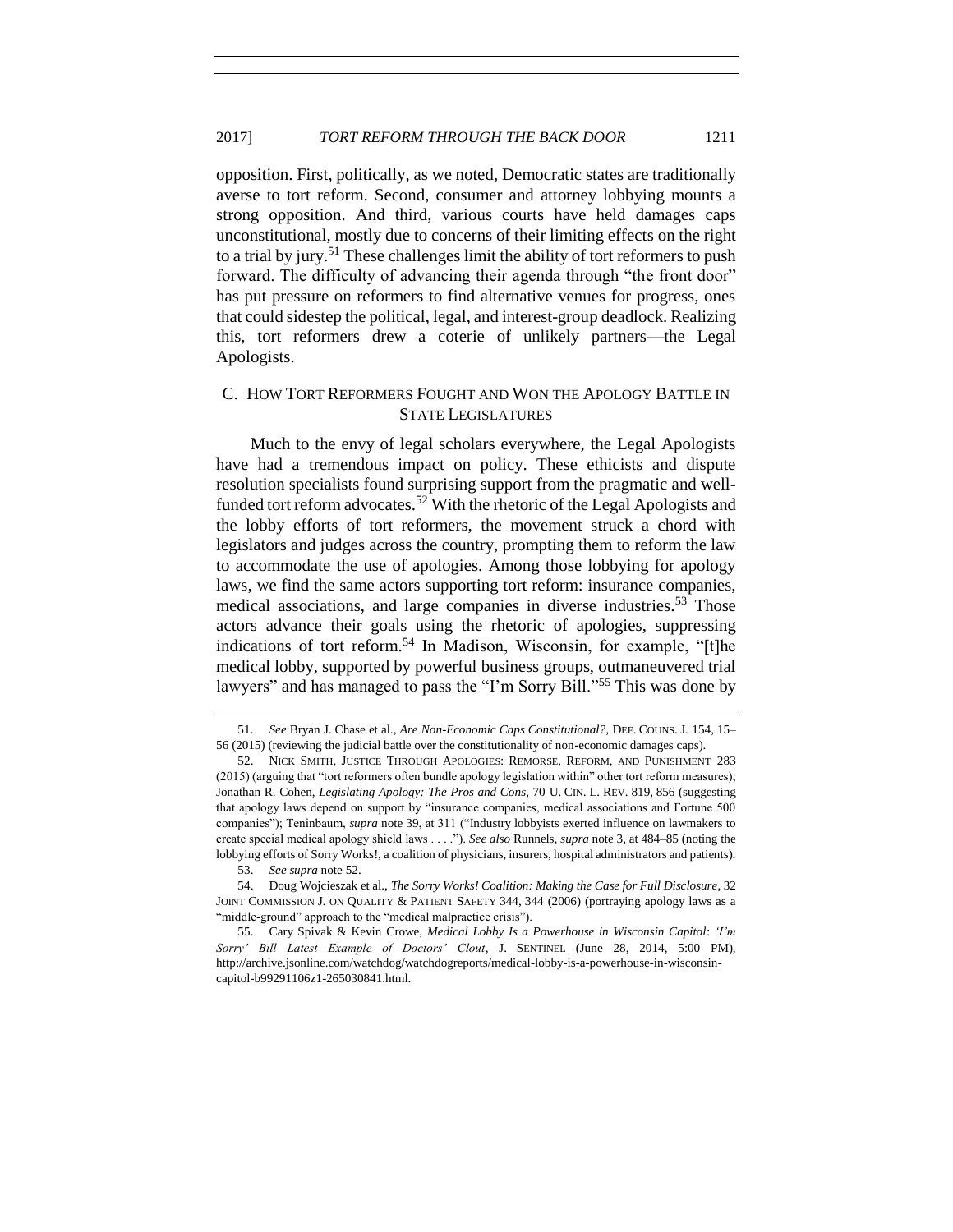opposition. First, politically, as we noted, Democratic states are traditionally averse to tort reform. Second, consumer and attorney lobbying mounts a strong opposition. And third, various courts have held damages caps unconstitutional, mostly due to concerns of their limiting effects on the right to a trial by jury.[51] These challenges limit the ability of tort reformers to push forward. The difficulty of advancing their agenda through "the front door" has put pressure on reformers to find alternative venues for progress, ones that could sidestep the political, legal, and interest-group deadlock. Realizing this, tort reformers drew a coterie of unlikely partners—the Legal Apologists.

### C. How Tort Reformers Fought and Won the Apology Battle in State Legislatures

Much to the envy of legal scholars everywhere, the Legal Apologists have had a tremendous impact on policy. These ethicists and dispute resolution specialists found surprising support from the pragmatic and well-funded tort reform advocates.[52] With the rhetoric of the Legal Apologists and the lobby efforts of tort reformers, the movement struck a chord with legislators and judges across the country, prompting them to reform the law to accommodate the use of apologies. Among those lobbying for apology laws, we find the same actors supporting tort reform: insurance companies, medical associations, and large companies in diverse industries.[53] Those actors advance their goals using the rhetoric of apologies, suppressing indications of tort reform.[54] In Madison, Wisconsin, for example, "[t]he medical lobby, supported by powerful business groups, outmaneuvered trial lawyers" and has managed to pass the "I'm Sorry Bill."[55] This was done by

---

51. *See* Bryan J. Chase et al., *Are Non-Economic Caps Constitutional?*, Def. Couns. J. 154, 15–56 (2015) (reviewing the judicial battle over the constitutionality of non-economic damages caps).

52. Nick Smith, Justice Through Apologies: Remorse, Reform, and Punishment 283 (2015) (arguing that "tort reformers often bundle apology legislation within" other tort reform measures); Jonathan R. Cohen, *Legislating Apology: The Pros and Cons*, 70 U. Cin. L. Rev. 819, 856 (suggesting that apology laws depend on support by "insurance companies, medical associations and Fortune 500 companies"); Teninbaum, *supra* note 39, at 311 ("Industry lobbyists exerted influence on lawmakers to create special medical apology shield laws . . . ."). *See also* Runnels, *supra* note 3, at 484–85 (noting the lobbying efforts of Sorry Works!, a coalition of physicians, insurers, hospital administrators and patients).

53. *See supra* note 52.

54. Doug Wojcieszak et al., *The Sorry Works! Coalition: Making the Case for Full Disclosure*, 32 Joint Commission J. on Quality & Patient Safety 344, 344 (2006) (portraying apology laws as a "middle-ground" approach to the "medical malpractice crisis").

55. Cary Spivak & Kevin Crowe, *Medical Lobby Is a Powerhouse in Wisconsin Capitol*: *'I'm Sorry' Bill Latest Example of Doctors' Clout*, J. Sentinel (June 28, 2014, 5:00 PM), http://archive.jsonline.com/watchdog/watchdogreports/medical-lobby-is-a-powerhouse-in-wisconsin-capitol-b99291106z1-265030841.html.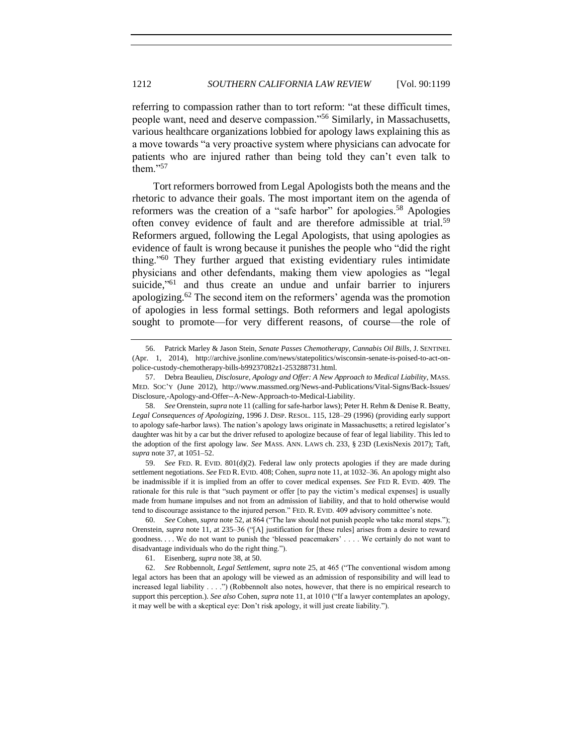referring to compassion rather than to tort reform: "at these difficult times, people want, need and deserve compassion."[56] Similarly, in Massachusetts, various healthcare organizations lobbied for apology laws explaining this as a move towards "a very proactive system where physicians can advocate for patients who are injured rather than being told they can't even talk to them."[57]

Tort reformers borrowed from Legal Apologists both the means and the rhetoric to advance their goals. The most important item on the agenda of reformers was the creation of a "safe harbor" for apologies.[58] Apologies often convey evidence of fault and are therefore admissible at trial.[59] Reformers argued, following the Legal Apologists, that using apologies as evidence of fault is wrong because it punishes the people who "did the right thing."[60] They further argued that existing evidentiary rules intimidate physicians and other defendants, making them view apologies as "legal suicide,"[61] and thus create an undue and unfair barrier to injurers apologizing.[62] The second item on the reformers' agenda was the promotion of apologies in less formal settings. Both reformers and legal apologists sought to promote—for very different reasons, of course—the role of

---

56. Patrick Marley & Jason Stein, *Senate Passes Chemotherapy, Cannabis Oil Bills*, J. SENTINEL (Apr. 1, 2014), http://archive.jsonline.com/news/statepolitics/wisconsin-senate-is-poised-to-act-on-police-custody-chemotherapy-bills-b99237082z1-253288731.html.

57. Debra Beaulieu, *Disclosure, Apology and Offer: A New Approach to Medical Liability*, MASS. MED. SOC'Y (June 2012), http://www.massmed.org/News-and-Publications/Vital-Signs/Back-Issues/Disclosure,-Apology-and-Offer--A-New-Approach-to-Medical-Liability.

58. *See* Orenstein, *supra* note 11 (calling for safe-harbor laws); Peter H. Rehm & Denise R. Beatty, *Legal Consequences of Apologizing*, 1996 J. DISP. RESOL. 115, 128–29 (1996) (providing early support to apology safe-harbor laws). The nation's apology laws originate in Massachusetts; a retired legislator's daughter was hit by a car but the driver refused to apologize because of fear of legal liability. This led to the adoption of the first apology law. *See* MASS. ANN. LAWS ch. 233, § 23D (LexisNexis 2017); Taft, *supra* note 37, at 1051–52.

59. *See* FED. R. EVID. 801(d)(2). Federal law only protects apologies if they are made during settlement negotiations. *See* FED R. EVID. 408; Cohen, *supra* note 11, at 1032–36. An apology might also be inadmissible if it is implied from an offer to cover medical expenses. *See* FED R. EVID. 409. The rationale for this rule is that "such payment or offer [to pay the victim's medical expenses] is usually made from humane impulses and not from an admission of liability, and that to hold otherwise would tend to discourage assistance to the injured person." FED. R. EVID. 409 advisory committee's note.

60. *See* Cohen, *supra* note 52, at 864 ("The law should not punish people who take moral steps."); Orenstein, *supra* note 11, at 235–36 ("[A] justification for [these rules] arises from a desire to reward goodness. . . . We do not want to punish the 'blessed peacemakers' . . . . We certainly do not want to disadvantage individuals who do the right thing.").

61. Eisenberg, *supra* note 38, at 50.

62. *See* Robbennolt, *Legal Settlement*, *supra* note 25, at 465 ("The conventional wisdom among legal actors has been that an apology will be viewed as an admission of responsibility and will lead to increased legal liability . . . .") (Robbennolt also notes, however, that there is no empirical research to support this perception.). *See also* Cohen, *supra* note 11, at 1010 ("If a lawyer contemplates an apology, it may well be with a skeptical eye: Don't risk apology, it will just create liability.").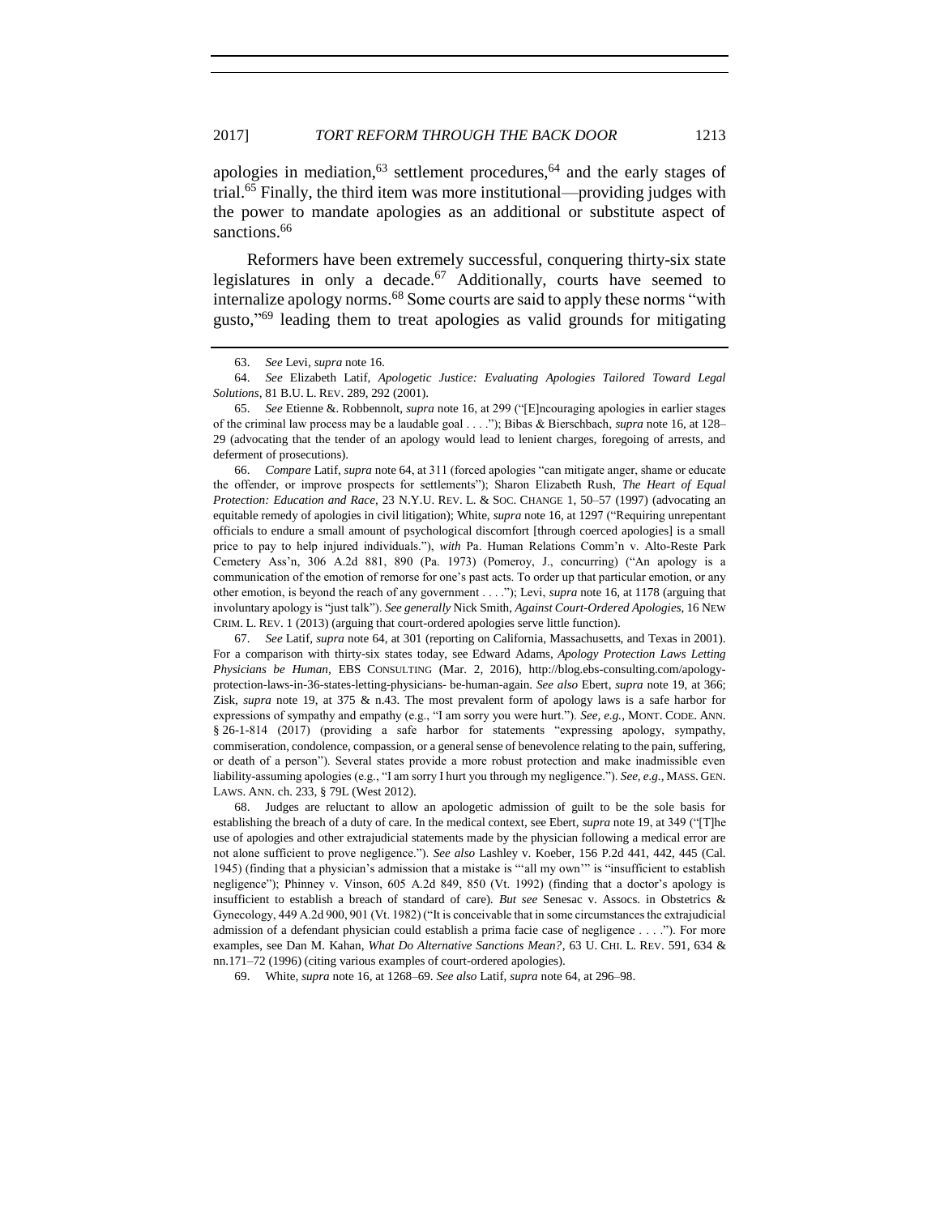apologies in mediation,[63] settlement procedures,[64] and the early stages of trial.[65] Finally, the third item was more institutional—providing judges with the power to mandate apologies as an additional or substitute aspect of sanctions.[66]

Reformers have been extremely successful, conquering thirty-six state legislatures in only a decade.[67] Additionally, courts have seemed to internalize apology norms.[68] Some courts are said to apply these norms "with gusto,"[69] leading them to treat apologies as valid grounds for mitigating

---

63. *See* Levi, *supra* note 16.

64. *See* Elizabeth Latif, *Apologetic Justice: Evaluating Apologies Tailored Toward Legal Solutions*, 81 B.U. L. REV. 289, 292 (2001).

65. *See* Etienne &. Robbennolt, *supra* note 16, at 299 ("[E]ncouraging apologies in earlier stages of the criminal law process may be a laudable goal . . . ."); Bibas & Bierschbach, *supra* note 16, at 128–29 (advocating that the tender of an apology would lead to lenient charges, foregoing of arrests, and deferment of prosecutions).

66. *Compare* Latif, *supra* note 64, at 311 (forced apologies "can mitigate anger, shame or educate the offender, or improve prospects for settlements"); Sharon Elizabeth Rush, *The Heart of Equal Protection: Education and Race*, 23 N.Y.U. REV. L. & SOC. CHANGE 1, 50–57 (1997) (advocating an equitable remedy of apologies in civil litigation); White, *supra* note 16, at 1297 ("Requiring unrepentant officials to endure a small amount of psychological discomfort [through coerced apologies] is a small price to pay to help injured individuals."), *with* Pa. Human Relations Comm'n v. Alto-Reste Park Cemetery Ass'n, 306 A.2d 881, 890 (Pa. 1973) (Pomeroy, J., concurring) ("An apology is a communication of the emotion of remorse for one's past acts. To order up that particular emotion, or any other emotion, is beyond the reach of any government . . . ."); Levi, *supra* note 16, at 1178 (arguing that involuntary apology is "just talk"). *See generally* Nick Smith, *Against Court-Ordered Apologies*, 16 NEW CRIM. L. REV. 1 (2013) (arguing that court-ordered apologies serve little function).

67. *See* Latif, *supra* note 64, at 301 (reporting on California, Massachusetts, and Texas in 2001). For a comparison with thirty-six states today, see Edward Adams, *Apology Protection Laws Letting Physicians be Human*, EBS CONSULTING (Mar. 2, 2016), http://blog.ebs-consulting.com/apology-protection-laws-in-36-states-letting-physicians- be-human-again. *See also* Ebert, *supra* note 19, at 366; Zisk, *supra* note 19, at 375 & n.43. The most prevalent form of apology laws is a safe harbor for expressions of sympathy and empathy (e.g., "I am sorry you were hurt."). *See, e.g.*, MONT. CODE. ANN. § 26-1-814 (2017) (providing a safe harbor for statements "expressing apology, sympathy, commiseration, condolence, compassion, or a general sense of benevolence relating to the pain, suffering, or death of a person"). Several states provide a more robust protection and make inadmissible even liability-assuming apologies (e.g., "I am sorry I hurt you through my negligence."). *See, e.g.*, MASS. GEN. LAWS. ANN. ch. 233, § 79L (West 2012).

68. Judges are reluctant to allow an apologetic admission of guilt to be the sole basis for establishing the breach of a duty of care. In the medical context, see Ebert, *supra* note 19, at 349 ("[T]he use of apologies and other extrajudicial statements made by the physician following a medical error are not alone sufficient to prove negligence."). *See also* Lashley v. Koeber, 156 P.2d 441, 442, 445 (Cal. 1945) (finding that a physician's admission that a mistake is "'all my own'" is "insufficient to establish negligence"); Phinney v. Vinson, 605 A.2d 849, 850 (Vt. 1992) (finding that a doctor's apology is insufficient to establish a breach of standard of care). *But see* Senesac v. Assocs. in Obstetrics & Gynecology, 449 A.2d 900, 901 (Vt. 1982) ("It is conceivable that in some circumstances the extrajudicial admission of a defendant physician could establish a prima facie case of negligence . . . ."). For more examples, see Dan M. Kahan, *What Do Alternative Sanctions Mean?*, 63 U. CHI. L. REV. 591, 634 & nn.171–72 (1996) (citing various examples of court-ordered apologies).

69. White, *supra* note 16, at 1268–69. *See also* Latif, *supra* note 64, at 296–98.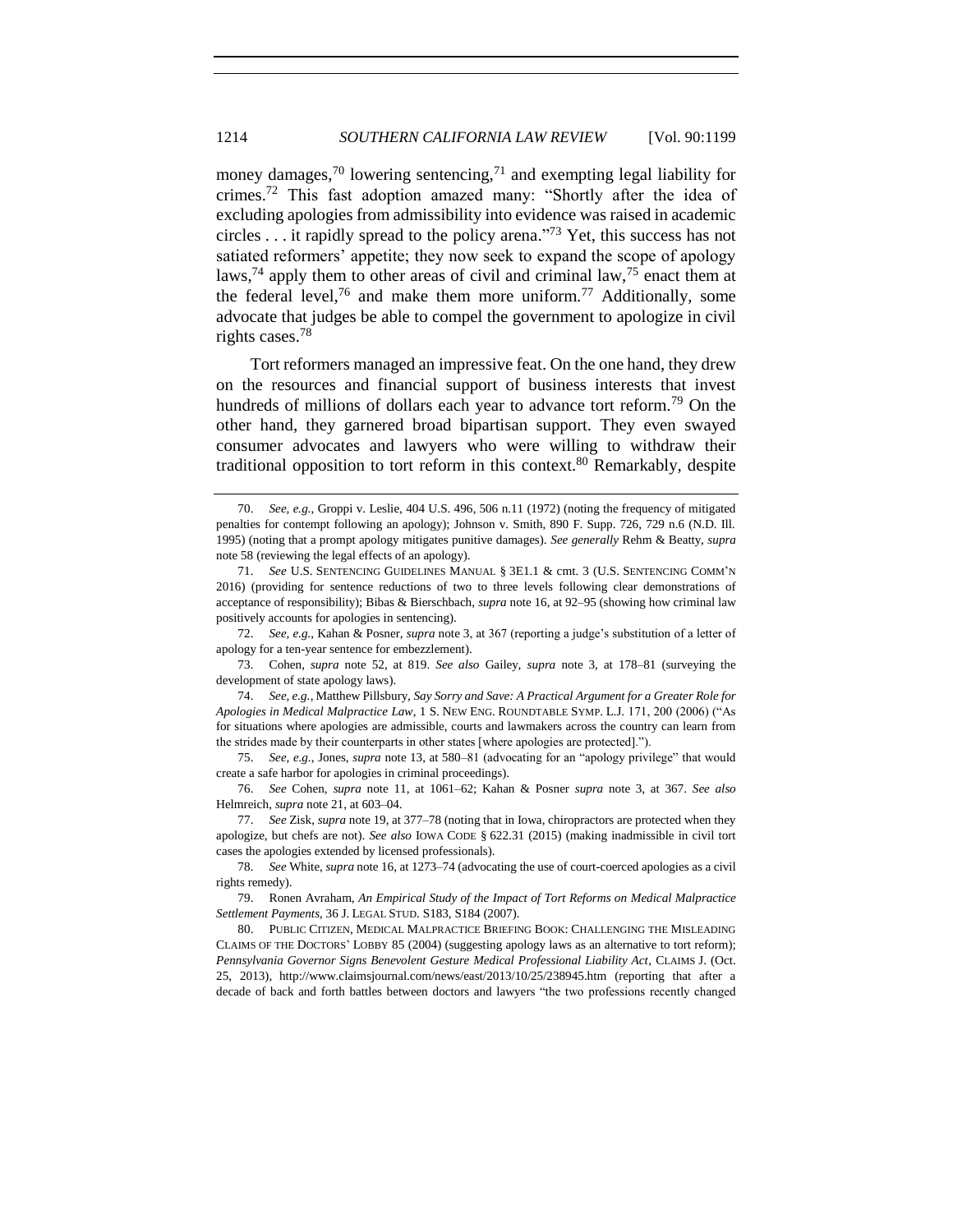money damages,[70] lowering sentencing,[71] and exempting legal liability for crimes.[72] This fast adoption amazed many: "Shortly after the idea of excluding apologies from admissibility into evidence was raised in academic circles . . . it rapidly spread to the policy arena."[73] Yet, this success has not satiated reformers' appetite; they now seek to expand the scope of apology laws,[74] apply them to other areas of civil and criminal law,[75] enact them at the federal level,[76] and make them more uniform.[77] Additionally, some advocate that judges be able to compel the government to apologize in civil rights cases.[78]

Tort reformers managed an impressive feat. On the one hand, they drew on the resources and financial support of business interests that invest hundreds of millions of dollars each year to advance tort reform.[79] On the other hand, they garnered broad bipartisan support. They even swayed consumer advocates and lawyers who were willing to withdraw their traditional opposition to tort reform in this context.[80] Remarkably, despite

---

70. *See, e.g.*, Groppi v. Leslie, 404 U.S. 496, 506 n.11 (1972) (noting the frequency of mitigated penalties for contempt following an apology); Johnson v. Smith, 890 F. Supp. 726, 729 n.6 (N.D. Ill. 1995) (noting that a prompt apology mitigates punitive damages). *See generally* Rehm & Beatty, *supra* note 58 (reviewing the legal effects of an apology).

71. *See* U.S. SENTENCING GUIDELINES MANUAL § 3E1.1 & cmt. 3 (U.S. SENTENCING COMM'N 2016) (providing for sentence reductions of two to three levels following clear demonstrations of acceptance of responsibility); Bibas & Bierschbach, *supra* note 16, at 92–95 (showing how criminal law positively accounts for apologies in sentencing).

72. *See, e.g.*, Kahan & Posner, *supra* note 3, at 367 (reporting a judge's substitution of a letter of apology for a ten-year sentence for embezzlement).

73. Cohen, *supra* note 52, at 819. *See also* Gailey, *supra* note 3, at 178–81 (surveying the development of state apology laws).

74. *See, e.g.*, Matthew Pillsbury, *Say Sorry and Save: A Practical Argument for a Greater Role for Apologies in Medical Malpractice Law*, 1 S. NEW ENG. ROUNDTABLE SYMP. L.J. 171, 200 (2006) ("As for situations where apologies are admissible, courts and lawmakers across the country can learn from the strides made by their counterparts in other states [where apologies are protected].").

75. *See, e.g.*, Jones, *supra* note 13, at 580–81 (advocating for an "apology privilege" that would create a safe harbor for apologies in criminal proceedings).

76. *See* Cohen, *supra* note 11, at 1061–62; Kahan & Posner *supra* note 3, at 367. *See also* Helmreich, *supra* note 21, at 603–04.

77. *See* Zisk, *supra* note 19, at 377–78 (noting that in Iowa, chiropractors are protected when they apologize, but chefs are not). *See also* IOWA CODE § 622.31 (2015) (making inadmissible in civil tort cases the apologies extended by licensed professionals).

78. *See* White, *supra* note 16, at 1273–74 (advocating the use of court-coerced apologies as a civil rights remedy).

79. Ronen Avraham, *An Empirical Study of the Impact of Tort Reforms on Medical Malpractice Settlement Payments*, 36 J. LEGAL STUD. S183, S184 (2007).

80. PUBLIC CITIZEN, MEDICAL MALPRACTICE BRIEFING BOOK: CHALLENGING THE MISLEADING CLAIMS OF THE DOCTORS' LOBBY 85 (2004) (suggesting apology laws as an alternative to tort reform); *Pennsylvania Governor Signs Benevolent Gesture Medical Professional Liability Act*, CLAIMS J. (Oct. 25, 2013), http://www.claimsjournal.com/news/east/2013/10/25/238945.htm (reporting that after a decade of back and forth battles between doctors and lawyers "the two professions recently changed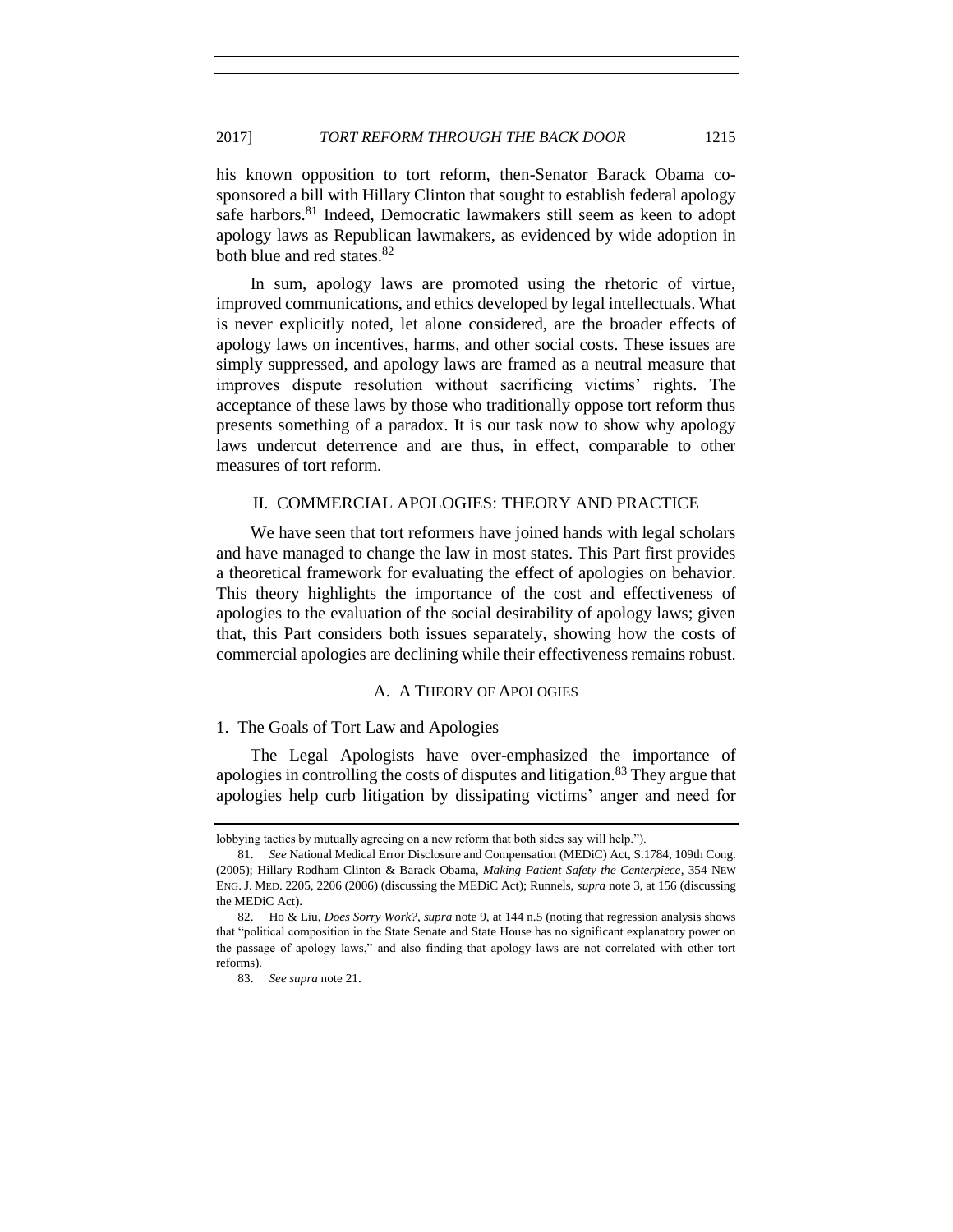his known opposition to tort reform, then-Senator Barack Obama co-sponsored a bill with Hillary Clinton that sought to establish federal apology safe harbors.[81] Indeed, Democratic lawmakers still seem as keen to adopt apology laws as Republican lawmakers, as evidenced by wide adoption in both blue and red states.[82]

In sum, apology laws are promoted using the rhetoric of virtue, improved communications, and ethics developed by legal intellectuals. What is never explicitly noted, let alone considered, are the broader effects of apology laws on incentives, harms, and other social costs. These issues are simply suppressed, and apology laws are framed as a neutral measure that improves dispute resolution without sacrificing victims' rights. The acceptance of these laws by those who traditionally oppose tort reform thus presents something of a paradox. It is our task now to show why apology laws undercut deterrence and are thus, in effect, comparable to other measures of tort reform.

## II. COMMERCIAL APOLOGIES: THEORY AND PRACTICE

We have seen that tort reformers have joined hands with legal scholars and have managed to change the law in most states. This Part first provides a theoretical framework for evaluating the effect of apologies on behavior. This theory highlights the importance of the cost and effectiveness of apologies to the evaluation of the social desirability of apology laws; given that, this Part considers both issues separately, showing how the costs of commercial apologies are declining while their effectiveness remains robust.

### A. A Theory of Apologies

#### 1. The Goals of Tort Law and Apologies

The Legal Apologists have over-emphasized the importance of apologies in controlling the costs of disputes and litigation.[83] They argue that apologies help curb litigation by dissipating victims' anger and need for

---

lobbying tactics by mutually agreeing on a new reform that both sides say will help.").

81. *See* National Medical Error Disclosure and Compensation (MEDiC) Act, S.1784, 109th Cong. (2005); Hillary Rodham Clinton & Barack Obama, *Making Patient Safety the Centerpiece*, 354 NEW ENG. J. MED. 2205, 2206 (2006) (discussing the MEDiC Act); Runnels, *supra* note 3, at 156 (discussing the MEDiC Act).

82. Ho & Liu, *Does Sorry Work?*, *supra* note 9, at 144 n.5 (noting that regression analysis shows that "political composition in the State Senate and State House has no significant explanatory power on the passage of apology laws," and also finding that apology laws are not correlated with other tort reforms).

83. *See supra* note 21.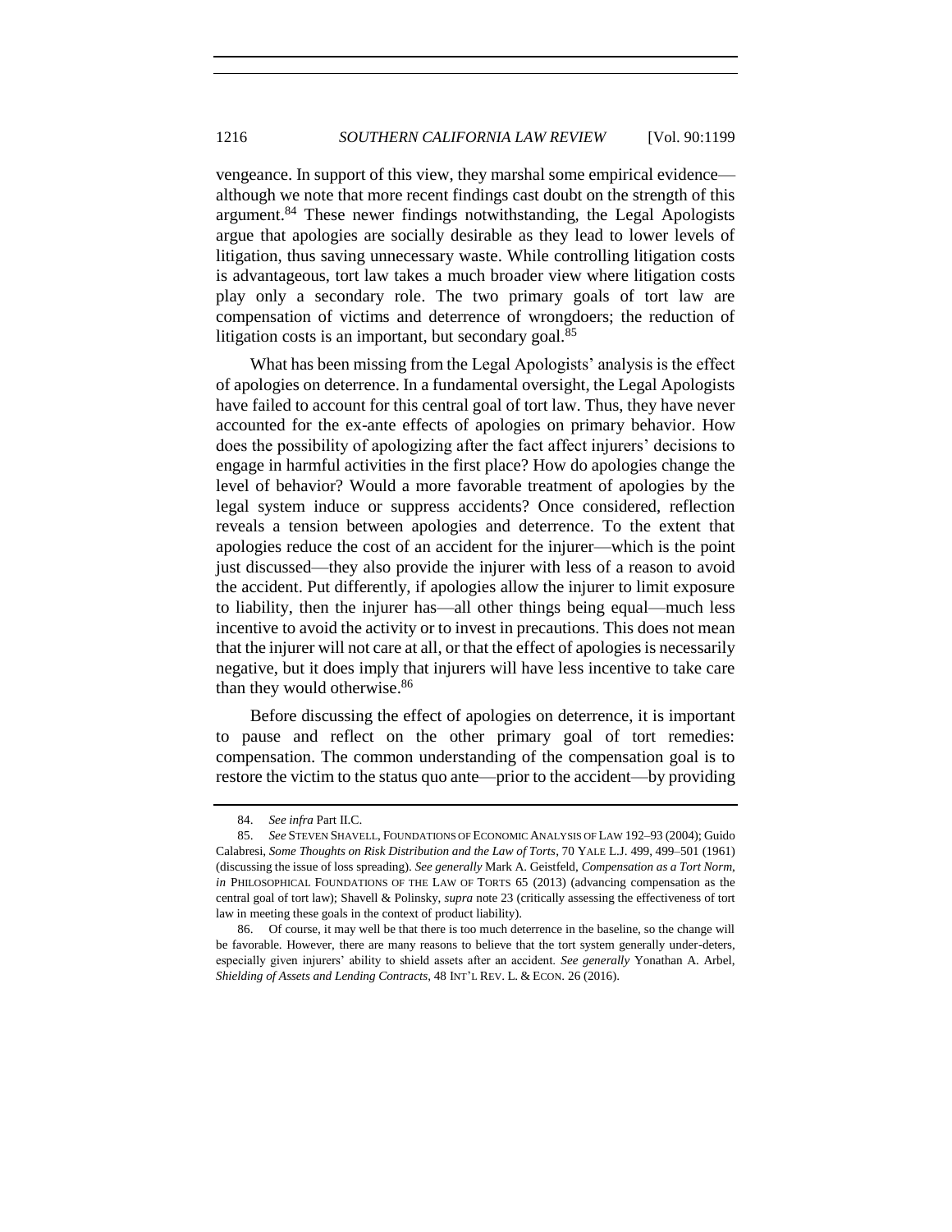vengeance. In support of this view, they marshal some empirical evidence—although we note that more recent findings cast doubt on the strength of this argument.[84] These newer findings notwithstanding, the Legal Apologists argue that apologies are socially desirable as they lead to lower levels of litigation, thus saving unnecessary waste. While controlling litigation costs is advantageous, tort law takes a much broader view where litigation costs play only a secondary role. The two primary goals of tort law are compensation of victims and deterrence of wrongdoers; the reduction of litigation costs is an important, but secondary goal.[85]

What has been missing from the Legal Apologists' analysis is the effect of apologies on deterrence. In a fundamental oversight, the Legal Apologists have failed to account for this central goal of tort law. Thus, they have never accounted for the ex-ante effects of apologies on primary behavior. How does the possibility of apologizing after the fact affect injurers' decisions to engage in harmful activities in the first place? How do apologies change the level of behavior? Would a more favorable treatment of apologies by the legal system induce or suppress accidents? Once considered, reflection reveals a tension between apologies and deterrence. To the extent that apologies reduce the cost of an accident for the injurer—which is the point just discussed—they also provide the injurer with less of a reason to avoid the accident. Put differently, if apologies allow the injurer to limit exposure to liability, then the injurer has—all other things being equal—much less incentive to avoid the activity or to invest in precautions. This does not mean that the injurer will not care at all, or that the effect of apologies is necessarily negative, but it does imply that injurers will have less incentive to take care than they would otherwise.[86]

Before discussing the effect of apologies on deterrence, it is important to pause and reflect on the other primary goal of tort remedies: compensation. The common understanding of the compensation goal is to restore the victim to the status quo ante—prior to the accident—by providing

---

84. *See infra* Part II.C.

85. *See* STEVEN SHAVELL, FOUNDATIONS OF ECONOMIC ANALYSIS OF LAW 192–93 (2004); Guido Calabresi, *Some Thoughts on Risk Distribution and the Law of Torts*, 70 YALE L.J. 499, 499–501 (1961) (discussing the issue of loss spreading). *See generally* Mark A. Geistfeld, *Compensation as a Tort Norm*, *in* PHILOSOPHICAL FOUNDATIONS OF THE LAW OF TORTS 65 (2013) (advancing compensation as the central goal of tort law); Shavell & Polinsky, *supra* note 23 (critically assessing the effectiveness of tort law in meeting these goals in the context of product liability).

86. Of course, it may well be that there is too much deterrence in the baseline, so the change will be favorable. However, there are many reasons to believe that the tort system generally under-deters, especially given injurers' ability to shield assets after an accident. *See generally* Yonathan A. Arbel, *Shielding of Assets and Lending Contracts*, 48 INT'L REV. L. & ECON. 26 (2016).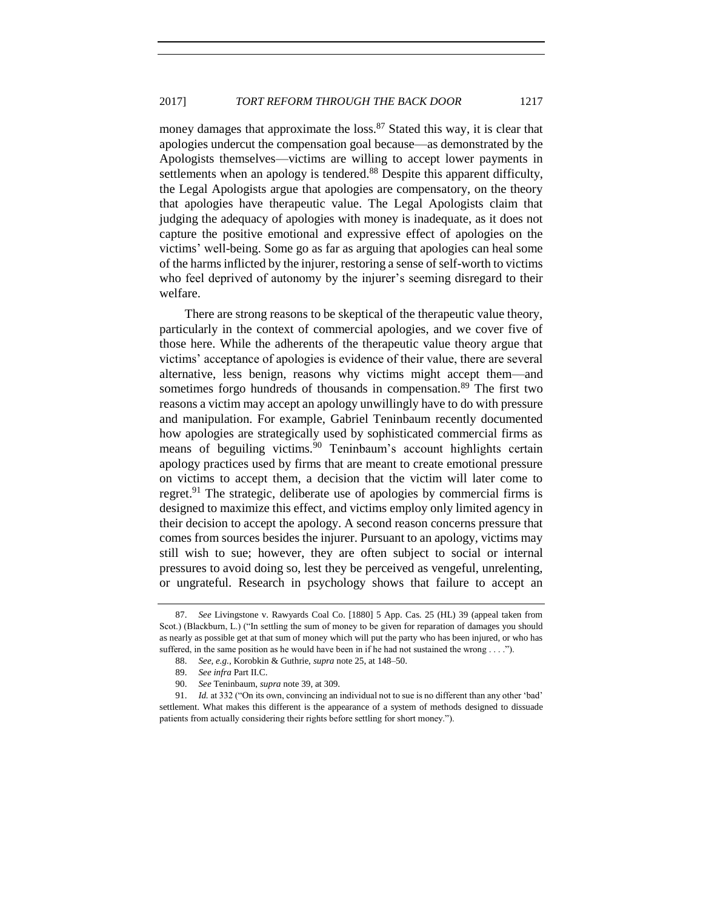money damages that approximate the loss.[87] Stated this way, it is clear that apologies undercut the compensation goal because—as demonstrated by the Apologists themselves—victims are willing to accept lower payments in settlements when an apology is tendered.[88] Despite this apparent difficulty, the Legal Apologists argue that apologies are compensatory, on the theory that apologies have therapeutic value. The Legal Apologists claim that judging the adequacy of apologies with money is inadequate, as it does not capture the positive emotional and expressive effect of apologies on the victims' well-being. Some go as far as arguing that apologies can heal some of the harms inflicted by the injurer, restoring a sense of self-worth to victims who feel deprived of autonomy by the injurer's seeming disregard to their welfare.

There are strong reasons to be skeptical of the therapeutic value theory, particularly in the context of commercial apologies, and we cover five of those here. While the adherents of the therapeutic value theory argue that victims' acceptance of apologies is evidence of their value, there are several alternative, less benign, reasons why victims might accept them—and sometimes forgo hundreds of thousands in compensation.[89] The first two reasons a victim may accept an apology unwillingly have to do with pressure and manipulation. For example, Gabriel Teninbaum recently documented how apologies are strategically used by sophisticated commercial firms as means of beguiling victims.[90] Teninbaum's account highlights certain apology practices used by firms that are meant to create emotional pressure on victims to accept them, a decision that the victim will later come to regret.[91] The strategic, deliberate use of apologies by commercial firms is designed to maximize this effect, and victims employ only limited agency in their decision to accept the apology. A second reason concerns pressure that comes from sources besides the injurer. Pursuant to an apology, victims may still wish to sue; however, they are often subject to social or internal pressures to avoid doing so, lest they be perceived as vengeful, unrelenting, or ungrateful. Research in psychology shows that failure to accept an

---

87. *See* Livingstone v. Rawyards Coal Co. [1880] 5 App. Cas. 25 (HL) 39 (appeal taken from Scot.) (Blackburn, L.) ("In settling the sum of money to be given for reparation of damages you should as nearly as possible get at that sum of money which will put the party who has been injured, or who has suffered, in the same position as he would have been in if he had not sustained the wrong . . . .").

88. *See, e.g.*, Korobkin & Guthrie, *supra* note 25, at 148–50.

89. *See infra* Part II.C.

90. *See* Teninbaum, *supra* note 39, at 309.

91. *Id.* at 332 ("On its own, convincing an individual not to sue is no different than any other 'bad' settlement. What makes this different is the appearance of a system of methods designed to dissuade patients from actually considering their rights before settling for short money.").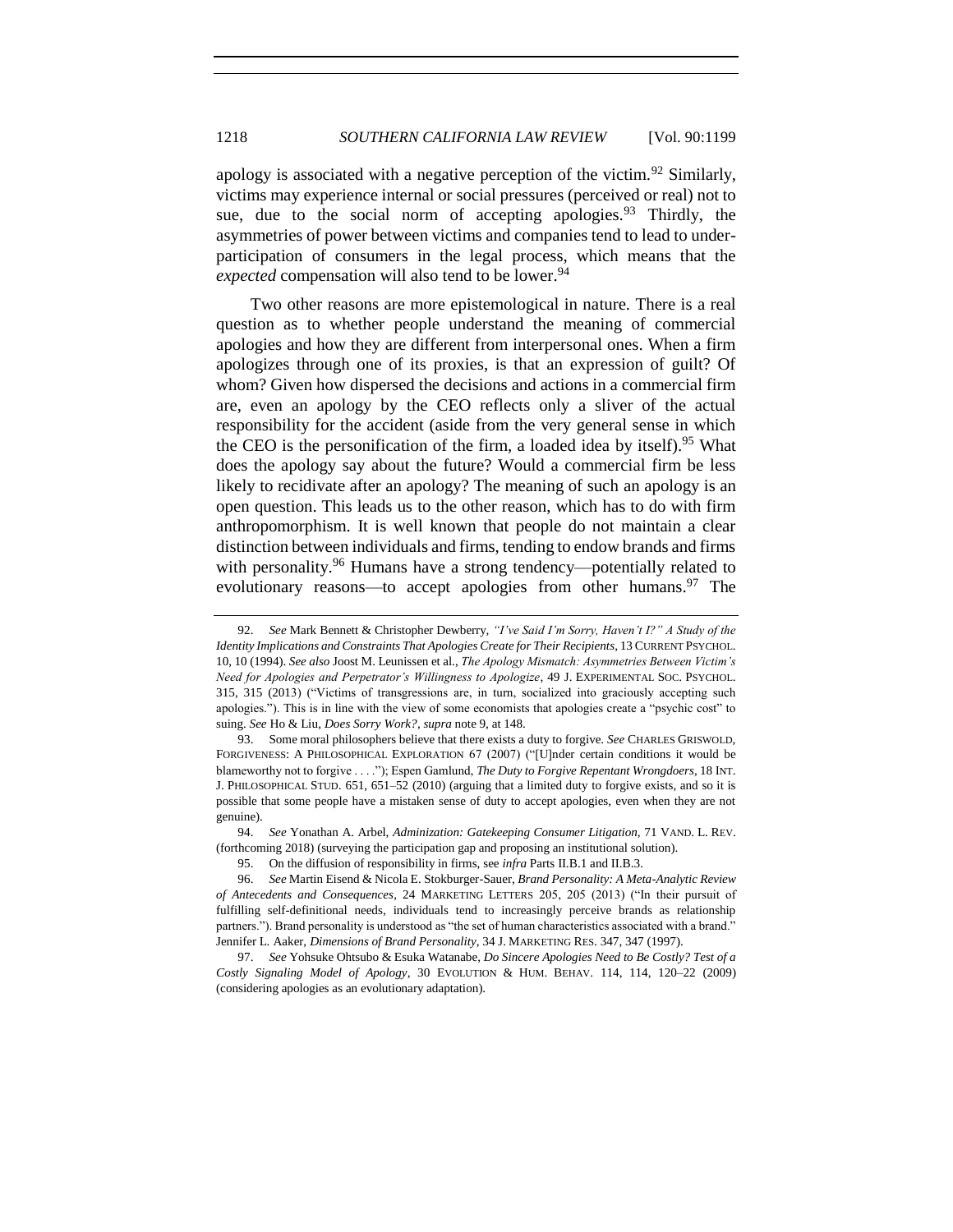apology is associated with a negative perception of the victim.[92] Similarly, victims may experience internal or social pressures (perceived or real) not to sue, due to the social norm of accepting apologies.[93] Thirdly, the asymmetries of power between victims and companies tend to lead to under-participation of consumers in the legal process, which means that the *expected* compensation will also tend to be lower.[94]

Two other reasons are more epistemological in nature. There is a real question as to whether people understand the meaning of commercial apologies and how they are different from interpersonal ones. When a firm apologizes through one of its proxies, is that an expression of guilt? Of whom? Given how dispersed the decisions and actions in a commercial firm are, even an apology by the CEO reflects only a sliver of the actual responsibility for the accident (aside from the very general sense in which the CEO is the personification of the firm, a loaded idea by itself).[95] What does the apology say about the future? Would a commercial firm be less likely to recidivate after an apology? The meaning of such an apology is an open question. This leads us to the other reason, which has to do with firm anthropomorphism. It is well known that people do not maintain a clear distinction between individuals and firms, tending to endow brands and firms with personality.[96] Humans have a strong tendency—potentially related to evolutionary reasons—to accept apologies from other humans.[97] The

---

92. *See* Mark Bennett & Christopher Dewberry, *"I've Said I'm Sorry, Haven't I?" A Study of the Identity Implications and Constraints That Apologies Create for Their Recipients*, 13 CURRENT PSYCHOL. 10, 10 (1994). *See also* Joost M. Leunissen et al., *The Apology Mismatch: Asymmetries Between Victim's Need for Apologies and Perpetrator's Willingness to Apologize*, 49 J. EXPERIMENTAL SOC. PSYCHOL. 315, 315 (2013) ("Victims of transgressions are, in turn, socialized into graciously accepting such apologies."). This is in line with the view of some economists that apologies create a "psychic cost" to suing. *See* Ho & Liu, *Does Sorry Work?*, *supra* note 9, at 148.

93. Some moral philosophers believe that there exists a duty to forgive. *See* CHARLES GRISWOLD, FORGIVENESS: A PHILOSOPHICAL EXPLORATION 67 (2007) ("[U]nder certain conditions it would be blameworthy not to forgive . . . ."); Espen Gamlund, *The Duty to Forgive Repentant Wrongdoers*, 18 INT. J. PHILOSOPHICAL STUD. 651, 651–52 (2010) (arguing that a limited duty to forgive exists, and so it is possible that some people have a mistaken sense of duty to accept apologies, even when they are not genuine).

94. *See* Yonathan A. Arbel, *Adminization: Gatekeeping Consumer Litigation*, 71 VAND. L. REV. (forthcoming 2018) (surveying the participation gap and proposing an institutional solution).

95. On the diffusion of responsibility in firms, see *infra* Parts II.B.1 and II.B.3.

96. *See* Martin Eisend & Nicola E. Stokburger-Sauer, *Brand Personality: A Meta-Analytic Review of Antecedents and Consequences*, 24 MARKETING LETTERS 205, 205 (2013) ("In their pursuit of fulfilling self-definitional needs, individuals tend to increasingly perceive brands as relationship partners."). Brand personality is understood as "the set of human characteristics associated with a brand." Jennifer L. Aaker, *Dimensions of Brand Personality*, 34 J. MARKETING RES. 347, 347 (1997).

97. *See* Yohsuke Ohtsubo & Esuka Watanabe, *Do Sincere Apologies Need to Be Costly? Test of a Costly Signaling Model of Apology*, 30 EVOLUTION & HUM. BEHAV. 114, 114, 120–22 (2009) (considering apologies as an evolutionary adaptation).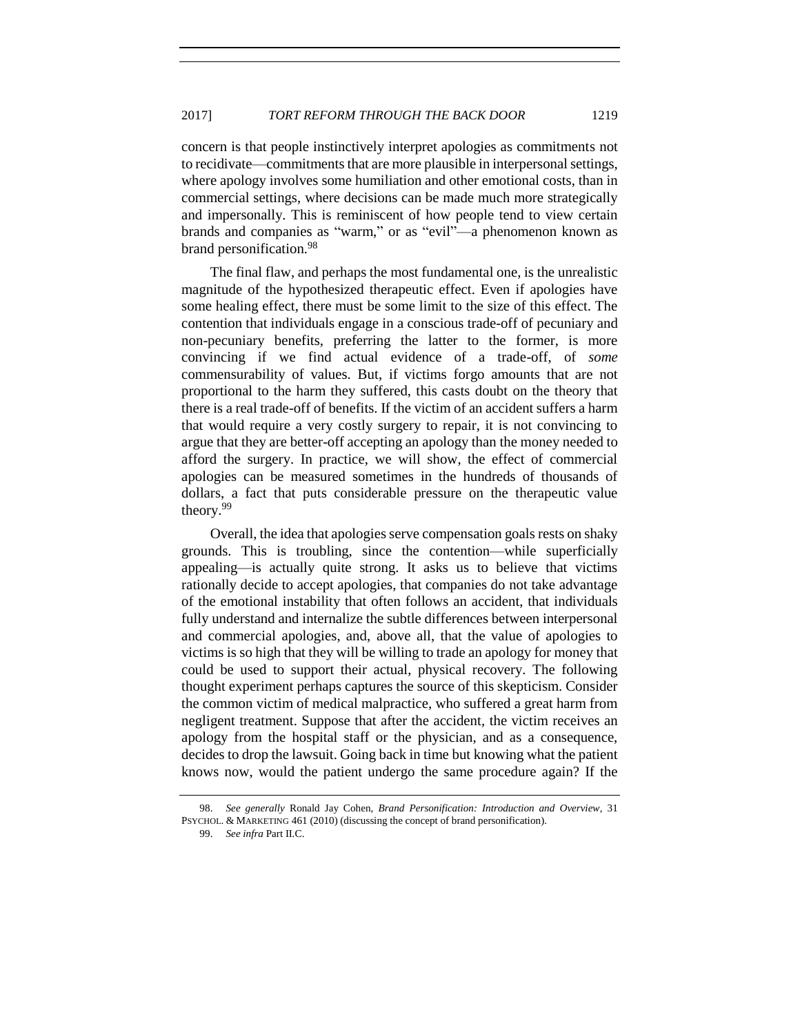concern is that people instinctively interpret apologies as commitments not to recidivate—commitments that are more plausible in interpersonal settings, where apology involves some humiliation and other emotional costs, than in commercial settings, where decisions can be made much more strategically and impersonally. This is reminiscent of how people tend to view certain brands and companies as "warm," or as "evil"—a phenomenon known as brand personification.[98]

The final flaw, and perhaps the most fundamental one, is the unrealistic magnitude of the hypothesized therapeutic effect. Even if apologies have some healing effect, there must be some limit to the size of this effect. The contention that individuals engage in a conscious trade-off of pecuniary and non-pecuniary benefits, preferring the latter to the former, is more convincing if we find actual evidence of a trade-off, of *some* commensurability of values. But, if victims forgo amounts that are not proportional to the harm they suffered, this casts doubt on the theory that there is a real trade-off of benefits. If the victim of an accident suffers a harm that would require a very costly surgery to repair, it is not convincing to argue that they are better-off accepting an apology than the money needed to afford the surgery. In practice, we will show, the effect of commercial apologies can be measured sometimes in the hundreds of thousands of dollars, a fact that puts considerable pressure on the therapeutic value theory.[99]

Overall, the idea that apologies serve compensation goals rests on shaky grounds. This is troubling, since the contention—while superficially appealing—is actually quite strong. It asks us to believe that victims rationally decide to accept apologies, that companies do not take advantage of the emotional instability that often follows an accident, that individuals fully understand and internalize the subtle differences between interpersonal and commercial apologies, and, above all, that the value of apologies to victims is so high that they will be willing to trade an apology for money that could be used to support their actual, physical recovery. The following thought experiment perhaps captures the source of this skepticism. Consider the common victim of medical malpractice, who suffered a great harm from negligent treatment. Suppose that after the accident, the victim receives an apology from the hospital staff or the physician, and as a consequence, decides to drop the lawsuit. Going back in time but knowing what the patient knows now, would the patient undergo the same procedure again? If the

98. *See generally* Ronald Jay Cohen, *Brand Personification: Introduction and Overview*, 31 PSYCHOL. & MARKETING 461 (2010) (discussing the concept of brand personification).

99. *See infra* Part II.C.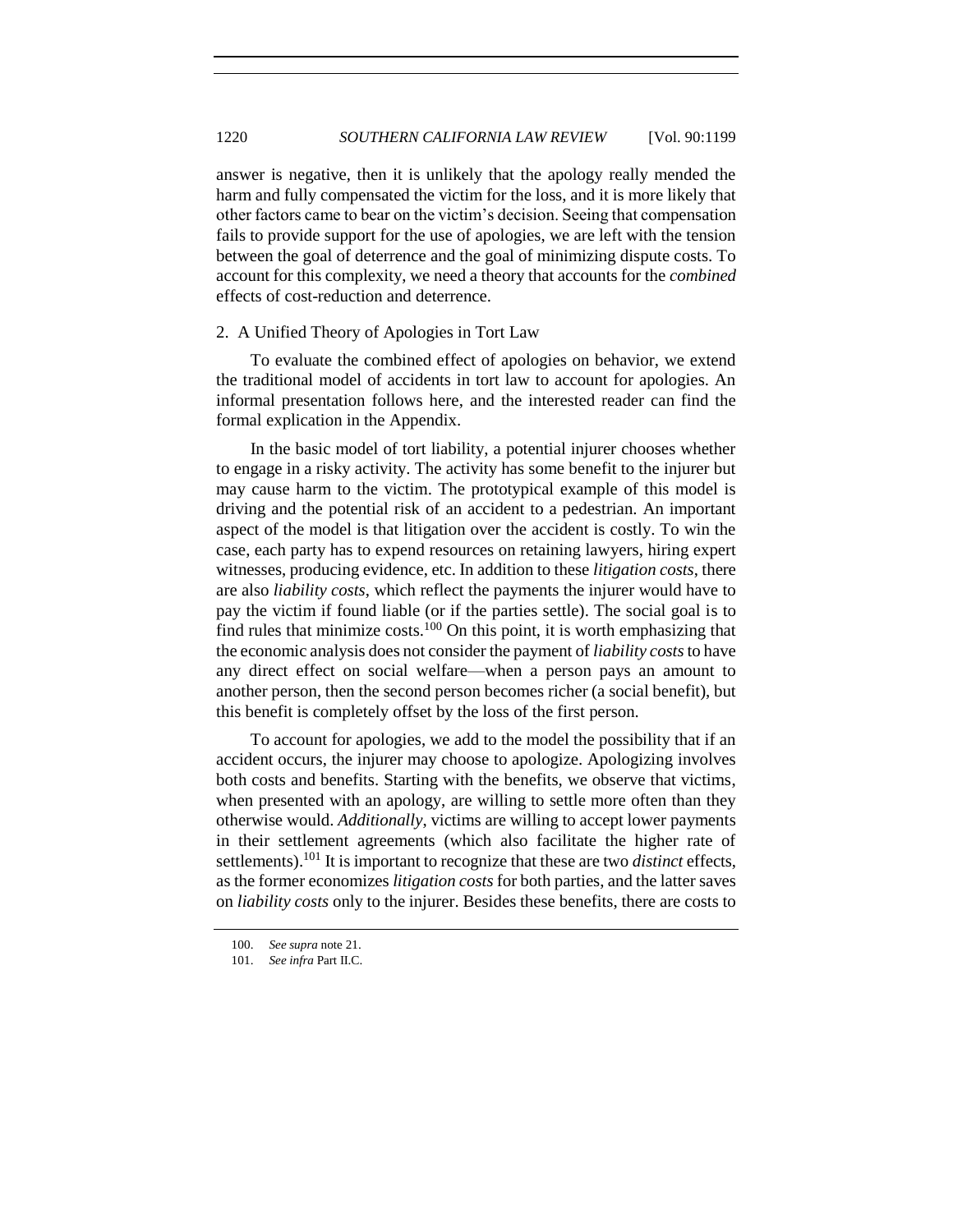answer is negative, then it is unlikely that the apology really mended the harm and fully compensated the victim for the loss, and it is more likely that other factors came to bear on the victim's decision. Seeing that compensation fails to provide support for the use of apologies, we are left with the tension between the goal of deterrence and the goal of minimizing dispute costs. To account for this complexity, we need a theory that accounts for the *combined* effects of cost-reduction and deterrence.

### 2. A Unified Theory of Apologies in Tort Law

To evaluate the combined effect of apologies on behavior, we extend the traditional model of accidents in tort law to account for apologies. An informal presentation follows here, and the interested reader can find the formal explication in the Appendix.

In the basic model of tort liability, a potential injurer chooses whether to engage in a risky activity. The activity has some benefit to the injurer but may cause harm to the victim. The prototypical example of this model is driving and the potential risk of an accident to a pedestrian. An important aspect of the model is that litigation over the accident is costly. To win the case, each party has to expend resources on retaining lawyers, hiring expert witnesses, producing evidence, etc. In addition to these *litigation costs*, there are also *liability costs*, which reflect the payments the injurer would have to pay the victim if found liable (or if the parties settle). The social goal is to find rules that minimize costs.[100] On this point, it is worth emphasizing that the economic analysis does not consider the payment of *liability costs* to have any direct effect on social welfare—when a person pays an amount to another person, then the second person becomes richer (a social benefit), but this benefit is completely offset by the loss of the first person.

To account for apologies, we add to the model the possibility that if an accident occurs, the injurer may choose to apologize. Apologizing involves both costs and benefits. Starting with the benefits, we observe that victims, when presented with an apology, are willing to settle more often than they otherwise would. *Additionally*, victims are willing to accept lower payments in their settlement agreements (which also facilitate the higher rate of settlements).[101] It is important to recognize that these are two *distinct* effects, as the former economizes *litigation costs* for both parties, and the latter saves on *liability costs* only to the injurer. Besides these benefits, there are costs to

100. *See supra* note 21.

101. *See infra* Part II.C.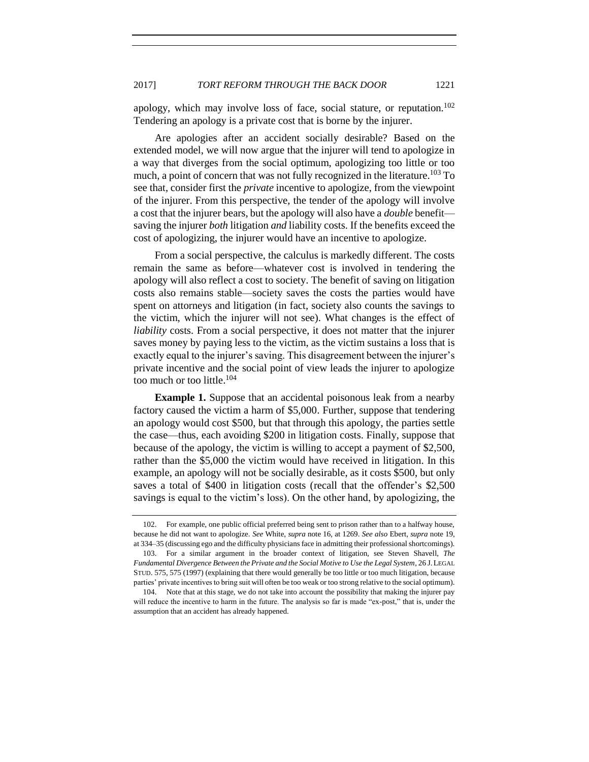apology, which may involve loss of face, social stature, or reputation.[102] Tendering an apology is a private cost that is borne by the injurer.

Are apologies after an accident socially desirable? Based on the extended model, we will now argue that the injurer will tend to apologize in a way that diverges from the social optimum, apologizing too little or too much, a point of concern that was not fully recognized in the literature.[103] To see that, consider first the *private* incentive to apologize, from the viewpoint of the injurer. From this perspective, the tender of the apology will involve a cost that the injurer bears, but the apology will also have a *double* benefit—saving the injurer *both* litigation *and* liability costs. If the benefits exceed the cost of apologizing, the injurer would have an incentive to apologize.

From a social perspective, the calculus is markedly different. The costs remain the same as before—whatever cost is involved in tendering the apology will also reflect a cost to society. The benefit of saving on litigation costs also remains stable—society saves the costs the parties would have spent on attorneys and litigation (in fact, society also counts the savings to the victim, which the injurer will not see). What changes is the effect of *liability* costs. From a social perspective, it does not matter that the injurer saves money by paying less to the victim, as the victim sustains a loss that is exactly equal to the injurer's saving. This disagreement between the injurer's private incentive and the social point of view leads the injurer to apologize too much or too little.[104]

**Example 1.** Suppose that an accidental poisonous leak from a nearby factory caused the victim a harm of $5,000. Further, suppose that tendering an apology would cost $500, but that through this apology, the parties settle the case—thus, each avoiding $200 in litigation costs. Finally, suppose that because of the apology, the victim is willing to accept a payment of $2,500, rather than the $5,000 the victim would have received in litigation. In this example, an apology will not be socially desirable, as it costs $500, but only saves a total of $400 in litigation costs (recall that the offender's $2,500 savings is equal to the victim's loss). On the other hand, by apologizing, the

---

102. For example, one public official preferred being sent to prison rather than to a halfway house, because he did not want to apologize. *See* White, *supra* note 16, at 1269. *See also* Ebert, *supra* note 19, at 334–35 (discussing ego and the difficulty physicians face in admitting their professional shortcomings).

103. For a similar argument in the broader context of litigation, see Steven Shavell, *The Fundamental Divergence Between the Private and the Social Motive to Use the Legal System*, 26 J. LEGAL STUD. 575, 575 (1997) (explaining that there would generally be too little or too much litigation, because parties' private incentives to bring suit will often be too weak or too strong relative to the social optimum).

104. Note that at this stage, we do not take into account the possibility that making the injurer pay will reduce the incentive to harm in the future. The analysis so far is made "ex-post," that is, under the assumption that an accident has already happened.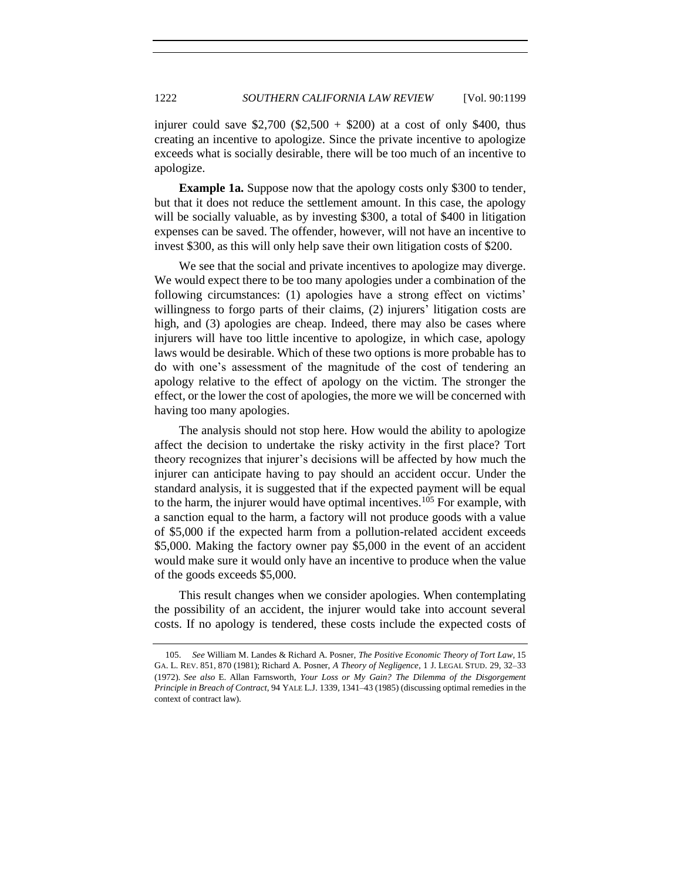injurer could save $2,700 ($2,500 + $200) at a cost of only $400, thus creating an incentive to apologize. Since the private incentive to apologize exceeds what is socially desirable, there will be too much of an incentive to apologize.

**Example 1a.** Suppose now that the apology costs only $300 to tender, but that it does not reduce the settlement amount. In this case, the apology will be socially valuable, as by investing $300, a total of $400 in litigation expenses can be saved. The offender, however, will not have an incentive to invest $300, as this will only help save their own litigation costs of $200.

We see that the social and private incentives to apologize may diverge. We would expect there to be too many apologies under a combination of the following circumstances: (1) apologies have a strong effect on victims' willingness to forgo parts of their claims, (2) injurers' litigation costs are high, and (3) apologies are cheap. Indeed, there may also be cases where injurers will have too little incentive to apologize, in which case, apology laws would be desirable. Which of these two options is more probable has to do with one's assessment of the magnitude of the cost of tendering an apology relative to the effect of apology on the victim. The stronger the effect, or the lower the cost of apologies, the more we will be concerned with having too many apologies.

The analysis should not stop here. How would the ability to apologize affect the decision to undertake the risky activity in the first place? Tort theory recognizes that injurer's decisions will be affected by how much the injurer can anticipate having to pay should an accident occur. Under the standard analysis, it is suggested that if the expected payment will be equal to the harm, the injurer would have optimal incentives.[105] For example, with a sanction equal to the harm, a factory will not produce goods with a value of $5,000 if the expected harm from a pollution-related accident exceeds $5,000. Making the factory owner pay $5,000 in the event of an accident would make sure it would only have an incentive to produce when the value of the goods exceeds $5,000.

This result changes when we consider apologies. When contemplating the possibility of an accident, the injurer would take into account several costs. If no apology is tendered, these costs include the expected costs of

---

105. *See* William M. Landes & Richard A. Posner, *The Positive Economic Theory of Tort Law*, 15 GA. L. REV. 851, 870 (1981); Richard A. Posner, *A Theory of Negligence*, 1 J. LEGAL STUD. 29, 32–33 (1972). *See also* E. Allan Farnsworth, *Your Loss or My Gain? The Dilemma of the Disgorgement Principle in Breach of Contract*, 94 YALE L.J. 1339, 1341–43 (1985) (discussing optimal remedies in the context of contract law).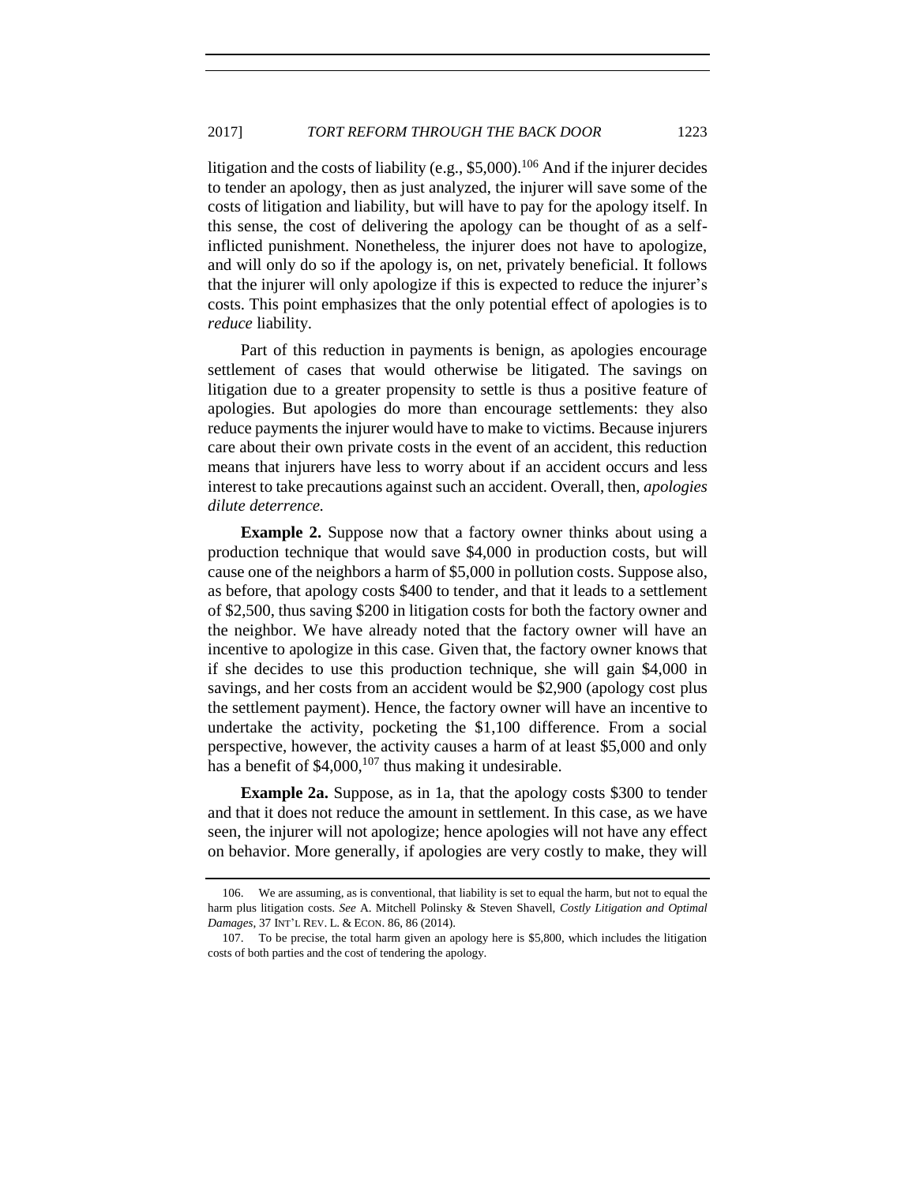litigation and the costs of liability (e.g., $5,000).[106] And if the injurer decides to tender an apology, then as just analyzed, the injurer will save some of the costs of litigation and liability, but will have to pay for the apology itself. In this sense, the cost of delivering the apology can be thought of as a self-inflicted punishment. Nonetheless, the injurer does not have to apologize, and will only do so if the apology is, on net, privately beneficial. It follows that the injurer will only apologize if this is expected to reduce the injurer's costs. This point emphasizes that the only potential effect of apologies is to *reduce* liability.

Part of this reduction in payments is benign, as apologies encourage settlement of cases that would otherwise be litigated. The savings on litigation due to a greater propensity to settle is thus a positive feature of apologies. But apologies do more than encourage settlements: they also reduce payments the injurer would have to make to victims. Because injurers care about their own private costs in the event of an accident, this reduction means that injurers have less to worry about if an accident occurs and less interest to take precautions against such an accident. Overall, then, *apologies dilute deterrence.*

**Example 2.** Suppose now that a factory owner thinks about using a production technique that would save $4,000 in production costs, but will cause one of the neighbors a harm of $5,000 in pollution costs. Suppose also, as before, that apology costs $400 to tender, and that it leads to a settlement of $2,500, thus saving $200 in litigation costs for both the factory owner and the neighbor. We have already noted that the factory owner will have an incentive to apologize in this case. Given that, the factory owner knows that if she decides to use this production technique, she will gain $4,000 in savings, and her costs from an accident would be $2,900 (apology cost plus the settlement payment). Hence, the factory owner will have an incentive to undertake the activity, pocketing the $1,100 difference. From a social perspective, however, the activity causes a harm of at least $5,000 and only has a benefit of $4,000,[107] thus making it undesirable.

**Example 2a.** Suppose, as in 1a, that the apology costs $300 to tender and that it does not reduce the amount in settlement. In this case, as we have seen, the injurer will not apologize; hence apologies will not have any effect on behavior. More generally, if apologies are very costly to make, they will

---

106. We are assuming, as is conventional, that liability is set to equal the harm, but not to equal the harm plus litigation costs. *See* A. Mitchell Polinsky & Steven Shavell, *Costly Litigation and Optimal Damages*, 37 INT'L REV. L. & ECON. 86, 86 (2014).

107. To be precise, the total harm given an apology here is $5,800, which includes the litigation costs of both parties and the cost of tendering the apology.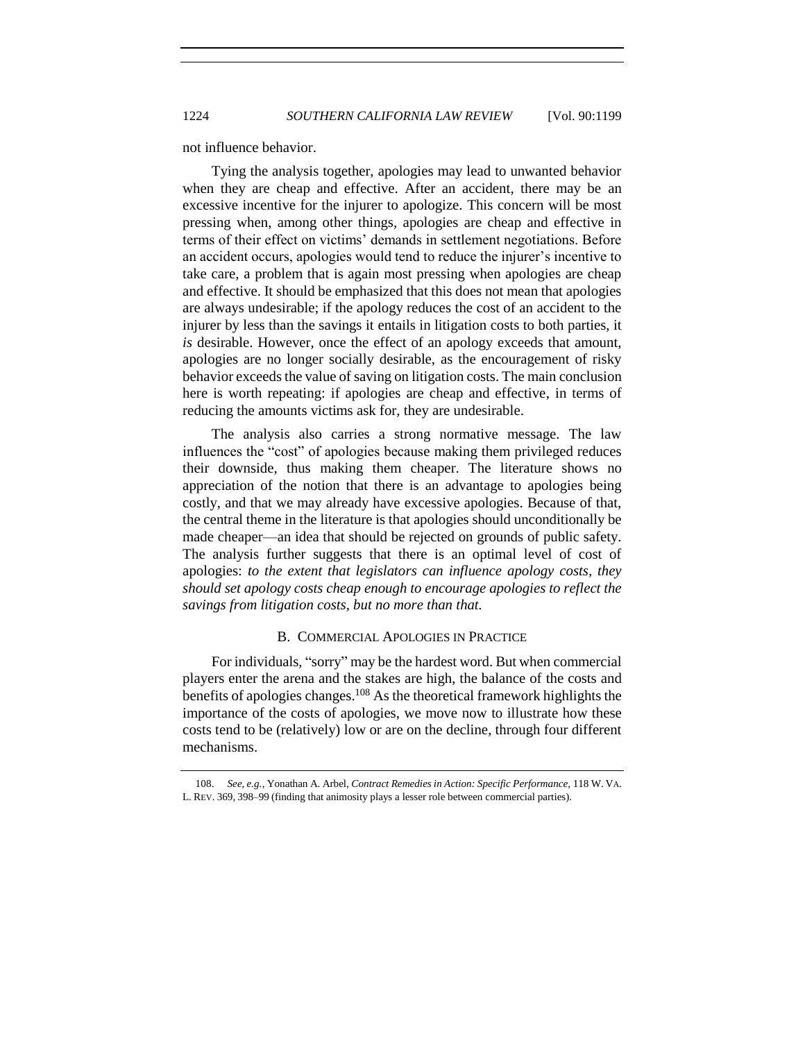not influence behavior.

Tying the analysis together, apologies may lead to unwanted behavior when they are cheap and effective. After an accident, there may be an excessive incentive for the injurer to apologize. This concern will be most pressing when, among other things, apologies are cheap and effective in terms of their effect on victims' demands in settlement negotiations. Before an accident occurs, apologies would tend to reduce the injurer's incentive to take care, a problem that is again most pressing when apologies are cheap and effective. It should be emphasized that this does not mean that apologies are always undesirable; if the apology reduces the cost of an accident to the injurer by less than the savings it entails in litigation costs to both parties, it *is* desirable. However, once the effect of an apology exceeds that amount, apologies are no longer socially desirable, as the encouragement of risky behavior exceeds the value of saving on litigation costs. The main conclusion here is worth repeating: if apologies are cheap and effective, in terms of reducing the amounts victims ask for, they are undesirable.

The analysis also carries a strong normative message. The law influences the "cost" of apologies because making them privileged reduces their downside, thus making them cheaper. The literature shows no appreciation of the notion that there is an advantage to apologies being costly, and that we may already have excessive apologies. Because of that, the central theme in the literature is that apologies should unconditionally be made cheaper—an idea that should be rejected on grounds of public safety. The analysis further suggests that there is an optimal level of cost of apologies: *to the extent that legislators can influence apology costs, they should set apology costs cheap enough to encourage apologies to reflect the savings from litigation costs, but no more than that.*

### B. Commercial Apologies in Practice

For individuals, "sorry" may be the hardest word. But when commercial players enter the arena and the stakes are high, the balance of the costs and benefits of apologies changes.[108] As the theoretical framework highlights the importance of the costs of apologies, we move now to illustrate how these costs tend to be (relatively) low or are on the decline, through four different mechanisms.

---

108. *See, e.g.*, Yonathan A. Arbel, *Contract Remedies in Action: Specific Performance*, 118 W. VA. L. REV. 369, 398–99 (finding that animosity plays a lesser role between commercial parties).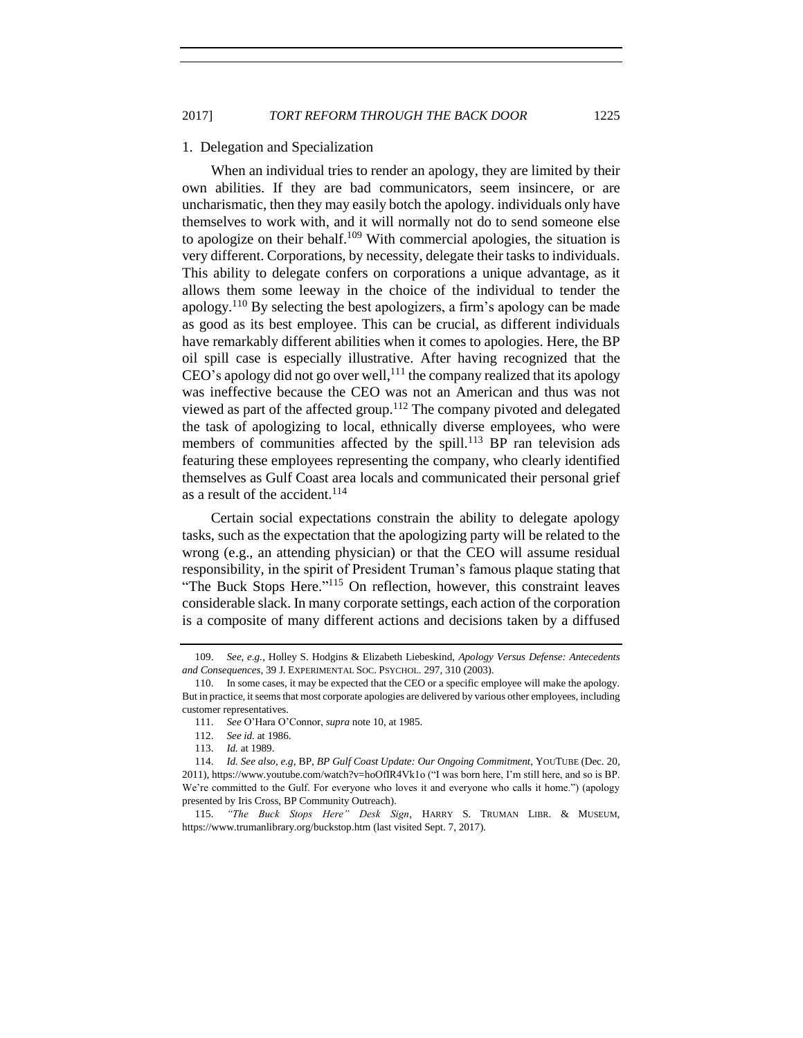### 1. Delegation and Specialization

When an individual tries to render an apology, they are limited by their own abilities. If they are bad communicators, seem insincere, or are uncharismatic, then they may easily botch the apology. individuals only have themselves to work with, and it will normally not do to send someone else to apologize on their behalf.[109] With commercial apologies, the situation is very different. Corporations, by necessity, delegate their tasks to individuals. This ability to delegate confers on corporations a unique advantage, as it allows them some leeway in the choice of the individual to tender the apology.[110] By selecting the best apologizers, a firm's apology can be made as good as its best employee. This can be crucial, as different individuals have remarkably different abilities when it comes to apologies. Here, the BP oil spill case is especially illustrative. After having recognized that the CEO's apology did not go over well,[111] the company realized that its apology was ineffective because the CEO was not an American and thus was not viewed as part of the affected group.[112] The company pivoted and delegated the task of apologizing to local, ethnically diverse employees, who were members of communities affected by the spill.[113] BP ran television ads featuring these employees representing the company, who clearly identified themselves as Gulf Coast area locals and communicated their personal grief as a result of the accident.[114]

Certain social expectations constrain the ability to delegate apology tasks, such as the expectation that the apologizing party will be related to the wrong (e.g., an attending physician) or that the CEO will assume residual responsibility, in the spirit of President Truman's famous plaque stating that "The Buck Stops Here."[115] On reflection, however, this constraint leaves considerable slack. In many corporate settings, each action of the corporation is a composite of many different actions and decisions taken by a diffused

---

109. *See, e.g.*, Holley S. Hodgins & Elizabeth Liebeskind, *Apology Versus Defense: Antecedents and Consequences*, 39 J. EXPERIMENTAL SOC. PSYCHOL. 297, 310 (2003).

110. In some cases, it may be expected that the CEO or a specific employee will make the apology. But in practice, it seems that most corporate apologies are delivered by various other employees, including customer representatives.

111. *See* O'Hara O'Connor, *supra* note 10, at 1985.

112. *See id.* at 1986.

113. *Id.* at 1989.

114. *Id. See also, e.g*, BP, *BP Gulf Coast Update: Our Ongoing Commitment*, YOUTUBE (Dec. 20, 2011), https://www.youtube.com/watch?v=hoOfIR4Vk1o ("I was born here, I'm still here, and so is BP. We're committed to the Gulf. For everyone who loves it and everyone who calls it home.") (apology presented by Iris Cross, BP Community Outreach).

115. *"The Buck Stops Here" Desk Sign*, HARRY S. TRUMAN LIBR. & MUSEUM, https://www.trumanlibrary.org/buckstop.htm (last visited Sept. 7, 2017).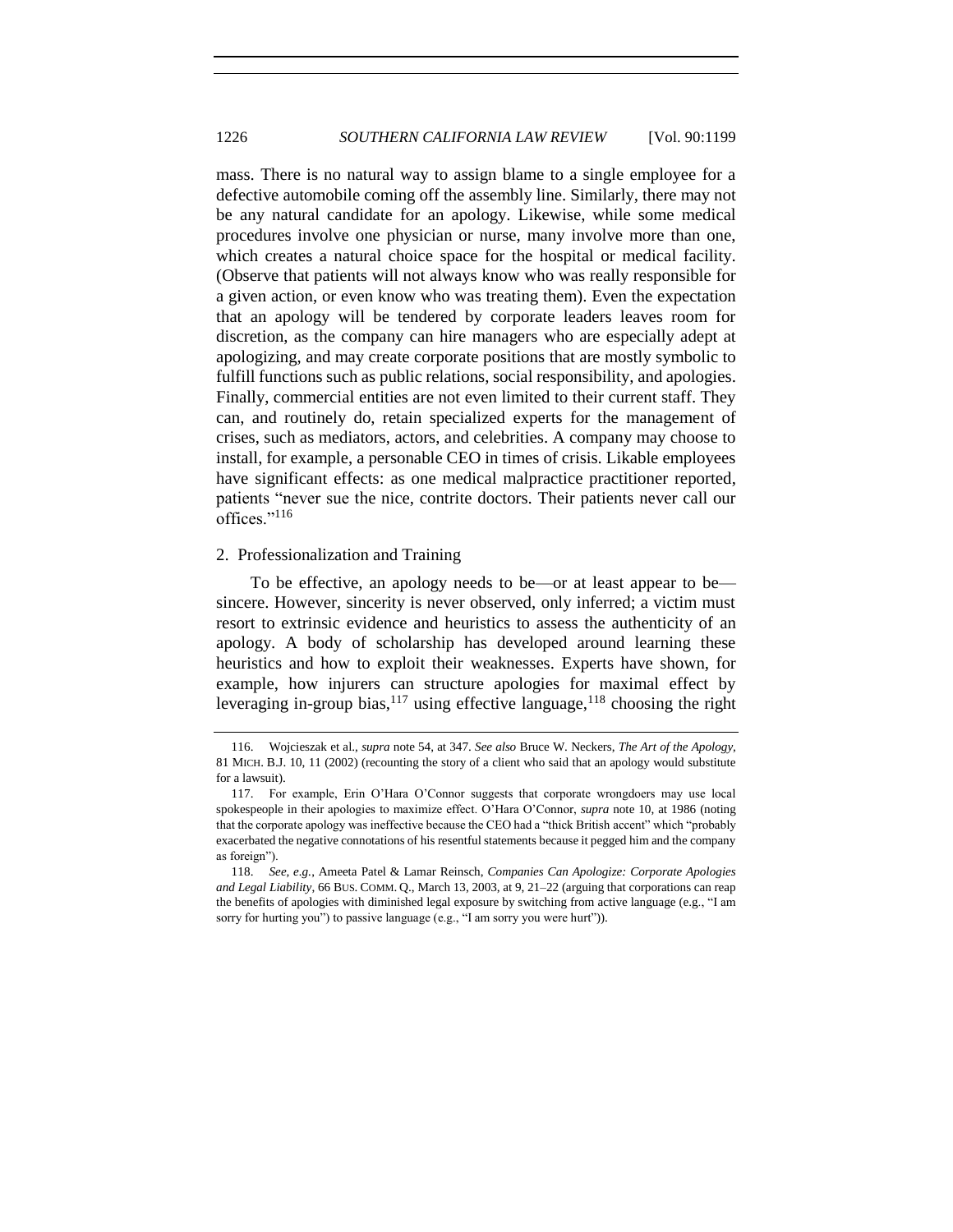mass. There is no natural way to assign blame to a single employee for a defective automobile coming off the assembly line. Similarly, there may not be any natural candidate for an apology. Likewise, while some medical procedures involve one physician or nurse, many involve more than one, which creates a natural choice space for the hospital or medical facility. (Observe that patients will not always know who was really responsible for a given action, or even know who was treating them). Even the expectation that an apology will be tendered by corporate leaders leaves room for discretion, as the company can hire managers who are especially adept at apologizing, and may create corporate positions that are mostly symbolic to fulfill functions such as public relations, social responsibility, and apologies. Finally, commercial entities are not even limited to their current staff. They can, and routinely do, retain specialized experts for the management of crises, such as mediators, actors, and celebrities. A company may choose to install, for example, a personable CEO in times of crisis. Likable employees have significant effects: as one medical malpractice practitioner reported, patients "never sue the nice, contrite doctors. Their patients never call our offices."[116]

### 2. Professionalization and Training

To be effective, an apology needs to be—or at least appear to be—sincere. However, sincerity is never observed, only inferred; a victim must resort to extrinsic evidence and heuristics to assess the authenticity of an apology. A body of scholarship has developed around learning these heuristics and how to exploit their weaknesses. Experts have shown, for example, how injurers can structure apologies for maximal effect by leveraging in-group bias,[117] using effective language,[118] choosing the right

---

116. Wojcieszak et al., *supra* note 54, at 347. *See also* Bruce W. Neckers, *The Art of the Apology*, 81 MICH. B.J. 10, 11 (2002) (recounting the story of a client who said that an apology would substitute for a lawsuit).

117. For example, Erin O'Hara O'Connor suggests that corporate wrongdoers may use local spokespeople in their apologies to maximize effect. O'Hara O'Connor, *supra* note 10, at 1986 (noting that the corporate apology was ineffective because the CEO had a "thick British accent" which "probably exacerbated the negative connotations of his resentful statements because it pegged him and the company as foreign").

118. *See, e.g.*, Ameeta Patel & Lamar Reinsch, *Companies Can Apologize: Corporate Apologies and Legal Liability*, 66 BUS. COMM. Q., March 13, 2003, at 9, 21–22 (arguing that corporations can reap the benefits of apologies with diminished legal exposure by switching from active language (e.g., "I am sorry for hurting you") to passive language (e.g., "I am sorry you were hurt")).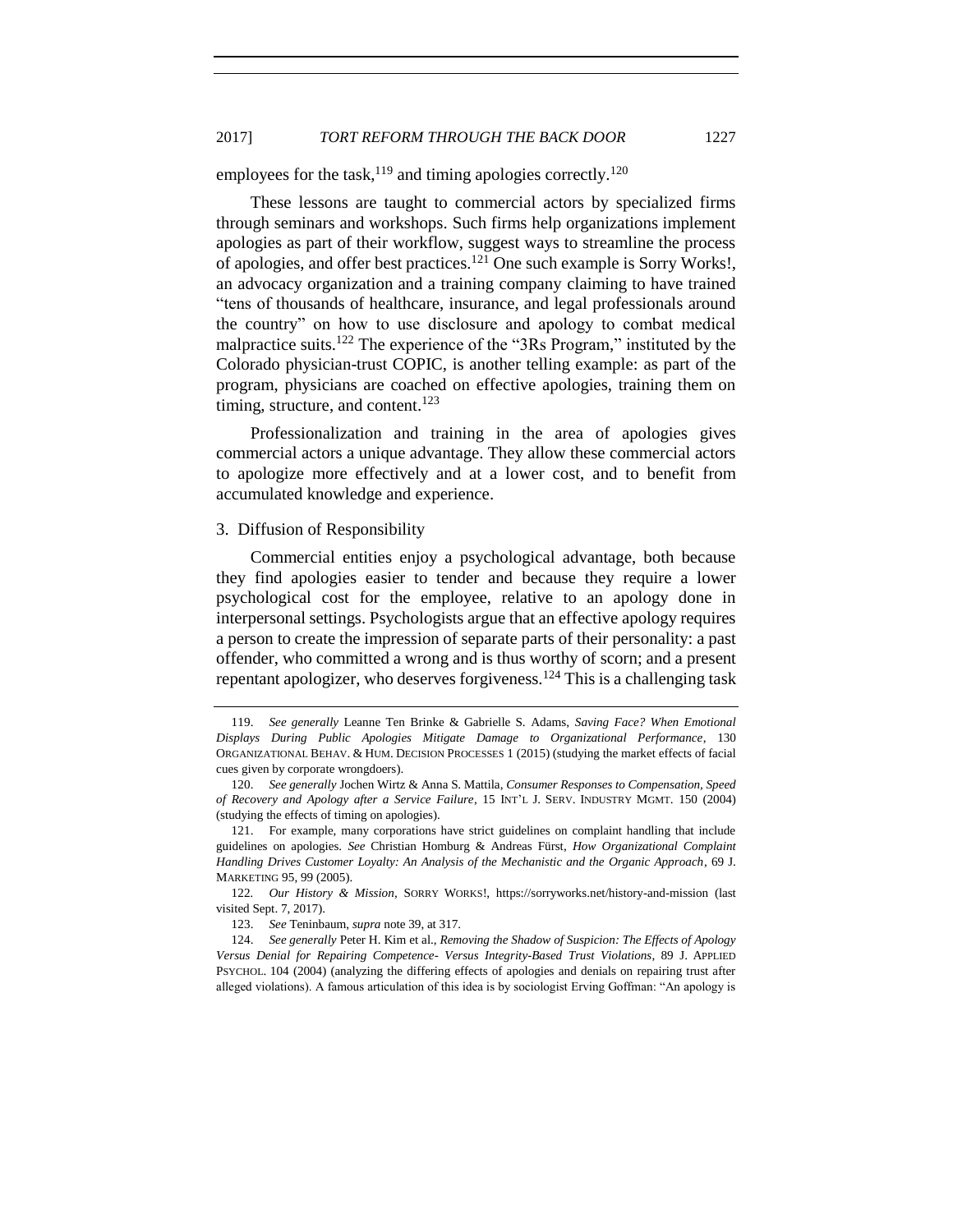employees for the task,[119] and timing apologies correctly.[120]

These lessons are taught to commercial actors by specialized firms through seminars and workshops. Such firms help organizations implement apologies as part of their workflow, suggest ways to streamline the process of apologies, and offer best practices.[121] One such example is Sorry Works!, an advocacy organization and a training company claiming to have trained "tens of thousands of healthcare, insurance, and legal professionals around the country" on how to use disclosure and apology to combat medical malpractice suits.[122] The experience of the "3Rs Program," instituted by the Colorado physician-trust COPIC, is another telling example: as part of the program, physicians are coached on effective apologies, training them on timing, structure, and content.[123]

Professionalization and training in the area of apologies gives commercial actors a unique advantage. They allow these commercial actors to apologize more effectively and at a lower cost, and to benefit from accumulated knowledge and experience.

### 3. Diffusion of Responsibility

Commercial entities enjoy a psychological advantage, both because they find apologies easier to tender and because they require a lower psychological cost for the employee, relative to an apology done in interpersonal settings. Psychologists argue that an effective apology requires a person to create the impression of separate parts of their personality: a past offender, who committed a wrong and is thus worthy of scorn; and a present repentant apologizer, who deserves forgiveness.[124] This is a challenging task

---

119. *See generally* Leanne Ten Brinke & Gabrielle S. Adams, *Saving Face? When Emotional Displays During Public Apologies Mitigate Damage to Organizational Performance*, 130 ORGANIZATIONAL BEHAV. & HUM. DECISION PROCESSES 1 (2015) (studying the market effects of facial cues given by corporate wrongdoers).

120. *See generally* Jochen Wirtz & Anna S. Mattila, *Consumer Responses to Compensation, Speed of Recovery and Apology after a Service Failure*, 15 INT'L J. SERV. INDUSTRY MGMT. 150 (2004) (studying the effects of timing on apologies).

121. For example, many corporations have strict guidelines on complaint handling that include guidelines on apologies. *See* Christian Homburg & Andreas Fürst, *How Organizational Complaint Handling Drives Customer Loyalty: An Analysis of the Mechanistic and the Organic Approach*, 69 J. MARKETING 95, 99 (2005).

122. *Our History & Mission*, SORRY WORKS!, https://sorryworks.net/history-and-mission (last visited Sept. 7, 2017).

123. *See* Teninbaum, *supra* note 39, at 317.

124. *See generally* Peter H. Kim et al., *Removing the Shadow of Suspicion: The Effects of Apology Versus Denial for Repairing Competence- Versus Integrity-Based Trust Violations*, 89 J. APPLIED PSYCHOL. 104 (2004) (analyzing the differing effects of apologies and denials on repairing trust after alleged violations). A famous articulation of this idea is by sociologist Erving Goffman: "An apology is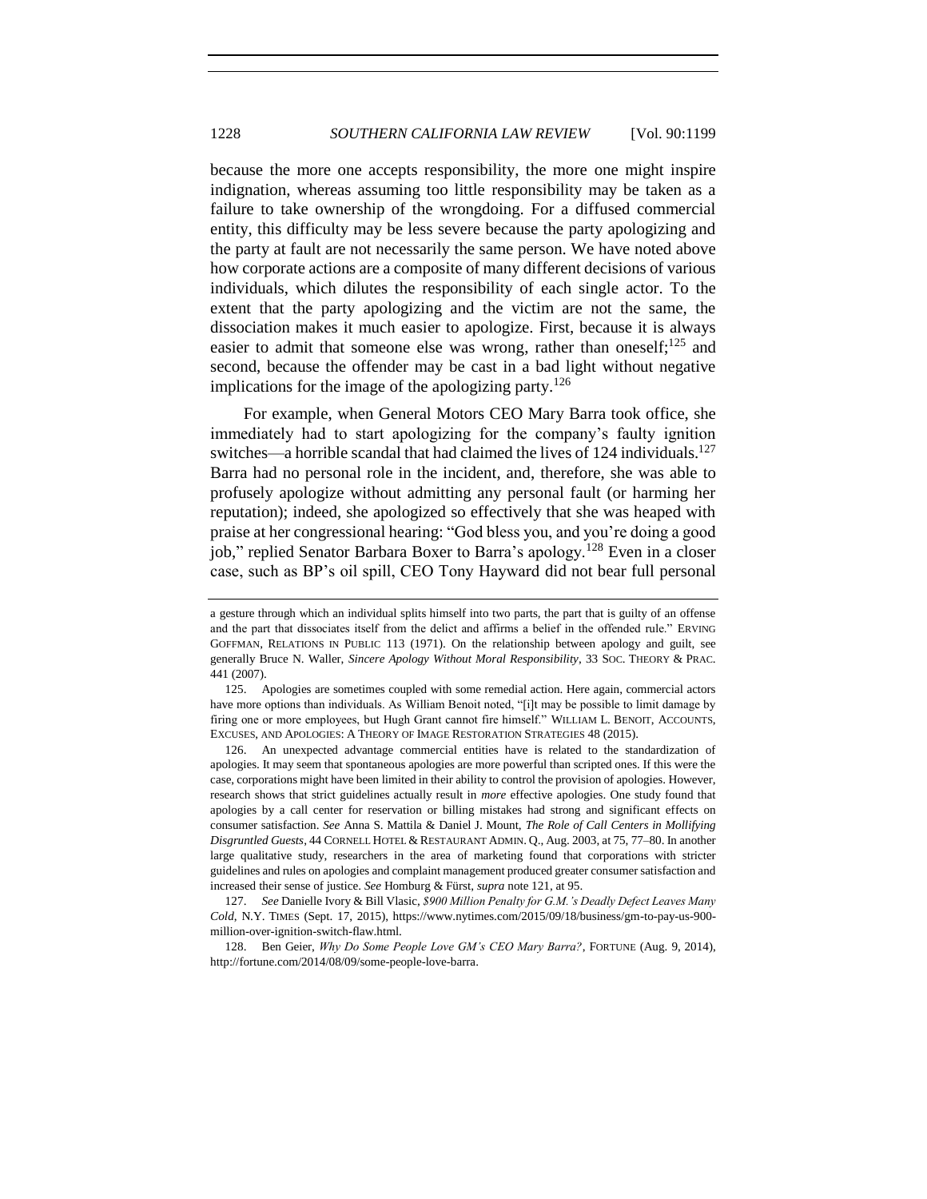because the more one accepts responsibility, the more one might inspire indignation, whereas assuming too little responsibility may be taken as a failure to take ownership of the wrongdoing. For a diffused commercial entity, this difficulty may be less severe because the party apologizing and the party at fault are not necessarily the same person. We have noted above how corporate actions are a composite of many different decisions of various individuals, which dilutes the responsibility of each single actor. To the extent that the party apologizing and the victim are not the same, the dissociation makes it much easier to apologize. First, because it is always easier to admit that someone else was wrong, rather than oneself;[125] and second, because the offender may be cast in a bad light without negative implications for the image of the apologizing party.[126]

For example, when General Motors CEO Mary Barra took office, she immediately had to start apologizing for the company's faulty ignition switches—a horrible scandal that had claimed the lives of 124 individuals.[127] Barra had no personal role in the incident, and, therefore, she was able to profusely apologize without admitting any personal fault (or harming her reputation); indeed, she apologized so effectively that she was heaped with praise at her congressional hearing: "God bless you, and you're doing a good job," replied Senator Barbara Boxer to Barra's apology.[128] Even in a closer case, such as BP's oil spill, CEO Tony Hayward did not bear full personal

---

a gesture through which an individual splits himself into two parts, the part that is guilty of an offense and the part that dissociates itself from the delict and affirms a belief in the offended rule." ERVING GOFFMAN, RELATIONS IN PUBLIC 113 (1971). On the relationship between apology and guilt, see generally Bruce N. Waller, *Sincere Apology Without Moral Responsibility*, 33 SOC. THEORY & PRAC. 441 (2007).

125. Apologies are sometimes coupled with some remedial action. Here again, commercial actors have more options than individuals. As William Benoit noted, "[i]t may be possible to limit damage by firing one or more employees, but Hugh Grant cannot fire himself." WILLIAM L. BENOIT, ACCOUNTS, EXCUSES, AND APOLOGIES: A THEORY OF IMAGE RESTORATION STRATEGIES 48 (2015).

126. An unexpected advantage commercial entities have is related to the standardization of apologies. It may seem that spontaneous apologies are more powerful than scripted ones. If this were the case, corporations might have been limited in their ability to control the provision of apologies. However, research shows that strict guidelines actually result in *more* effective apologies. One study found that apologies by a call center for reservation or billing mistakes had strong and significant effects on consumer satisfaction. *See* Anna S. Mattila & Daniel J. Mount, *The Role of Call Centers in Mollifying Disgruntled Guests*, 44 CORNELL HOTEL & RESTAURANT ADMIN. Q., Aug. 2003, at 75, 77–80. In another large qualitative study, researchers in the area of marketing found that corporations with stricter guidelines and rules on apologies and complaint management produced greater consumer satisfaction and increased their sense of justice. *See* Homburg & Fürst, *supra* note 121, at 95.

127. *See* Danielle Ivory & Bill Vlasic, *$900 Million Penalty for G.M.'s Deadly Defect Leaves Many Cold*, N.Y. TIMES (Sept. 17, 2015), https://www.nytimes.com/2015/09/18/business/gm-to-pay-us-900-million-over-ignition-switch-flaw.html.

128. Ben Geier, *Why Do Some People Love GM's CEO Mary Barra?*, FORTUNE (Aug. 9, 2014), http://fortune.com/2014/08/09/some-people-love-barra.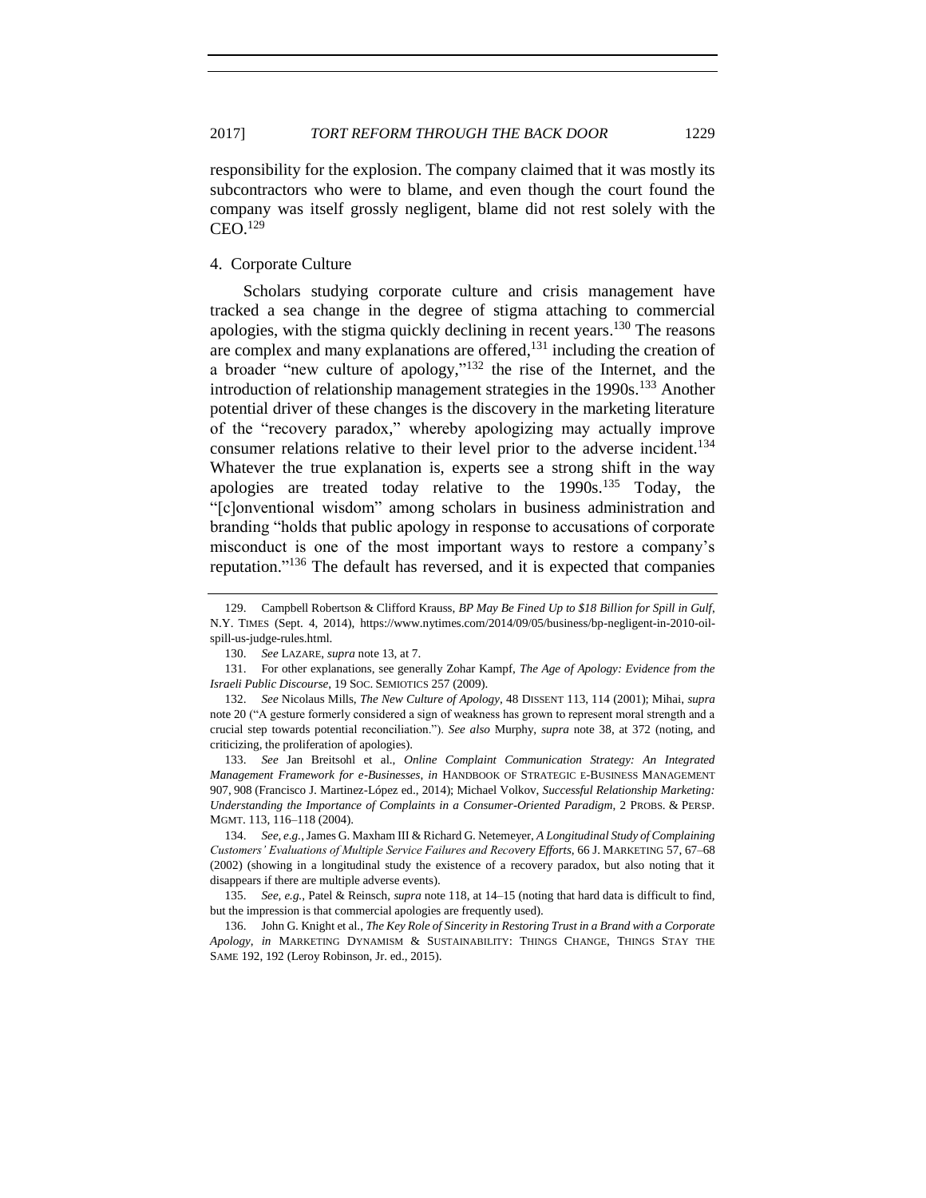responsibility for the explosion. The company claimed that it was mostly its subcontractors who were to blame, and even though the court found the company was itself grossly negligent, blame did not rest solely with the CEO.[129]

### 4. Corporate Culture

Scholars studying corporate culture and crisis management have tracked a sea change in the degree of stigma attaching to commercial apologies, with the stigma quickly declining in recent years.[130] The reasons are complex and many explanations are offered,[131] including the creation of a broader "new culture of apology,"[132] the rise of the Internet, and the introduction of relationship management strategies in the 1990s.[133] Another potential driver of these changes is the discovery in the marketing literature of the "recovery paradox," whereby apologizing may actually improve consumer relations relative to their level prior to the adverse incident.[134] Whatever the true explanation is, experts see a strong shift in the way apologies are treated today relative to the 1990s.[135] Today, the "[c]onventional wisdom" among scholars in business administration and branding "holds that public apology in response to accusations of corporate misconduct is one of the most important ways to restore a company's reputation."[136] The default has reversed, and it is expected that companies

---

129. Campbell Robertson & Clifford Krauss, *BP May Be Fined Up to $18 Billion for Spill in Gulf*, N.Y. TIMES (Sept. 4, 2014), https://www.nytimes.com/2014/09/05/business/bp-negligent-in-2010-oil-spill-us-judge-rules.html.

130. *See* LAZARE, *supra* note 13, at 7.

131. For other explanations, see generally Zohar Kampf, *The Age of Apology: Evidence from the Israeli Public Discourse*, 19 SOC. SEMIOTICS 257 (2009).

132. *See* Nicolaus Mills, *The New Culture of Apology*, 48 DISSENT 113, 114 (2001); Mihai, *supra* note 20 ("A gesture formerly considered a sign of weakness has grown to represent moral strength and a crucial step towards potential reconciliation."). *See also* Murphy, *supra* note 38, at 372 (noting, and criticizing, the proliferation of apologies).

133. *See* Jan Breitsohl et al., *Online Complaint Communication Strategy: An Integrated Management Framework for e-Businesses*, *in* HANDBOOK OF STRATEGIC E-BUSINESS MANAGEMENT 907, 908 (Francisco J. Martinez-López ed., 2014); Michael Volkov, *Successful Relationship Marketing: Understanding the Importance of Complaints in a Consumer-Oriented Paradigm*, 2 PROBS. & PERSP. MGMT. 113, 116–118 (2004).

134. *See, e.g.*, James G. Maxham III & Richard G. Netemeyer, *A Longitudinal Study of Complaining Customers' Evaluations of Multiple Service Failures and Recovery Efforts*, 66 J. MARKETING 57, 67–68 (2002) (showing in a longitudinal study the existence of a recovery paradox, but also noting that it disappears if there are multiple adverse events).

135. *See, e.g.*, Patel & Reinsch, *supra* note 118, at 14–15 (noting that hard data is difficult to find, but the impression is that commercial apologies are frequently used).

136. John G. Knight et al., *The Key Role of Sincerity in Restoring Trust in a Brand with a Corporate Apology*, *in* MARKETING DYNAMISM & SUSTAINABILITY: THINGS CHANGE, THINGS STAY THE SAME 192, 192 (Leroy Robinson, Jr. ed., 2015).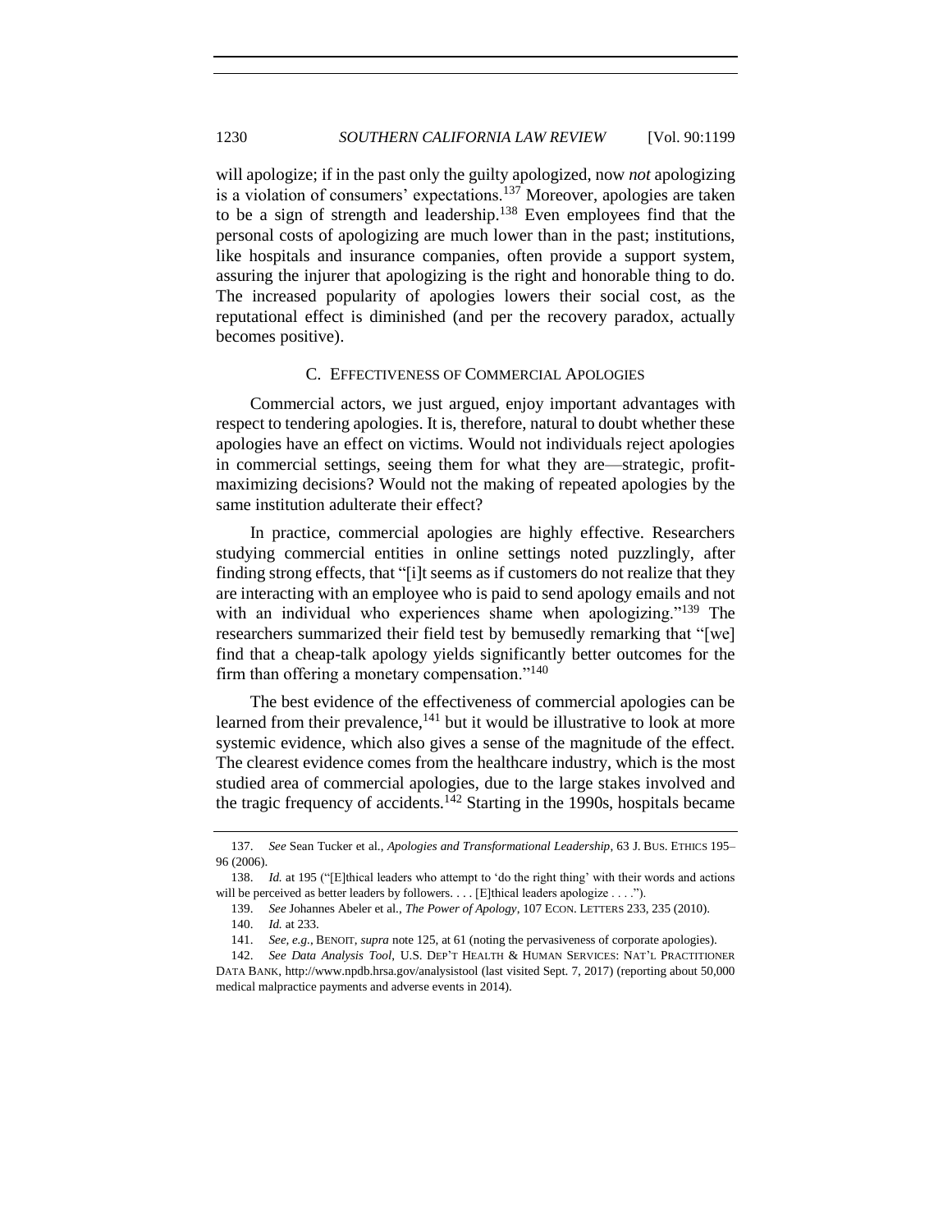will apologize; if in the past only the guilty apologized, now *not* apologizing is a violation of consumers' expectations.[137] Moreover, apologies are taken to be a sign of strength and leadership.[138] Even employees find that the personal costs of apologizing are much lower than in the past; institutions, like hospitals and insurance companies, often provide a support system, assuring the injurer that apologizing is the right and honorable thing to do. The increased popularity of apologies lowers their social cost, as the reputational effect is diminished (and per the recovery paradox, actually becomes positive).

### C. Effectiveness of Commercial Apologies

Commercial actors, we just argued, enjoy important advantages with respect to tendering apologies. It is, therefore, natural to doubt whether these apologies have an effect on victims. Would not individuals reject apologies in commercial settings, seeing them for what they are—strategic, profit-maximizing decisions? Would not the making of repeated apologies by the same institution adulterate their effect?

In practice, commercial apologies are highly effective. Researchers studying commercial entities in online settings noted puzzlingly, after finding strong effects, that "[i]t seems as if customers do not realize that they are interacting with an employee who is paid to send apology emails and not with an individual who experiences shame when apologizing."[139] The researchers summarized their field test by bemusedly remarking that "[we] find that a cheap-talk apology yields significantly better outcomes for the firm than offering a monetary compensation."[140]

The best evidence of the effectiveness of commercial apologies can be learned from their prevalence,[141] but it would be illustrative to look at more systemic evidence, which also gives a sense of the magnitude of the effect. The clearest evidence comes from the healthcare industry, which is the most studied area of commercial apologies, due to the large stakes involved and the tragic frequency of accidents.[142] Starting in the 1990s, hospitals became

---

137. *See* Sean Tucker et al., *Apologies and Transformational Leadership*, 63 J. BUS. ETHICS 195–96 (2006).

138. *Id.* at 195 ("[E]thical leaders who attempt to 'do the right thing' with their words and actions will be perceived as better leaders by followers. . . . [E]thical leaders apologize . . . .").

139. *See* Johannes Abeler et al., *The Power of Apology*, 107 ECON. LETTERS 233, 235 (2010).

140. *Id.* at 233.

141. *See, e.g.*, BENOIT, *supra* note 125, at 61 (noting the pervasiveness of corporate apologies).

142. *See Data Analysis Tool*, U.S. DEP'T HEALTH & HUMAN SERVICES: NAT'L PRACTITIONER DATA BANK, http://www.npdb.hrsa.gov/analysistool (last visited Sept. 7, 2017) (reporting about 50,000 medical malpractice payments and adverse events in 2014).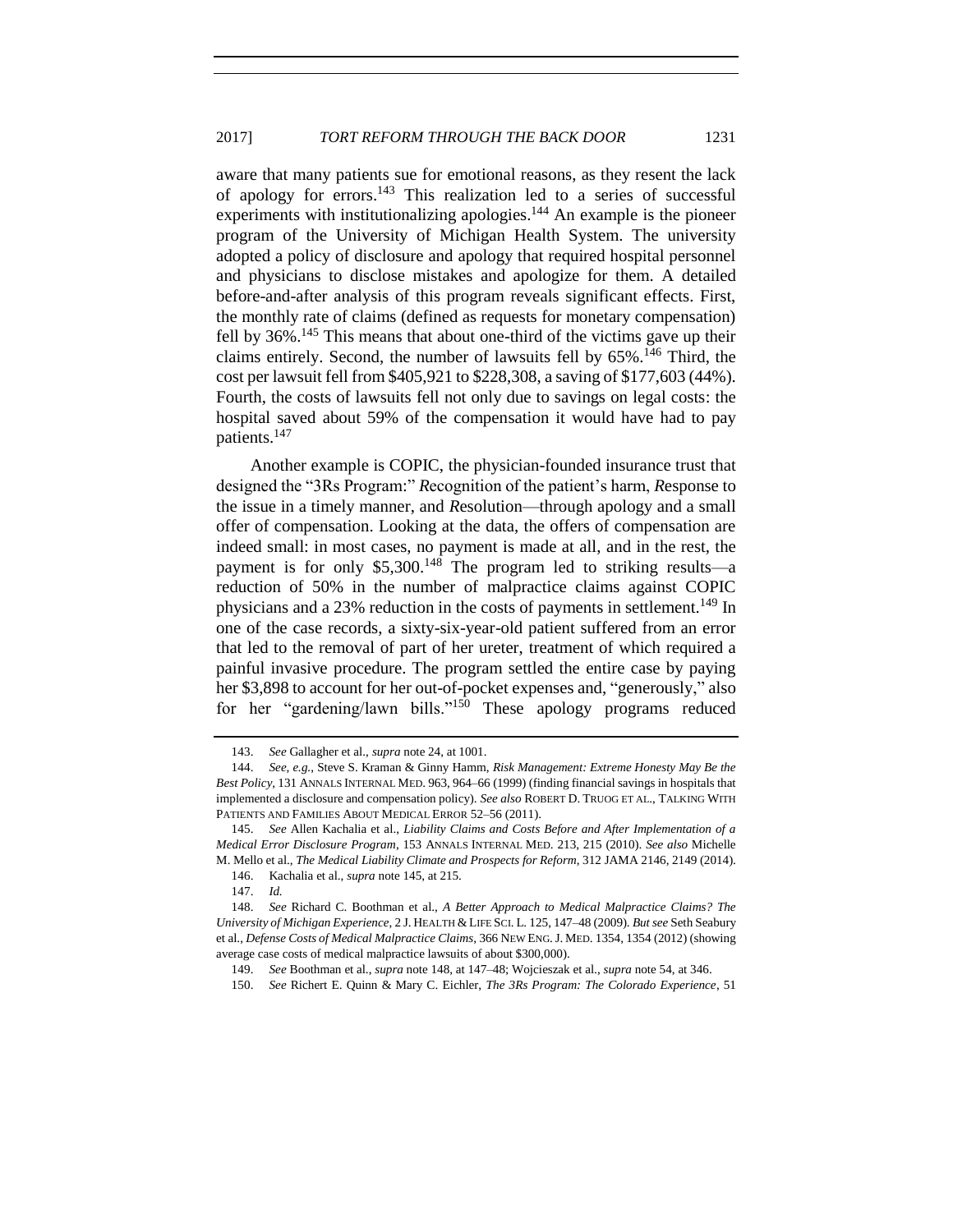aware that many patients sue for emotional reasons, as they resent the lack of apology for errors.[143] This realization led to a series of successful experiments with institutionalizing apologies.[144] An example is the pioneer program of the University of Michigan Health System. The university adopted a policy of disclosure and apology that required hospital personnel and physicians to disclose mistakes and apologize for them. A detailed before-and-after analysis of this program reveals significant effects. First, the monthly rate of claims (defined as requests for monetary compensation) fell by 36%.[145] This means that about one-third of the victims gave up their claims entirely. Second, the number of lawsuits fell by 65%.[146] Third, the cost per lawsuit fell from $405,921 to $228,308, a saving of $177,603 (44%). Fourth, the costs of lawsuits fell not only due to savings on legal costs: the hospital saved about 59% of the compensation it would have had to pay patients.[147]

Another example is COPIC, the physician-founded insurance trust that designed the "3Rs Program:" *R*ecognition of the patient's harm, *R*esponse to the issue in a timely manner, and *R*esolution—through apology and a small offer of compensation. Looking at the data, the offers of compensation are indeed small: in most cases, no payment is made at all, and in the rest, the payment is for only $5,300.[148] The program led to striking results—a reduction of 50% in the number of malpractice claims against COPIC physicians and a 23% reduction in the costs of payments in settlement.[149] In one of the case records, a sixty-six-year-old patient suffered from an error that led to the removal of part of her ureter, treatment of which required a painful invasive procedure. The program settled the entire case by paying her $3,898 to account for her out-of-pocket expenses and, "generously," also for her "gardening/lawn bills."[150] These apology programs reduced

---

143. *See* Gallagher et al., *supra* note 24, at 1001.

144. *See, e.g.*, Steve S. Kraman & Ginny Hamm, *Risk Management: Extreme Honesty May Be the Best Policy*, 131 ANNALS INTERNAL MED. 963, 964–66 (1999) (finding financial savings in hospitals that implemented a disclosure and compensation policy). *See also* ROBERT D. TRUOG ET AL., TALKING WITH PATIENTS AND FAMILIES ABOUT MEDICAL ERROR 52–56 (2011).

145. *See* Allen Kachalia et al., *Liability Claims and Costs Before and After Implementation of a Medical Error Disclosure Program*, 153 ANNALS INTERNAL MED. 213, 215 (2010). *See also* Michelle M. Mello et al., *The Medical Liability Climate and Prospects for Reform*, 312 JAMA 2146, 2149 (2014).

146. Kachalia et al., *supra* note 145, at 215.

147. *Id.*

148. *See* Richard C. Boothman et al., *A Better Approach to Medical Malpractice Claims? The University of Michigan Experience*, 2 J. HEALTH & LIFE SCI. L. 125, 147–48 (2009). *But see* Seth Seabury et al., *Defense Costs of Medical Malpractice Claims*, 366 NEW ENG. J. MED. 1354, 1354 (2012) (showing average case costs of medical malpractice lawsuits of about $300,000).

149. *See* Boothman et al., *supra* note 148, at 147–48; Wojcieszak et al., *supra* note 54, at 346.

150. *See* Richert E. Quinn & Mary C. Eichler, *The 3Rs Program: The Colorado Experience*, 51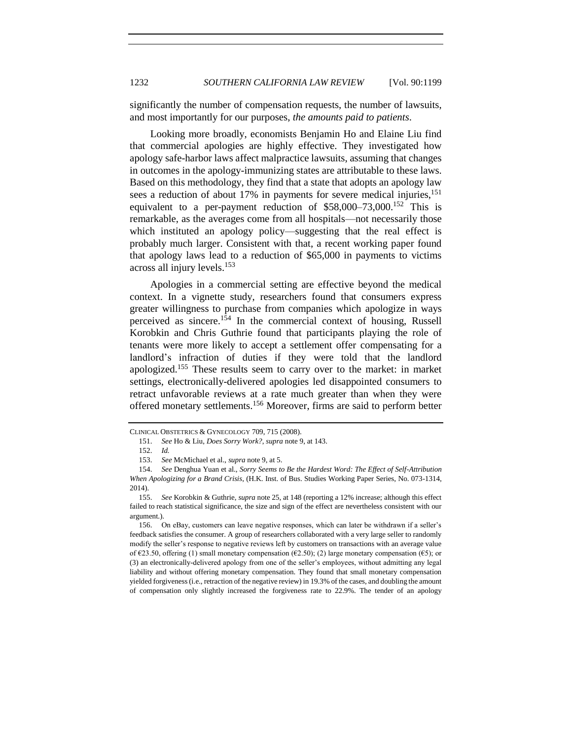significantly the number of compensation requests, the number of lawsuits, and most importantly for our purposes, *the amounts paid to patients*.

Looking more broadly, economists Benjamin Ho and Elaine Liu find that commercial apologies are highly effective. They investigated how apology safe-harbor laws affect malpractice lawsuits, assuming that changes in outcomes in the apology-immunizing states are attributable to these laws. Based on this methodology, they find that a state that adopts an apology law sees a reduction of about 17% in payments for severe medical injuries,[151] equivalent to a per-payment reduction of $58,000–73,000.[152] This is remarkable, as the averages come from all hospitals—not necessarily those which instituted an apology policy—suggesting that the real effect is probably much larger. Consistent with that, a recent working paper found that apology laws lead to a reduction of $65,000 in payments to victims across all injury levels.[153]

Apologies in a commercial setting are effective beyond the medical context. In a vignette study, researchers found that consumers express greater willingness to purchase from companies which apologize in ways perceived as sincere.[154] In the commercial context of housing, Russell Korobkin and Chris Guthrie found that participants playing the role of tenants were more likely to accept a settlement offer compensating for a landlord's infraction of duties if they were told that the landlord apologized.[155] These results seem to carry over to the market: in market settings, electronically-delivered apologies led disappointed consumers to retract unfavorable reviews at a rate much greater than when they were offered monetary settlements.[156] Moreover, firms are said to perform better

---

CLINICAL OBSTETRICS & GYNECOLOGY 709, 715 (2008).

151. *See* Ho & Liu, *Does Sorry Work?*, *supra* note 9, at 143.

152. *Id.*

153. *See* McMichael et al., *supra* note 9, at 5.

154. *See* Denghua Yuan et al., *Sorry Seems to Be the Hardest Word: The Effect of Self-Attribution When Apologizing for a Brand Crisis*, (H.K. Inst. of Bus. Studies Working Paper Series, No. 073-1314, 2014).

155. *See* Korobkin & Guthrie, *supra* note 25, at 148 (reporting a 12% increase; although this effect failed to reach statistical significance, the size and sign of the effect are nevertheless consistent with our argument.).

156. On eBay, customers can leave negative responses, which can later be withdrawn if a seller's feedback satisfies the consumer. A group of researchers collaborated with a very large seller to randomly modify the seller's response to negative reviews left by customers on transactions with an average value of €23.50, offering (1) small monetary compensation (€2.50); (2) large monetary compensation (€5); or (3) an electronically-delivered apology from one of the seller's employees, without admitting any legal liability and without offering monetary compensation. They found that small monetary compensation yielded forgiveness (i.e., retraction of the negative review) in 19.3% of the cases, and doubling the amount of compensation only slightly increased the forgiveness rate to 22.9%. The tender of an apology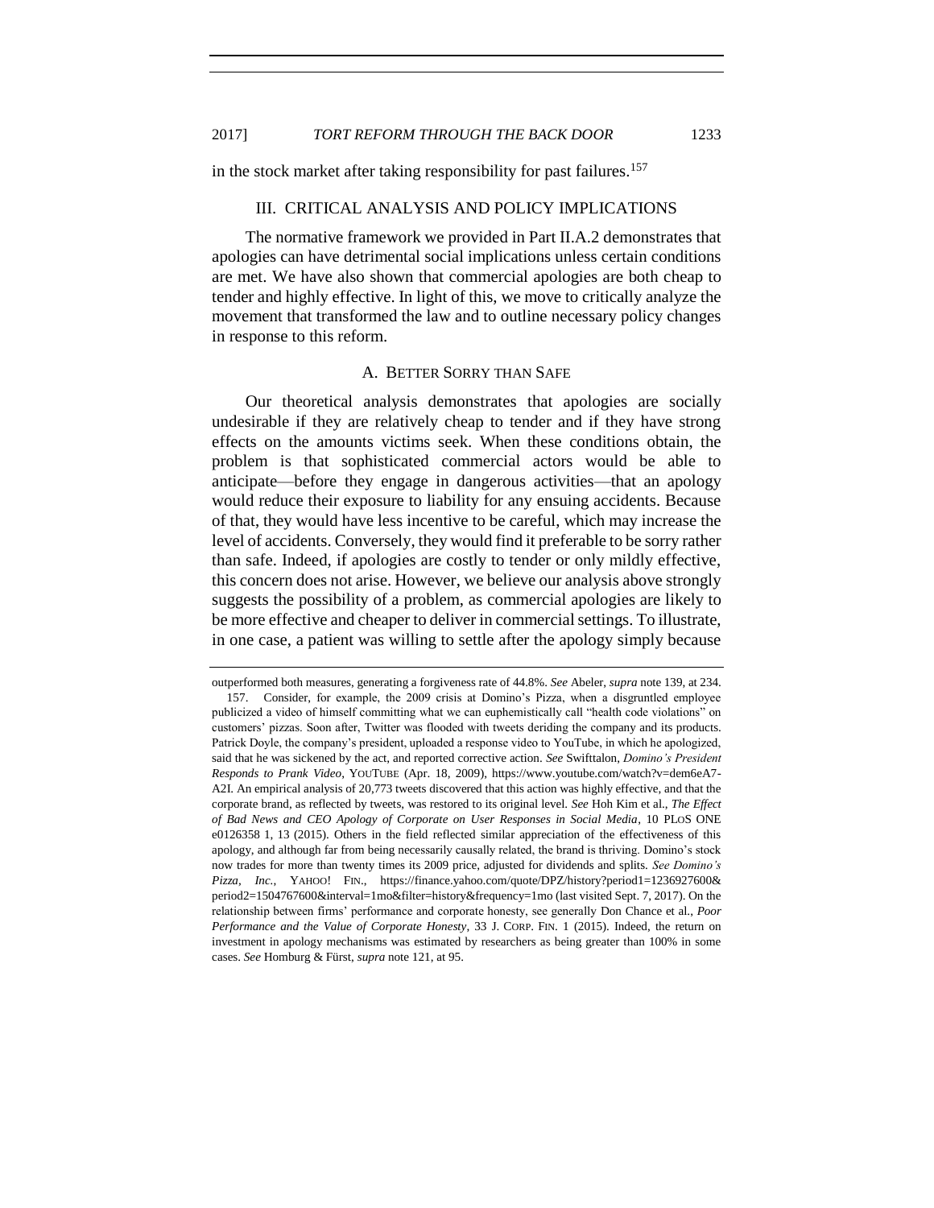in the stock market after taking responsibility for past failures.[157]

## III. CRITICAL ANALYSIS AND POLICY IMPLICATIONS

The normative framework we provided in Part II.A.2 demonstrates that apologies can have detrimental social implications unless certain conditions are met. We have also shown that commercial apologies are both cheap to tender and highly effective. In light of this, we move to critically analyze the movement that transformed the law and to outline necessary policy changes in response to this reform.

### A. BETTER SORRY THAN SAFE

Our theoretical analysis demonstrates that apologies are socially undesirable if they are relatively cheap to tender and if they have strong effects on the amounts victims seek. When these conditions obtain, the problem is that sophisticated commercial actors would be able to anticipate—before they engage in dangerous activities—that an apology would reduce their exposure to liability for any ensuing accidents. Because of that, they would have less incentive to be careful, which may increase the level of accidents. Conversely, they would find it preferable to be sorry rather than safe. Indeed, if apologies are costly to tender or only mildly effective, this concern does not arise. However, we believe our analysis above strongly suggests the possibility of a problem, as commercial apologies are likely to be more effective and cheaper to deliver in commercial settings. To illustrate, in one case, a patient was willing to settle after the apology simply because

---

outperformed both measures, generating a forgiveness rate of 44.8%. *See* Abeler, *supra* note 139, at 234.

157. Consider, for example, the 2009 crisis at Domino's Pizza, when a disgruntled employee publicized a video of himself committing what we can euphemistically call "health code violations" on customers' pizzas. Soon after, Twitter was flooded with tweets deriding the company and its products. Patrick Doyle, the company's president, uploaded a response video to YouTube, in which he apologized, said that he was sickened by the act, and reported corrective action. *See* Swifttalon, *Domino's President Responds to Prank Video*, YOUTUBE (Apr. 18, 2009), https://www.youtube.com/watch?v=dem6eA7-A2I. An empirical analysis of 20,773 tweets discovered that this action was highly effective, and that the corporate brand, as reflected by tweets, was restored to its original level. *See* Hoh Kim et al., *The Effect of Bad News and CEO Apology of Corporate on User Responses in Social Media*, 10 PLOS ONE e0126358 1, 13 (2015). Others in the field reflected similar appreciation of the effectiveness of this apology, and although far from being necessarily causally related, the brand is thriving. Domino's stock now trades for more than twenty times its 2009 price, adjusted for dividends and splits. *See Domino's Pizza, Inc.*, YAHOO! FIN., https://finance.yahoo.com/quote/DPZ/history?period1=1236927600&period2=1504767600&interval=1mo&filter=history&frequency=1mo (last visited Sept. 7, 2017). On the relationship between firms' performance and corporate honesty, see generally Don Chance et al., *Poor Performance and the Value of Corporate Honesty*, 33 J. CORP. FIN. 1 (2015). Indeed, the return on investment in apology mechanisms was estimated by researchers as being greater than 100% in some cases. *See* Homburg & Fürst, *supra* note 121, at 95.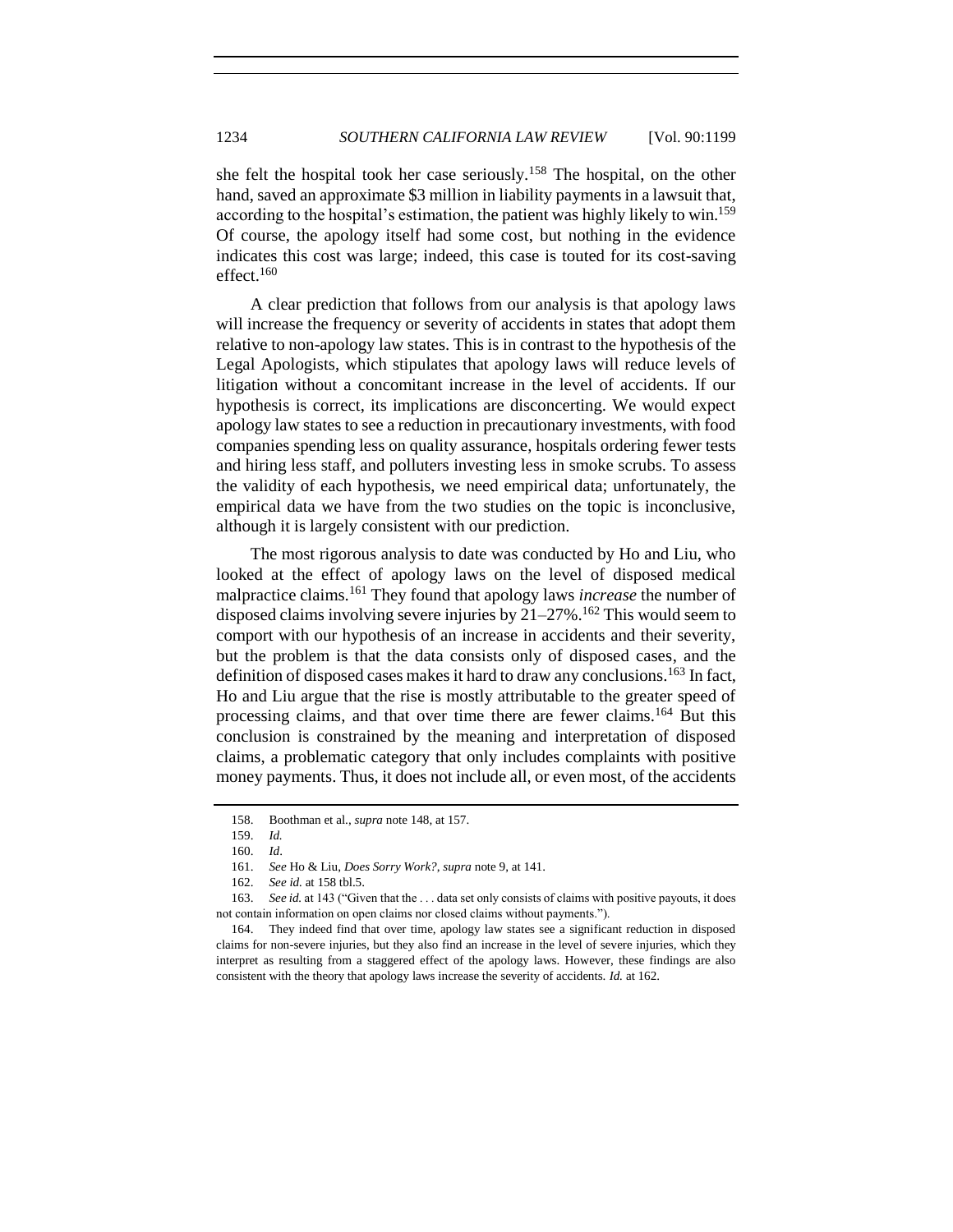she felt the hospital took her case seriously.[158] The hospital, on the other hand, saved an approximate $3 million in liability payments in a lawsuit that, according to the hospital's estimation, the patient was highly likely to win.[159] Of course, the apology itself had some cost, but nothing in the evidence indicates this cost was large; indeed, this case is touted for its cost-saving effect.[160]

A clear prediction that follows from our analysis is that apology laws will increase the frequency or severity of accidents in states that adopt them relative to non-apology law states. This is in contrast to the hypothesis of the Legal Apologists, which stipulates that apology laws will reduce levels of litigation without a concomitant increase in the level of accidents. If our hypothesis is correct, its implications are disconcerting. We would expect apology law states to see a reduction in precautionary investments, with food companies spending less on quality assurance, hospitals ordering fewer tests and hiring less staff, and polluters investing less in smoke scrubs. To assess the validity of each hypothesis, we need empirical data; unfortunately, the empirical data we have from the two studies on the topic is inconclusive, although it is largely consistent with our prediction.

The most rigorous analysis to date was conducted by Ho and Liu, who looked at the effect of apology laws on the level of disposed medical malpractice claims.[161] They found that apology laws *increase* the number of disposed claims involving severe injuries by 21–27%.[162] This would seem to comport with our hypothesis of an increase in accidents and their severity, but the problem is that the data consists only of disposed cases, and the definition of disposed cases makes it hard to draw any conclusions.[163] In fact, Ho and Liu argue that the rise is mostly attributable to the greater speed of processing claims, and that over time there are fewer claims.[164] But this conclusion is constrained by the meaning and interpretation of disposed claims, a problematic category that only includes complaints with positive money payments. Thus, it does not include all, or even most, of the accidents

---

158. Boothman et al., *supra* note 148, at 157.

159. *Id.*

160. *Id*.

161. *See* Ho & Liu, *Does Sorry Work?*, *supra* note 9, at 141.

162. *See id.* at 158 tbl.5.

163. *See id.* at 143 ("Given that the . . . data set only consists of claims with positive payouts, it does not contain information on open claims nor closed claims without payments.").

164. They indeed find that over time, apology law states see a significant reduction in disposed claims for non-severe injuries, but they also find an increase in the level of severe injuries, which they interpret as resulting from a staggered effect of the apology laws. However, these findings are also consistent with the theory that apology laws increase the severity of accidents. *Id.* at 162.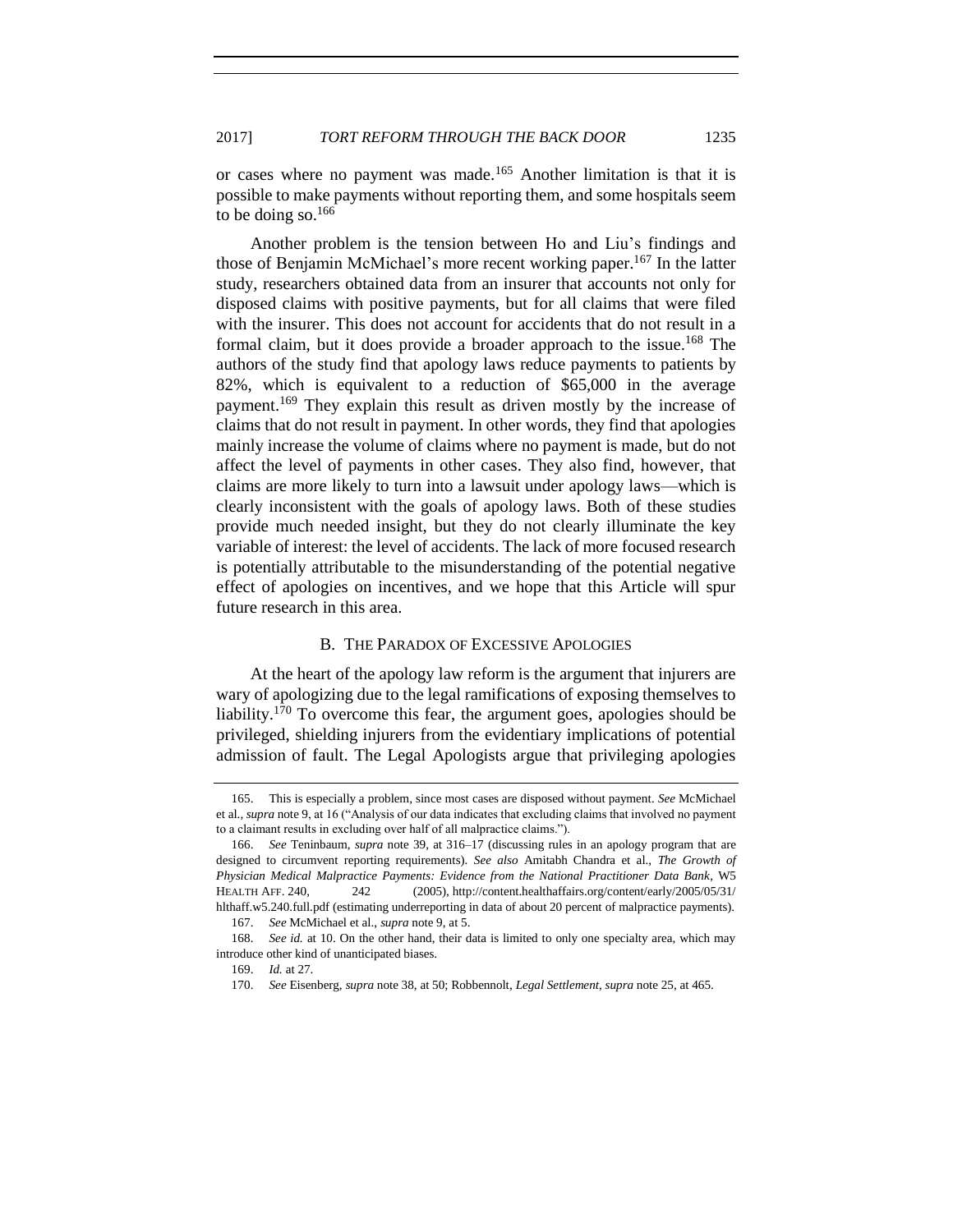or cases where no payment was made.[165] Another limitation is that it is possible to make payments without reporting them, and some hospitals seem to be doing so.[166]

Another problem is the tension between Ho and Liu's findings and those of Benjamin McMichael's more recent working paper.[167] In the latter study, researchers obtained data from an insurer that accounts not only for disposed claims with positive payments, but for all claims that were filed with the insurer. This does not account for accidents that do not result in a formal claim, but it does provide a broader approach to the issue.[168] The authors of the study find that apology laws reduce payments to patients by 82%, which is equivalent to a reduction of $65,000 in the average payment.[169] They explain this result as driven mostly by the increase of claims that do not result in payment. In other words, they find that apologies mainly increase the volume of claims where no payment is made, but do not affect the level of payments in other cases. They also find, however, that claims are more likely to turn into a lawsuit under apology laws—which is clearly inconsistent with the goals of apology laws. Both of these studies provide much needed insight, but they do not clearly illuminate the key variable of interest: the level of accidents. The lack of more focused research is potentially attributable to the misunderstanding of the potential negative effect of apologies on incentives, and we hope that this Article will spur future research in this area.

### B. The Paradox of Excessive Apologies

At the heart of the apology law reform is the argument that injurers are wary of apologizing due to the legal ramifications of exposing themselves to liability.[170] To overcome this fear, the argument goes, apologies should be privileged, shielding injurers from the evidentiary implications of potential admission of fault. The Legal Apologists argue that privileging apologies

---

165. This is especially a problem, since most cases are disposed without payment. *See* McMichael et al., *supra* note 9, at 16 ("Analysis of our data indicates that excluding claims that involved no payment to a claimant results in excluding over half of all malpractice claims.").

166. *See* Teninbaum, *supra* note 39, at 316–17 (discussing rules in an apology program that are designed to circumvent reporting requirements). *See also* Amitabh Chandra et al., *The Growth of Physician Medical Malpractice Payments: Evidence from the National Practitioner Data Bank*, W5 HEALTH AFF. 240, 242 (2005), http://content.healthaffairs.org/content/early/2005/05/31/hlthaff.w5.240.full.pdf (estimating underreporting in data of about 20 percent of malpractice payments).

167. *See* McMichael et al., *supra* note 9, at 5.

168. *See id.* at 10. On the other hand, their data is limited to only one specialty area, which may introduce other kind of unanticipated biases.

169. *Id.* at 27.

170. *See* Eisenberg, *supra* note 38, at 50; Robbennolt, *Legal Settlement*, *supra* note 25, at 465.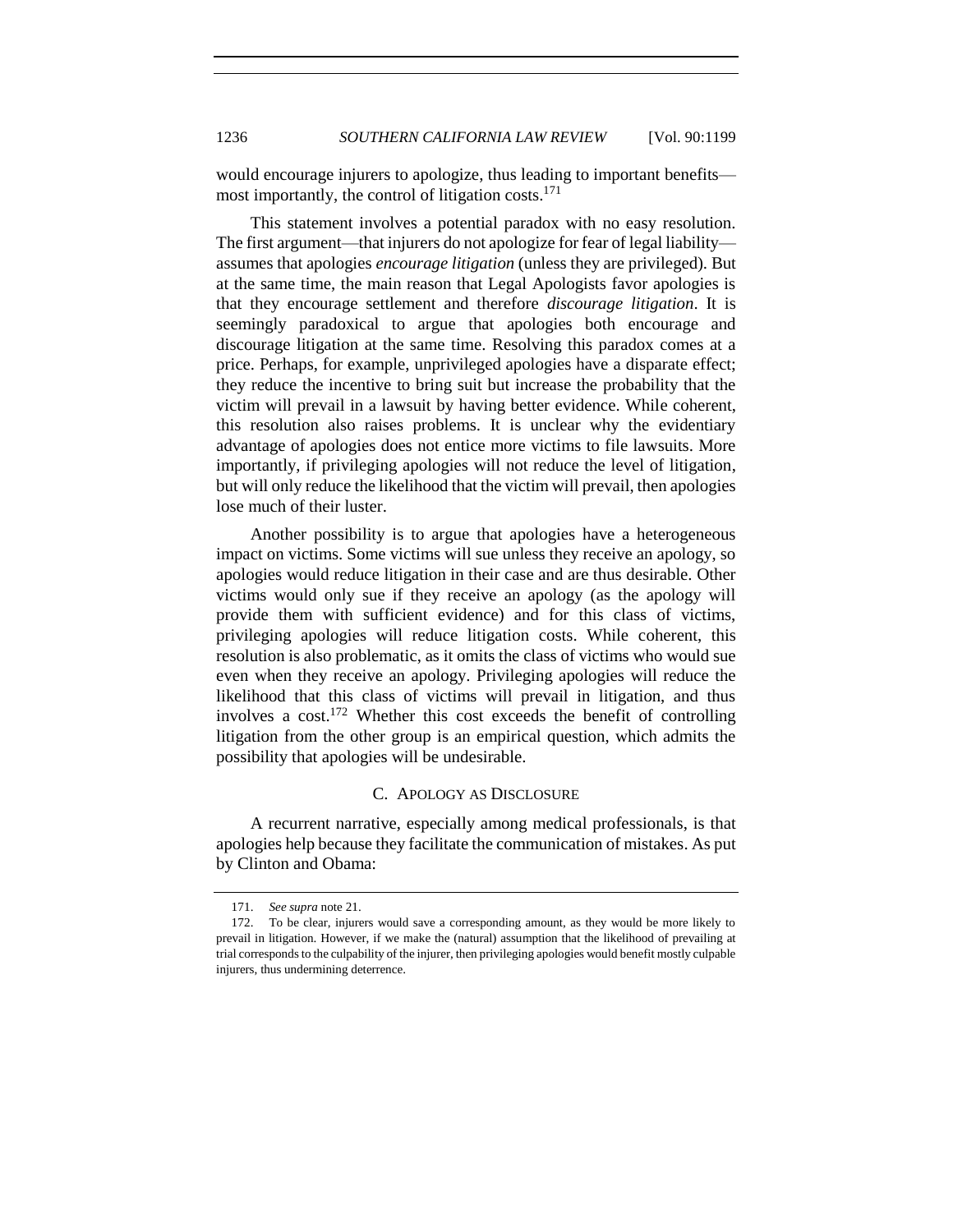would encourage injurers to apologize, thus leading to important benefits—most importantly, the control of litigation costs.[171]

This statement involves a potential paradox with no easy resolution. The first argument—that injurers do not apologize for fear of legal liability—assumes that apologies *encourage litigation* (unless they are privileged). But at the same time, the main reason that Legal Apologists favor apologies is that they encourage settlement and therefore *discourage litigation*. It is seemingly paradoxical to argue that apologies both encourage and discourage litigation at the same time. Resolving this paradox comes at a price. Perhaps, for example, unprivileged apologies have a disparate effect; they reduce the incentive to bring suit but increase the probability that the victim will prevail in a lawsuit by having better evidence. While coherent, this resolution also raises problems. It is unclear why the evidentiary advantage of apologies does not entice more victims to file lawsuits. More importantly, if privileging apologies will not reduce the level of litigation, but will only reduce the likelihood that the victim will prevail, then apologies lose much of their luster.

Another possibility is to argue that apologies have a heterogeneous impact on victims. Some victims will sue unless they receive an apology, so apologies would reduce litigation in their case and are thus desirable. Other victims would only sue if they receive an apology (as the apology will provide them with sufficient evidence) and for this class of victims, privileging apologies will reduce litigation costs. While coherent, this resolution is also problematic, as it omits the class of victims who would sue even when they receive an apology. Privileging apologies will reduce the likelihood that this class of victims will prevail in litigation, and thus involves a cost.[172] Whether this cost exceeds the benefit of controlling litigation from the other group is an empirical question, which admits the possibility that apologies will be undesirable.

### C. Apology as Disclosure

A recurrent narrative, especially among medical professionals, is that apologies help because they facilitate the communication of mistakes. As put by Clinton and Obama:

---

171. *See supra* note 21.

172. To be clear, injurers would save a corresponding amount, as they would be more likely to prevail in litigation. However, if we make the (natural) assumption that the likelihood of prevailing at trial corresponds to the culpability of the injurer, then privileging apologies would benefit mostly culpable injurers, thus undermining deterrence.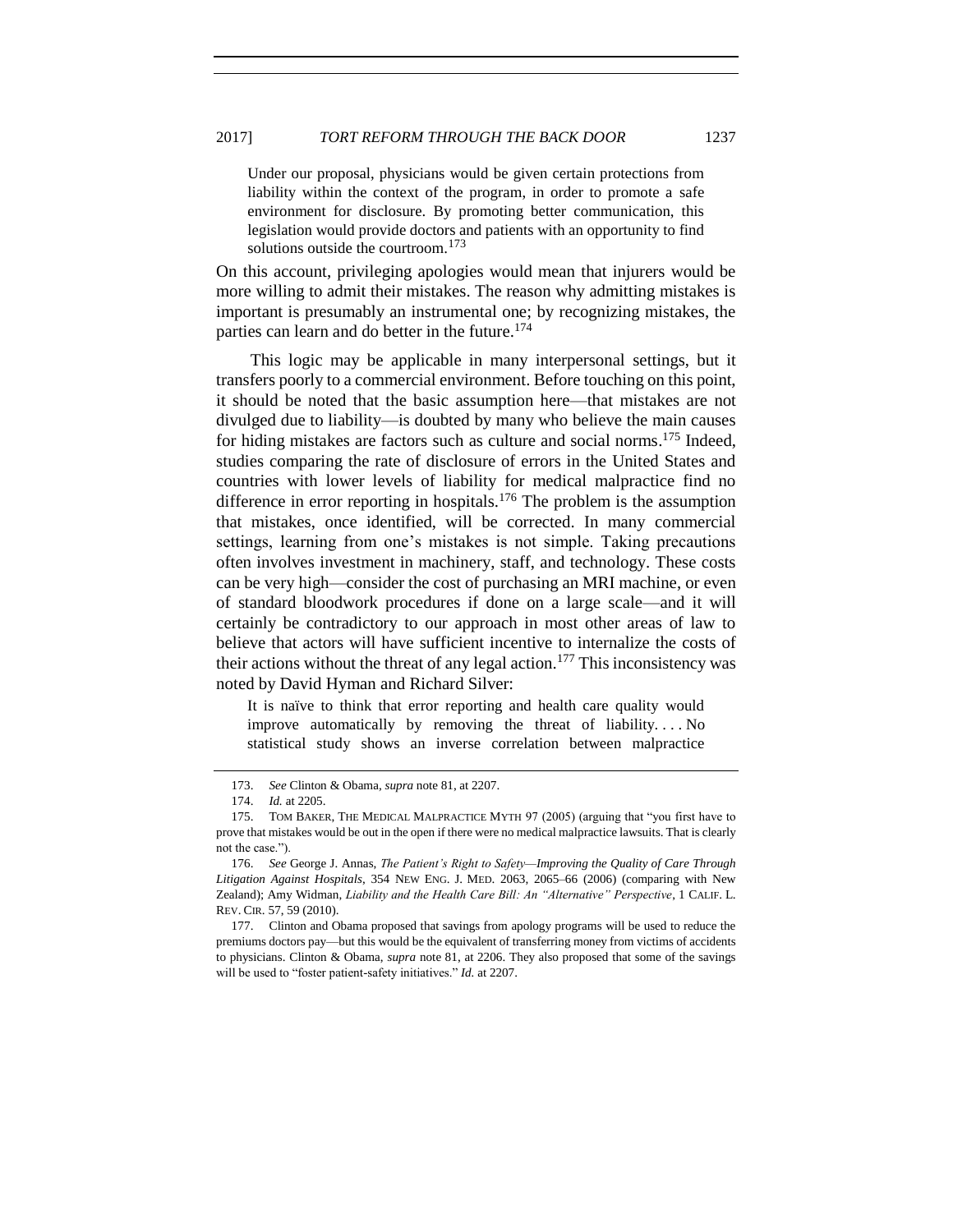> Under our proposal, physicians would be given certain protections from liability within the context of the program, in order to promote a safe environment for disclosure. By promoting better communication, this legislation would provide doctors and patients with an opportunity to find solutions outside the courtroom.[173]

On this account, privileging apologies would mean that injurers would be more willing to admit their mistakes. The reason why admitting mistakes is important is presumably an instrumental one; by recognizing mistakes, the parties can learn and do better in the future.[174]

This logic may be applicable in many interpersonal settings, but it transfers poorly to a commercial environment. Before touching on this point, it should be noted that the basic assumption here—that mistakes are not divulged due to liability—is doubted by many who believe the main causes for hiding mistakes are factors such as culture and social norms.[175] Indeed, studies comparing the rate of disclosure of errors in the United States and countries with lower levels of liability for medical malpractice find no difference in error reporting in hospitals.[176] The problem is the assumption that mistakes, once identified, will be corrected. In many commercial settings, learning from one's mistakes is not simple. Taking precautions often involves investment in machinery, staff, and technology. These costs can be very high—consider the cost of purchasing an MRI machine, or even of standard bloodwork procedures if done on a large scale—and it will certainly be contradictory to our approach in most other areas of law to believe that actors will have sufficient incentive to internalize the costs of their actions without the threat of any legal action.[177] This inconsistency was noted by David Hyman and Richard Silver:

> It is naïve to think that error reporting and health care quality would improve automatically by removing the threat of liability. . . . No statistical study shows an inverse correlation between malpractice

---

173. *See* Clinton & Obama, *supra* note 81, at 2207.

174. *Id.* at 2205.

175. TOM BAKER, THE MEDICAL MALPRACTICE MYTH 97 (2005) (arguing that "you first have to prove that mistakes would be out in the open if there were no medical malpractice lawsuits. That is clearly not the case.").

176. *See* George J. Annas, *The Patient's Right to Safety—Improving the Quality of Care Through Litigation Against Hospitals*, 354 NEW ENG. J. MED. 2063, 2065–66 (2006) (comparing with New Zealand); Amy Widman, *Liability and the Health Care Bill: An "Alternative" Perspective*, 1 CALIF. L. REV. CIR. 57, 59 (2010).

177. Clinton and Obama proposed that savings from apology programs will be used to reduce the premiums doctors pay—but this would be the equivalent of transferring money from victims of accidents to physicians. Clinton & Obama, *supra* note 81, at 2206. They also proposed that some of the savings will be used to "foster patient-safety initiatives." *Id.* at 2207.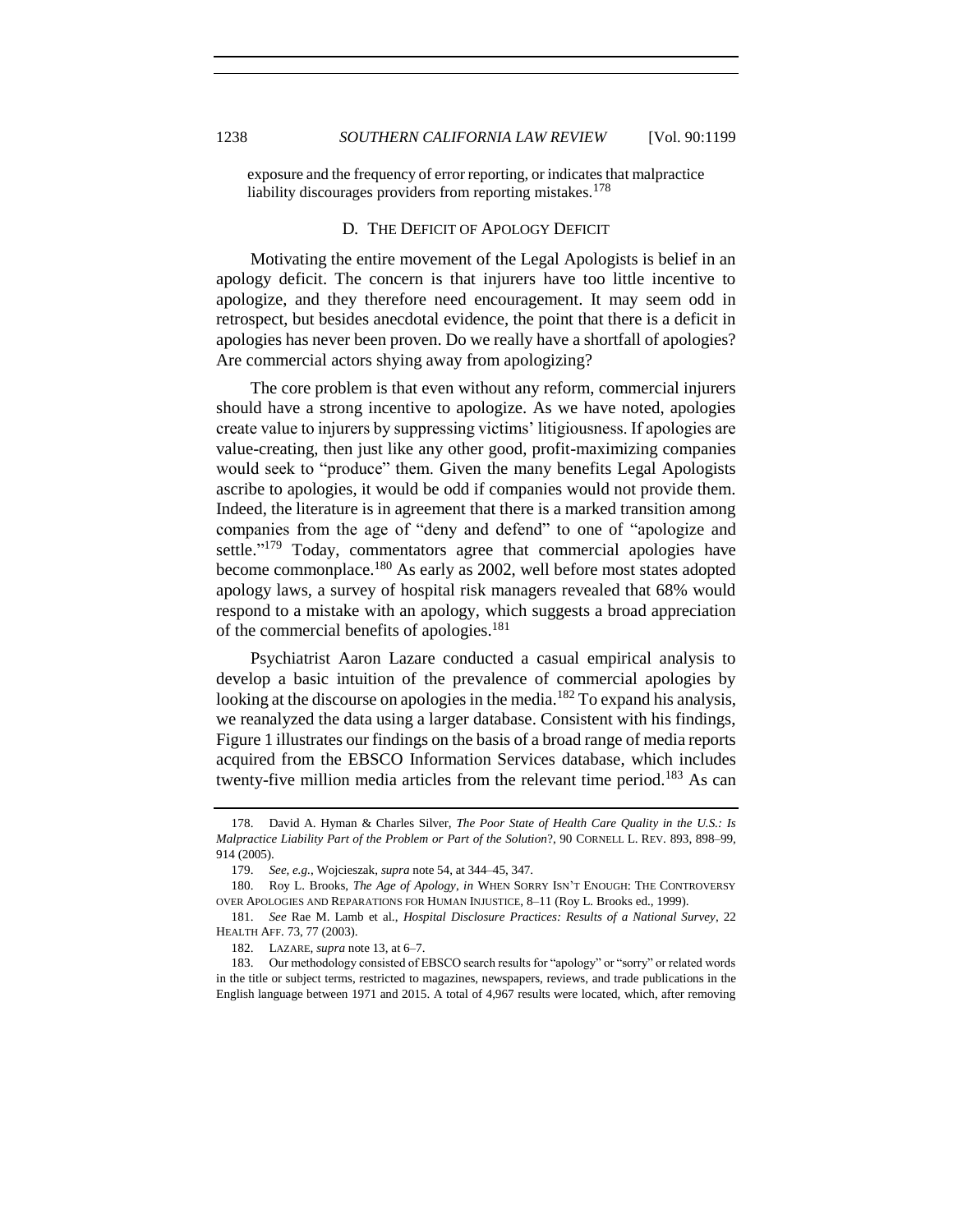exposure and the frequency of error reporting, or indicates that malpractice liability discourages providers from reporting mistakes.[178]

### D. The Deficit of Apology Deficit

Motivating the entire movement of the Legal Apologists is belief in an apology deficit. The concern is that injurers have too little incentive to apologize, and they therefore need encouragement. It may seem odd in retrospect, but besides anecdotal evidence, the point that there is a deficit in apologies has never been proven. Do we really have a shortfall of apologies? Are commercial actors shying away from apologizing?

The core problem is that even without any reform, commercial injurers should have a strong incentive to apologize. As we have noted, apologies create value to injurers by suppressing victims' litigiousness. If apologies are value-creating, then just like any other good, profit-maximizing companies would seek to "produce" them. Given the many benefits Legal Apologists ascribe to apologies, it would be odd if companies would not provide them. Indeed, the literature is in agreement that there is a marked transition among companies from the age of "deny and defend" to one of "apologize and settle."[179] Today, commentators agree that commercial apologies have become commonplace.[180] As early as 2002, well before most states adopted apology laws, a survey of hospital risk managers revealed that 68% would respond to a mistake with an apology, which suggests a broad appreciation of the commercial benefits of apologies.[181]

Psychiatrist Aaron Lazare conducted a casual empirical analysis to develop a basic intuition of the prevalence of commercial apologies by looking at the discourse on apologies in the media.[182] To expand his analysis, we reanalyzed the data using a larger database. Consistent with his findings, Figure 1 illustrates our findings on the basis of a broad range of media reports acquired from the EBSCO Information Services database, which includes twenty-five million media articles from the relevant time period.[183] As can

---

178. David A. Hyman & Charles Silver, *The Poor State of Health Care Quality in the U.S.: Is Malpractice Liability Part of the Problem or Part of the Solution*?, 90 CORNELL L. REV. 893, 898–99, 914 (2005).

179. *See, e.g.*, Wojcieszak, *supra* note 54, at 344–45, 347.

180. Roy L. Brooks, *The Age of Apology*, *in* WHEN SORRY ISN'T ENOUGH: THE CONTROVERSY OVER APOLOGIES AND REPARATIONS FOR HUMAN INJUSTICE, 8–11 (Roy L. Brooks ed., 1999).

181. *See* Rae M. Lamb et al., *Hospital Disclosure Practices: Results of a National Survey*, 22 HEALTH AFF. 73, 77 (2003).

182. LAZARE, *supra* note 13, at 6–7.

183. Our methodology consisted of EBSCO search results for "apology" or "sorry" or related words in the title or subject terms, restricted to magazines, newspapers, reviews, and trade publications in the English language between 1971 and 2015. A total of 4,967 results were located, which, after removing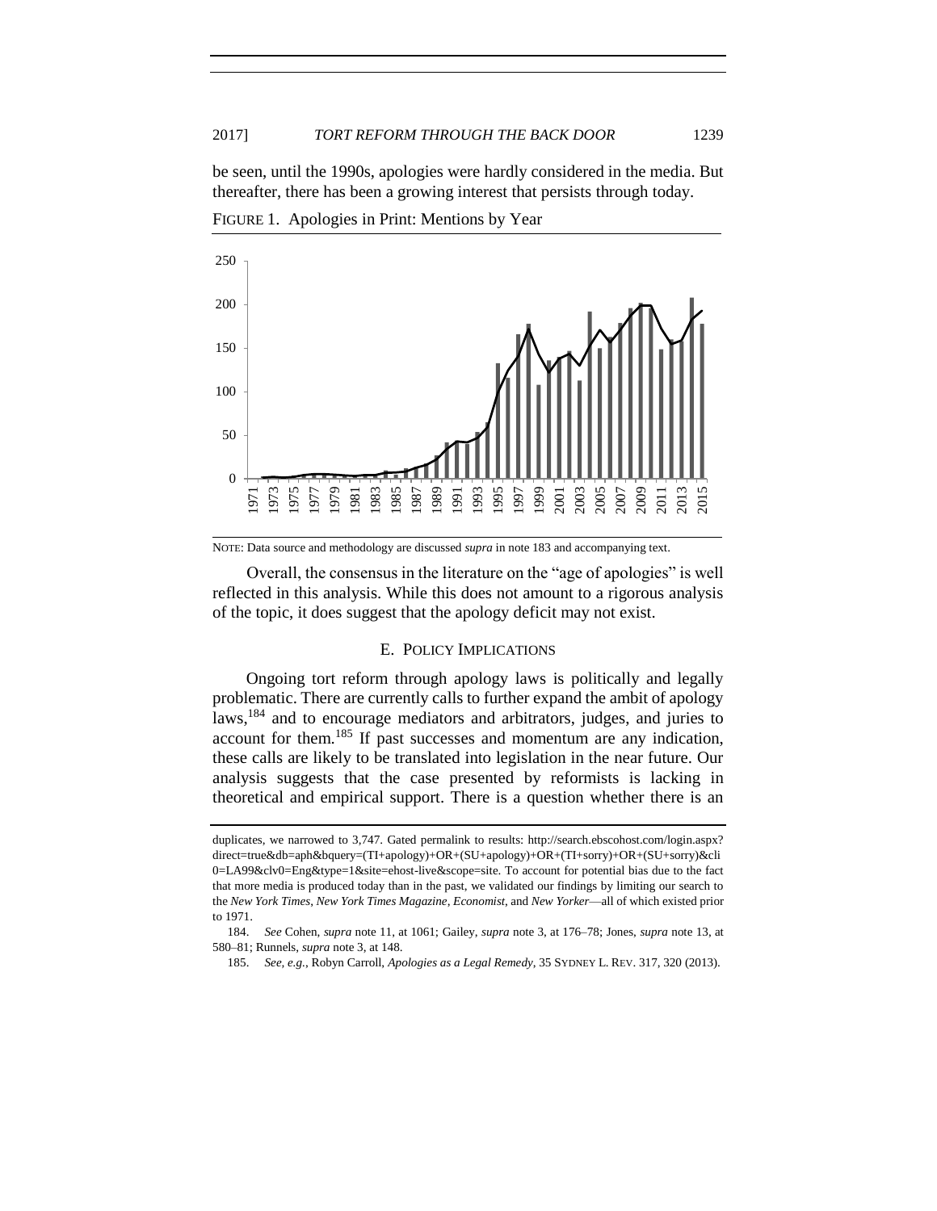be seen, until the 1990s, apologies were hardly considered in the media. But thereafter, there has been a growing interest that persists through today.

FIGURE 1. Apologies in Print: Mentions by Year

NOTE: Data source and methodology are discussed *supra* in note 183 and accompanying text.

Overall, the consensus in the literature on the "age of apologies" is well reflected in this analysis. While this does not amount to a rigorous analysis of the topic, it does suggest that the apology deficit may not exist.

### E. POLICY IMPLICATIONS

Ongoing tort reform through apology laws is politically and legally problematic. There are currently calls to further expand the ambit of apology laws,[184] and to encourage mediators and arbitrators, judges, and juries to account for them.[185] If past successes and momentum are any indication, these calls are likely to be translated into legislation in the near future. Our analysis suggests that the case presented by reformists is lacking in theoretical and empirical support. There is a question whether there is an

---

duplicates, we narrowed to 3,747. Gated permalink to results: http://search.ebscohost.com/login.aspx?direct=true&db=aph&bquery=(TI+apology)+OR+(SU+apology)+OR+(TI+sorry)+OR+(SU+sorry)&cli0=LA99&clv0=Eng&type=1&site=ehost-live&scope=site. To account for potential bias due to the fact that more media is produced today than in the past, we validated our findings by limiting our search to the *New York Times*, *New York Times Magazine*, *Economist*, and *New Yorker*—all of which existed prior to 1971.

184. *See* Cohen, *supra* note 11, at 1061; Gailey, *supra* note 3, at 176–78; Jones, *supra* note 13, at 580–81; Runnels, *supra* note 3, at 148.

185. *See, e.g.*, Robyn Carroll, *Apologies as a Legal Remedy*, 35 SYDNEY L. REV. 317, 320 (2013).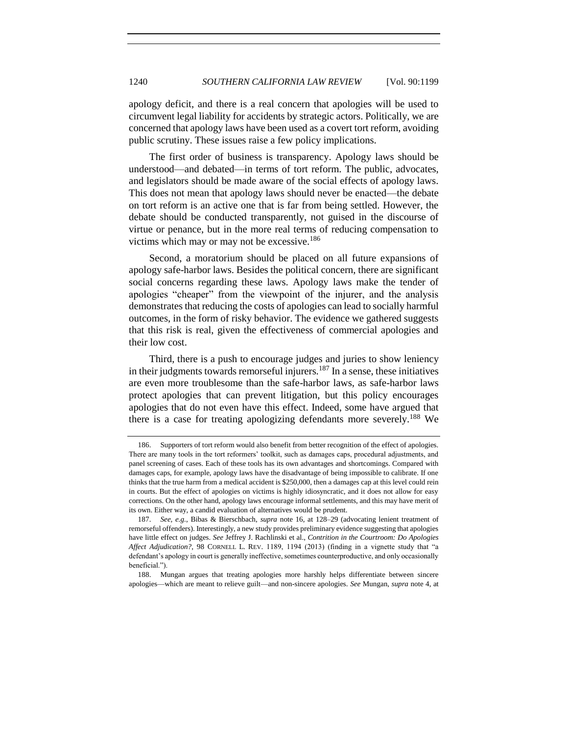apology deficit, and there is a real concern that apologies will be used to circumvent legal liability for accidents by strategic actors. Politically, we are concerned that apology laws have been used as a covert tort reform, avoiding public scrutiny. These issues raise a few policy implications.

The first order of business is transparency. Apology laws should be understood—and debated—in terms of tort reform. The public, advocates, and legislators should be made aware of the social effects of apology laws. This does not mean that apology laws should never be enacted—the debate on tort reform is an active one that is far from being settled. However, the debate should be conducted transparently, not guised in the discourse of virtue or penance, but in the more real terms of reducing compensation to victims which may or may not be excessive.[186]

Second, a moratorium should be placed on all future expansions of apology safe-harbor laws. Besides the political concern, there are significant social concerns regarding these laws. Apology laws make the tender of apologies "cheaper" from the viewpoint of the injurer, and the analysis demonstrates that reducing the costs of apologies can lead to socially harmful outcomes, in the form of risky behavior. The evidence we gathered suggests that this risk is real, given the effectiveness of commercial apologies and their low cost.

Third, there is a push to encourage judges and juries to show leniency in their judgments towards remorseful injurers.[187] In a sense, these initiatives are even more troublesome than the safe-harbor laws, as safe-harbor laws protect apologies that can prevent litigation, but this policy encourages apologies that do not even have this effect. Indeed, some have argued that there is a case for treating apologizing defendants more severely.[188] We

---

186. Supporters of tort reform would also benefit from better recognition of the effect of apologies. There are many tools in the tort reformers' toolkit, such as damages caps, procedural adjustments, and panel screening of cases. Each of these tools has its own advantages and shortcomings. Compared with damages caps, for example, apology laws have the disadvantage of being impossible to calibrate. If one thinks that the true harm from a medical accident is $250,000, then a damages cap at this level could rein in courts. But the effect of apologies on victims is highly idiosyncratic, and it does not allow for easy corrections. On the other hand, apology laws encourage informal settlements, and this may have merit of its own. Either way, a candid evaluation of alternatives would be prudent.

187. *See, e.g.*, Bibas & Bierschbach, *supra* note 16, at 128–29 (advocating lenient treatment of remorseful offenders). Interestingly, a new study provides preliminary evidence suggesting that apologies have little effect on judges. *See* Jeffrey J. Rachlinski et al., *Contrition in the Courtroom: Do Apologies Affect Adjudication?*, 98 CORNELL L. REV. 1189, 1194 (2013) (finding in a vignette study that "a defendant's apology in court is generally ineffective, sometimes counterproductive, and only occasionally beneficial.").

188. Mungan argues that treating apologies more harshly helps differentiate between sincere apologies—which are meant to relieve guilt—and non-sincere apologies. *See* Mungan, *supra* note 4, at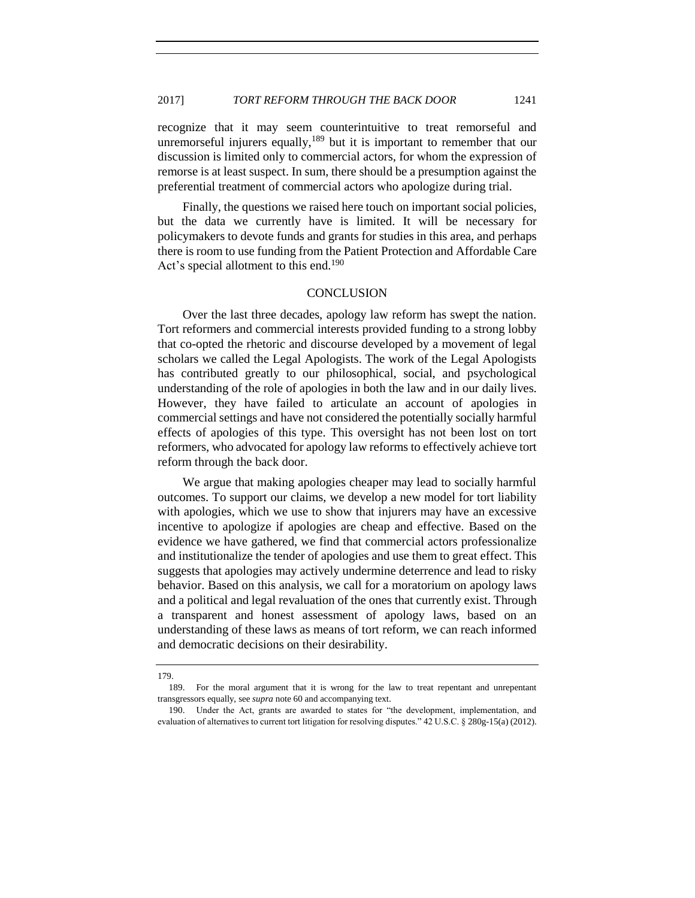recognize that it may seem counterintuitive to treat remorseful and unremorseful injurers equally,[189] but it is important to remember that our discussion is limited only to commercial actors, for whom the expression of remorse is at least suspect. In sum, there should be a presumption against the preferential treatment of commercial actors who apologize during trial.

Finally, the questions we raised here touch on important social policies, but the data we currently have is limited. It will be necessary for policymakers to devote funds and grants for studies in this area, and perhaps there is room to use funding from the Patient Protection and Affordable Care Act's special allotment to this end.[190]

## CONCLUSION

Over the last three decades, apology law reform has swept the nation. Tort reformers and commercial interests provided funding to a strong lobby that co-opted the rhetoric and discourse developed by a movement of legal scholars we called the Legal Apologists. The work of the Legal Apologists has contributed greatly to our philosophical, social, and psychological understanding of the role of apologies in both the law and in our daily lives. However, they have failed to articulate an account of apologies in commercial settings and have not considered the potentially socially harmful effects of apologies of this type. This oversight has not been lost on tort reformers, who advocated for apology law reforms to effectively achieve tort reform through the back door.

We argue that making apologies cheaper may lead to socially harmful outcomes. To support our claims, we develop a new model for tort liability with apologies, which we use to show that injurers may have an excessive incentive to apologize if apologies are cheap and effective. Based on the evidence we have gathered, we find that commercial actors professionalize and institutionalize the tender of apologies and use them to great effect. This suggests that apologies may actively undermine deterrence and lead to risky behavior. Based on this analysis, we call for a moratorium on apology laws and a political and legal revaluation of the ones that currently exist. Through a transparent and honest assessment of apology laws, based on an understanding of these laws as means of tort reform, we can reach informed and democratic decisions on their desirability.

---

179.

189. For the moral argument that it is wrong for the law to treat repentant and unrepentant transgressors equally, see *supra* note 60 and accompanying text.

190. Under the Act, grants are awarded to states for "the development, implementation, and evaluation of alternatives to current tort litigation for resolving disputes." 42 U.S.C. § 280g-15(a) (2012).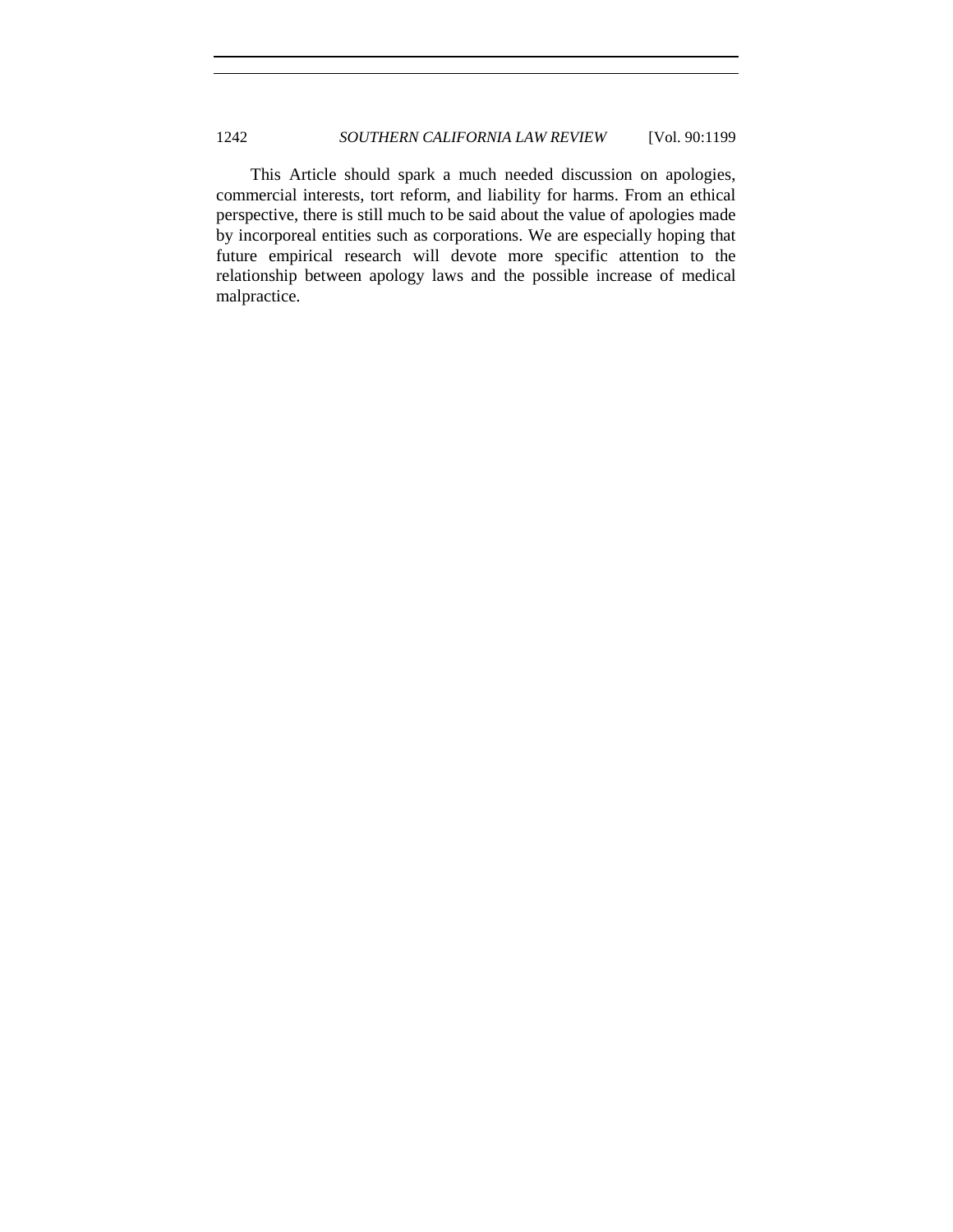This Article should spark a much needed discussion on apologies, commercial interests, tort reform, and liability for harms. From an ethical perspective, there is still much to be said about the value of apologies made by incorporeal entities such as corporations. We are especially hoping that future empirical research will devote more specific attention to the relationship between apology laws and the possible increase of medical malpractice.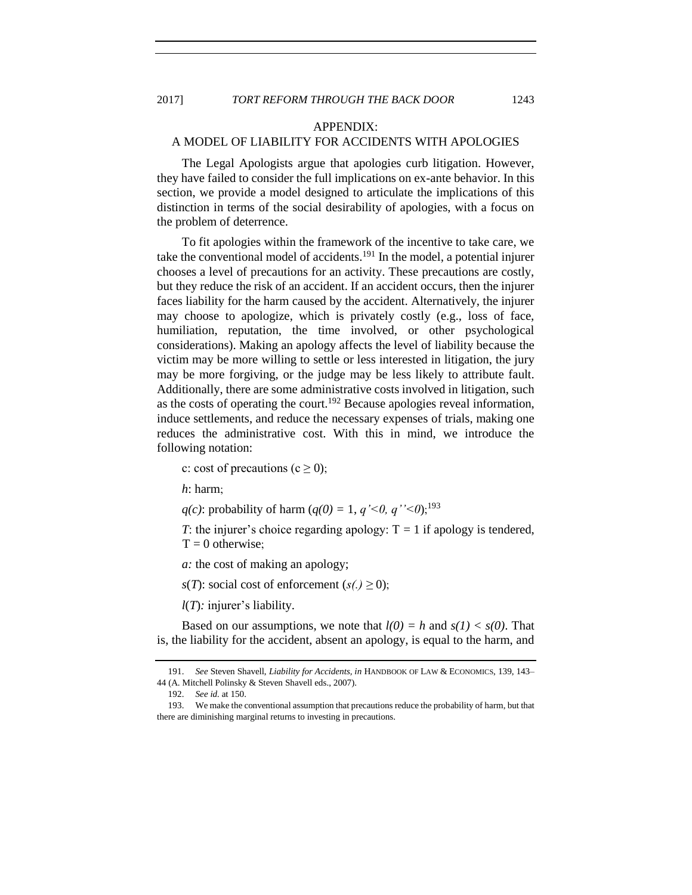## APPENDIX:
## A MODEL OF LIABILITY FOR ACCIDENTS WITH APOLOGIES

The Legal Apologists argue that apologies curb litigation. However, they have failed to consider the full implications on ex-ante behavior. In this section, we provide a model designed to articulate the implications of this distinction in terms of the social desirability of apologies, with a focus on the problem of deterrence.

To fit apologies within the framework of the incentive to take care, we take the conventional model of accidents.[191] In the model, a potential injurer chooses a level of precautions for an activity. These precautions are costly, but they reduce the risk of an accident. If an accident occurs, then the injurer faces liability for the harm caused by the accident. Alternatively, the injurer may choose to apologize, which is privately costly (e.g., loss of face, humiliation, reputation, the time involved, or other psychological considerations). Making an apology affects the level of liability because the victim may be more willing to settle or less interested in litigation, the jury may be more forgiving, or the judge may be less likely to attribute fault. Additionally, there are some administrative costs involved in litigation, such as the costs of operating the court.[192] Because apologies reveal information, induce settlements, and reduce the necessary expenses of trials, making one reduces the administrative cost. With this in mind, we introduce the following notation:

c: cost of precautions ($c \geq 0$);

*h*: harm;

*q(c)*: probability of harm ($q(0) = 1$, $q' < 0$, $q'' < 0$);[193]

*T*: the injurer's choice regarding apology: $T = 1$ if apology is tendered, $T = 0$ otherwise;

*a:* the cost of making an apology;

*s*(*T*): social cost of enforcement ($s(.) \geq 0$);

*l*(*T*)*:* injurer's liability.

Based on our assumptions, we note that $l(0) = h$ and $s(1) < s(0)$. That is, the liability for the accident, absent an apology, is equal to the harm, and

---

191. *See* Steven Shavell, *Liability for Accidents*, *in* HANDBOOK OF LAW & ECONOMICS, 139, 143–44 (A. Mitchell Polinsky & Steven Shavell eds., 2007).

192. *See id.* at 150.

193. We make the conventional assumption that precautions reduce the probability of harm, but that there are diminishing marginal returns to investing in precautions.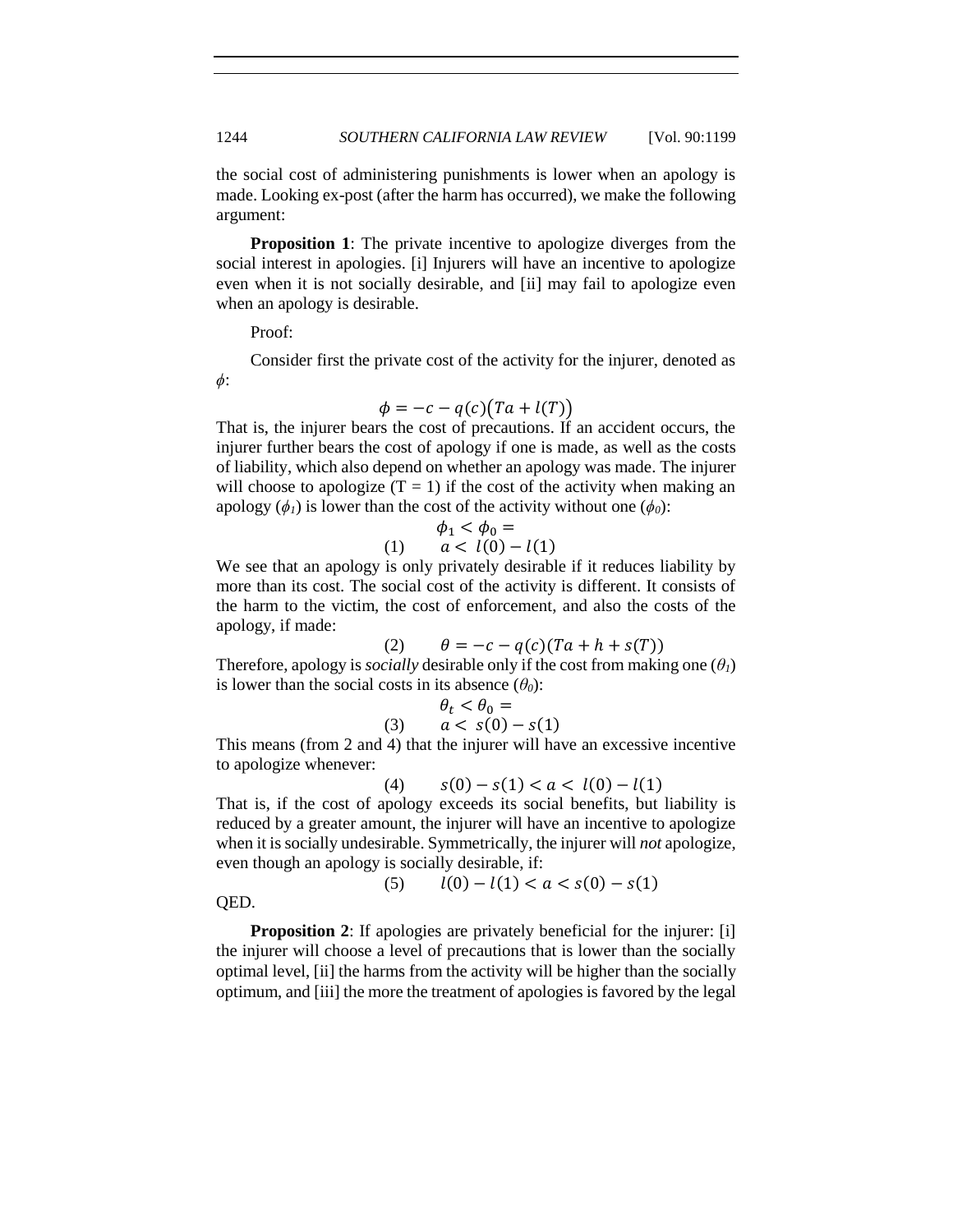the social cost of administering punishments is lower when an apology is made. Looking ex-post (after the harm has occurred), we make the following argument:

**Proposition 1**: The private incentive to apologize diverges from the social interest in apologies. [i] Injurers will have an incentive to apologize even when it is not socially desirable, and [ii] may fail to apologize even when an apology is desirable.

Proof:

Consider first the private cost of the activity for the injurer, denoted as $\phi$:

$$\phi = -c - q(c)\big(Ta + l(T)\big)$$

That is, the injurer bears the cost of precautions. If an accident occurs, the injurer further bears the cost of apology if one is made, as well as the costs of liability, which also depend on whether an apology was made. The injurer will choose to apologize ($T = 1$) if the cost of the activity when making an apology ($\phi_1$) is lower than the cost of the activity without one ($\phi_0$):

$$\phi_1 < \phi_0 =$$

$$(1) \qquad a < l(0) - l(1)$$

We see that an apology is only privately desirable if it reduces liability by more than its cost. The social cost of the activity is different. It consists of the harm to the victim, the cost of enforcement, and also the costs of the apology, if made:

$$(2) \qquad \theta = -c - q(c)(Ta + h + s(T))$$

Therefore, apology is *socially* desirable only if the cost from making one ($\theta_1$) is lower than the social costs in its absence ($\theta_0$):

$$\theta_t < \theta_0 =$$

$$(3) \qquad a < s(0) - s(1)$$

This means (from 2 and 4) that the injurer will have an excessive incentive to apologize whenever:

$$(4) \qquad s(0) - s(1) < a < l(0) - l(1)$$

That is, if the cost of apology exceeds its social benefits, but liability is reduced by a greater amount, the injurer will have an incentive to apologize when it is socially undesirable. Symmetrically, the injurer will *not* apologize, even though an apology is socially desirable, if:

$$(5) \qquad l(0) - l(1) < a < s(0) - s(1)$$

QED.

**Proposition 2**: If apologies are privately beneficial for the injurer: [i] the injurer will choose a level of precautions that is lower than the socially optimal level, [ii] the harms from the activity will be higher than the socially optimum, and [iii] the more the treatment of apologies is favored by the legal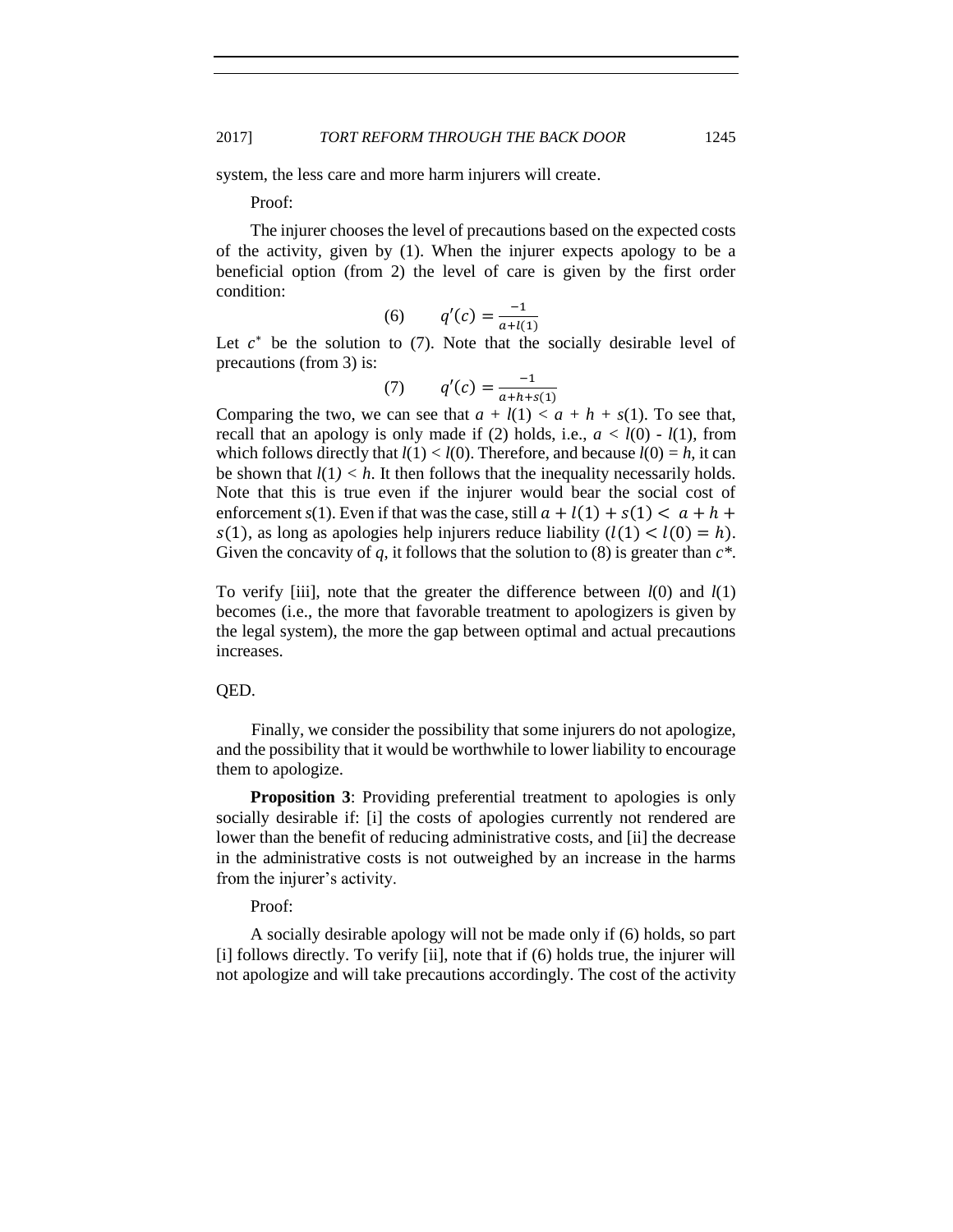system, the less care and more harm injurers will create.

Proof:

The injurer chooses the level of precautions based on the expected costs of the activity, given by (1). When the injurer expects apology to be a beneficial option (from 2) the level of care is given by the first order condition:

$$(6) \qquad q'(c) = \frac{-1}{a + l(1)}$$

Let $c^*$ be the solution to (7). Note that the socially desirable level of precautions (from 3) is:

$$(7) \qquad q'(c) = \frac{-1}{a + h + s(1)}$$

Comparing the two, we can see that $a + l(1) < a + h + s(1)$. To see that, recall that an apology is only made if (2) holds, i.e., $a < l(0) - l(1)$, from which follows directly that $l(1) < l(0)$. Therefore, and because $l(0) = h$, it can be shown that $l(1) < h$. It then follows that the inequality necessarily holds. Note that this is true even if the injurer would bear the social cost of enforcement $s(1)$. Even if that was the case, still $a + l(1) + s(1) < a + h + s(1)$, as long as apologies help injurers reduce liability $(l(1) < l(0) = h)$. Given the concavity of $q$, it follows that the solution to (8) is greater than $c^*$.

To verify [iii], note that the greater the difference between $l(0)$ and $l(1)$ becomes (i.e., the more that favorable treatment to apologizers is given by the legal system), the more the gap between optimal and actual precautions increases.

QED.

Finally, we consider the possibility that some injurers do not apologize, and the possibility that it would be worthwhile to lower liability to encourage them to apologize.

**Proposition 3**: Providing preferential treatment to apologies is only socially desirable if: [i] the costs of apologies currently not rendered are lower than the benefit of reducing administrative costs, and [ii] the decrease in the administrative costs is not outweighed by an increase in the harms from the injurer's activity.

Proof:

A socially desirable apology will not be made only if (6) holds, so part [i] follows directly. To verify [ii], note that if (6) holds true, the injurer will not apologize and will take precautions accordingly. The cost of the activity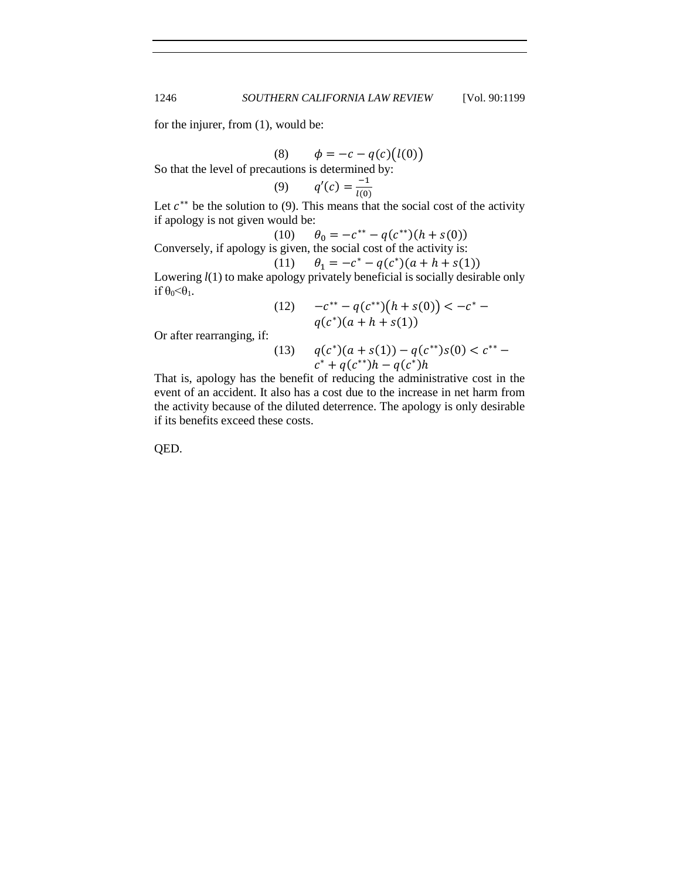for the injurer, from (1), would be:

$$(8) \qquad \phi = -c - q(c)\big(l(0)\big)$$

So that the level of precautions is determined by:

$$(9) \qquad q'(c) = \frac{-1}{l(0)}$$

Let $c^{**}$ be the solution to (9). This means that the social cost of the activity if apology is not given would be:

$$(10) \qquad \theta_0 = -c^{**} - q(c^{**})(h + s(0))$$

Conversely, if apology is given, the social cost of the activity is:

$$(11) \qquad \theta_1 = -c^{*} - q(c^{*})(a + h + s(1))$$

Lowering *l*(1) to make apology privately beneficial is socially desirable only if $\theta_0 < \theta_1$.

$$(12) \qquad -c^{**} - q(c^{**})\big(h + s(0)\big) < -c^{*} - q(c^{*})(a + h + s(1))$$

Or after rearranging, if:

$$(13) \qquad q(c^{*})(a + s(1)) - q(c^{**})s(0) < c^{**} - c^{*} + q(c^{**})h - q(c^{*})h$$

That is, apology has the benefit of reducing the administrative cost in the event of an accident. It also has a cost due to the increase in net harm from the activity because of the diluted deterrence. The apology is only desirable if its benefits exceed these costs.

QED.